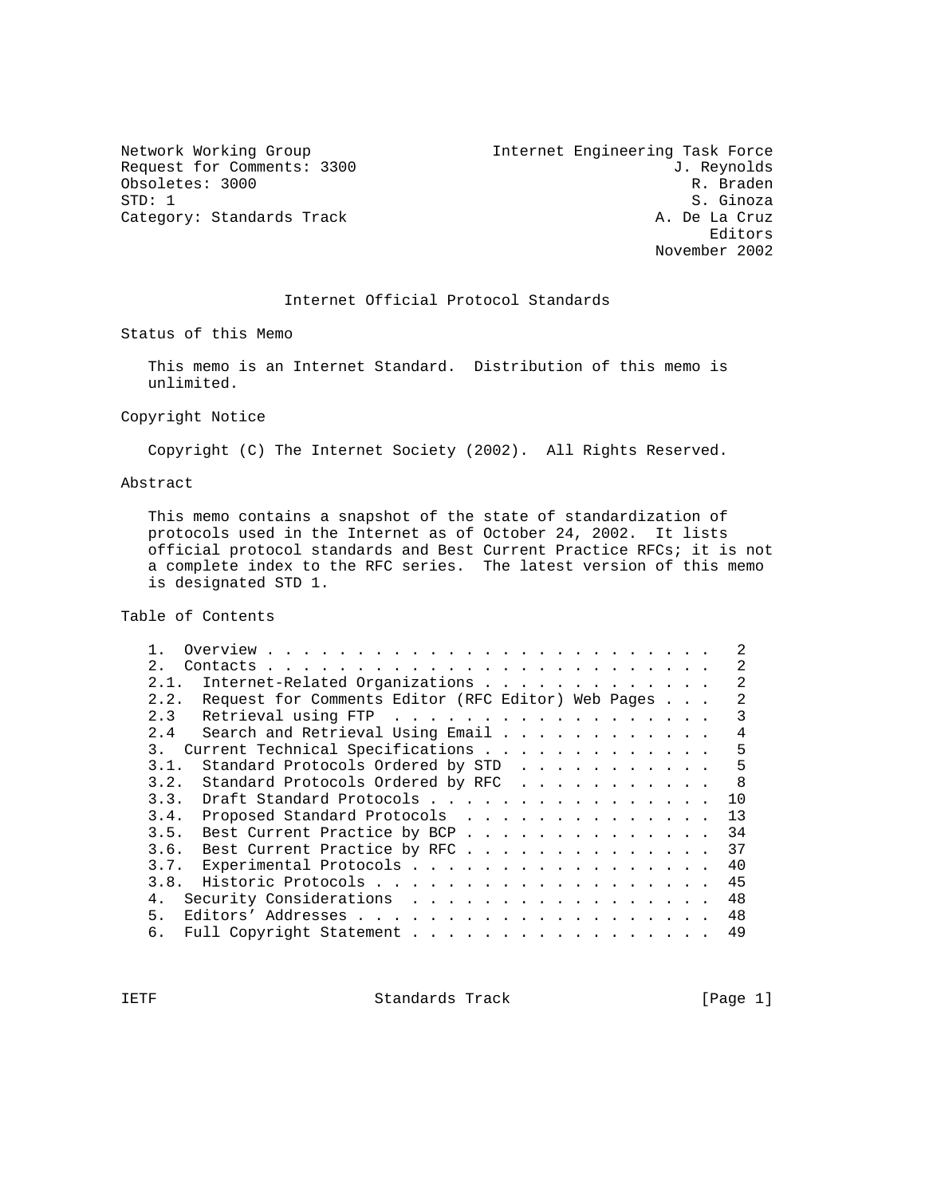Network Working Group                                Internet Engineering Task Force
Request for Comments: 3300                                              J. Reynolds
Obsoletes: 3000                                                           R. Braden
STD: 1                                                                    S. Ginoza
Category: Standards Track                                            A. De La Cruz
                                                                            Editors
                                                                      November 2002

# Internet Official Protocol Standards

## Status of this Memo

This memo is an Internet Standard. Distribution of this memo is unlimited.

## Copyright Notice

Copyright (C) The Internet Society (2002). All Rights Reserved.

## Abstract

This memo contains a snapshot of the state of standardization of protocols used in the Internet as of October 24, 2002. It lists official protocol standards and Best Current Practice RFCs; it is not a complete index to the RFC series. The latest version of this memo is designated STD 1.

## Table of Contents

| Section | Title | Page |
|---|---|---|
| 1. | Overview | 2 |
| 2. | Contacts | 2 |
| 2.1. | Internet-Related Organizations | 2 |
| 2.2. | Request for Comments Editor (RFC Editor) Web Pages | 2 |
| 2.3 | Retrieval using FTP | 3 |
| 2.4 | Search and Retrieval Using Email | 4 |
| 3. | Current Technical Specifications | 5 |
| 3.1. | Standard Protocols Ordered by STD | 5 |
| 3.2. | Standard Protocols Ordered by RFC | 8 |
| 3.3. | Draft Standard Protocols | 10 |
| 3.4. | Proposed Standard Protocols | 13 |
| 3.5. | Best Current Practice by BCP | 34 |
| 3.6. | Best Current Practice by RFC | 37 |
| 3.7. | Experimental Protocols | 40 |
| 3.8. | Historic Protocols | 45 |
| 4. | Security Considerations | 48 |
| 5. | Editors' Addresses | 48 |
| 6. | Full Copyright Statement | 49 |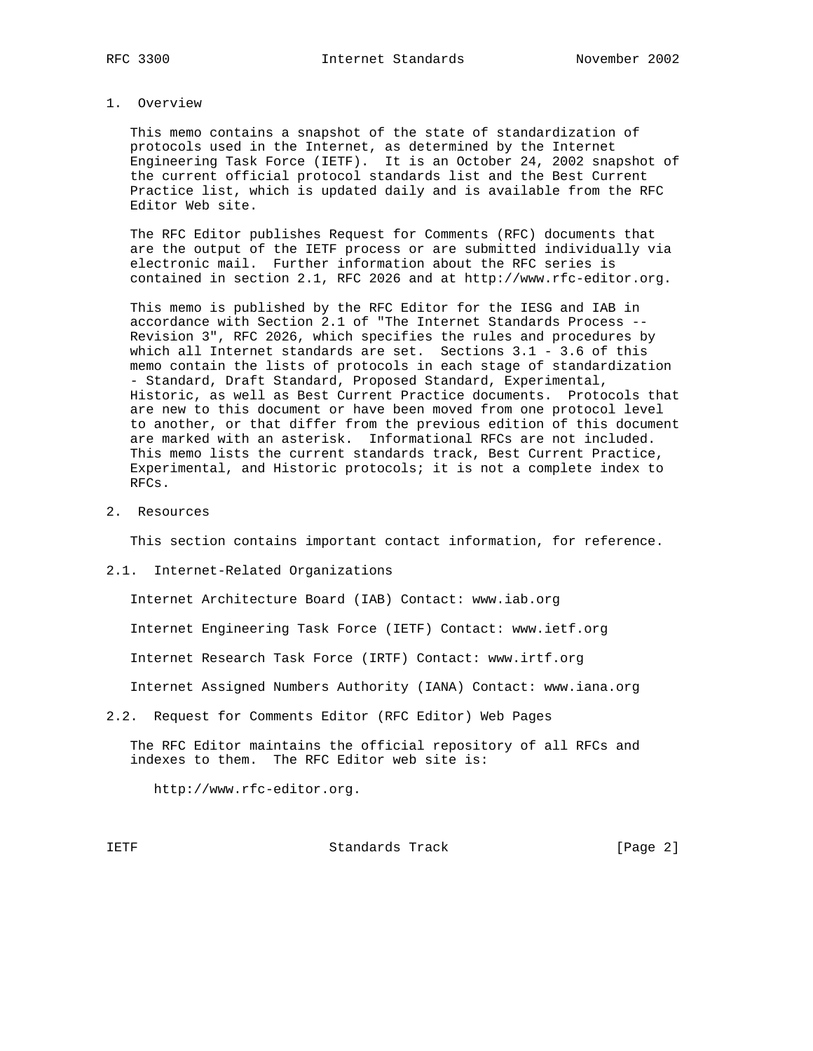## 1. Overview

This memo contains a snapshot of the state of standardization of protocols used in the Internet, as determined by the Internet Engineering Task Force (IETF). It is an October 24, 2002 snapshot of the current official protocol standards list and the Best Current Practice list, which is updated daily and is available from the RFC Editor Web site.

The RFC Editor publishes Request for Comments (RFC) documents that are the output of the IETF process or are submitted individually via electronic mail. Further information about the RFC series is contained in section 2.1, RFC 2026 and at http://www.rfc-editor.org.

This memo is published by the RFC Editor for the IESG and IAB in accordance with Section 2.1 of "The Internet Standards Process -- Revision 3", RFC 2026, which specifies the rules and procedures by which all Internet standards are set. Sections 3.1 - 3.6 of this memo contain the lists of protocols in each stage of standardization - Standard, Draft Standard, Proposed Standard, Experimental, Historic, as well as Best Current Practice documents. Protocols that are new to this document or have been moved from one protocol level to another, or that differ from the previous edition of this document are marked with an asterisk. Informational RFCs are not included. This memo lists the current standards track, Best Current Practice, Experimental, and Historic protocols; it is not a complete index to RFCs.

## 2. Resources

This section contains important contact information, for reference.

### 2.1. Internet-Related Organizations

Internet Architecture Board (IAB) Contact: www.iab.org

Internet Engineering Task Force (IETF) Contact: www.ietf.org

Internet Research Task Force (IRTF) Contact: www.irtf.org

Internet Assigned Numbers Authority (IANA) Contact: www.iana.org

### 2.2. Request for Comments Editor (RFC Editor) Web Pages

The RFC Editor maintains the official repository of all RFCs and indexes to them. The RFC Editor web site is:

http://www.rfc-editor.org.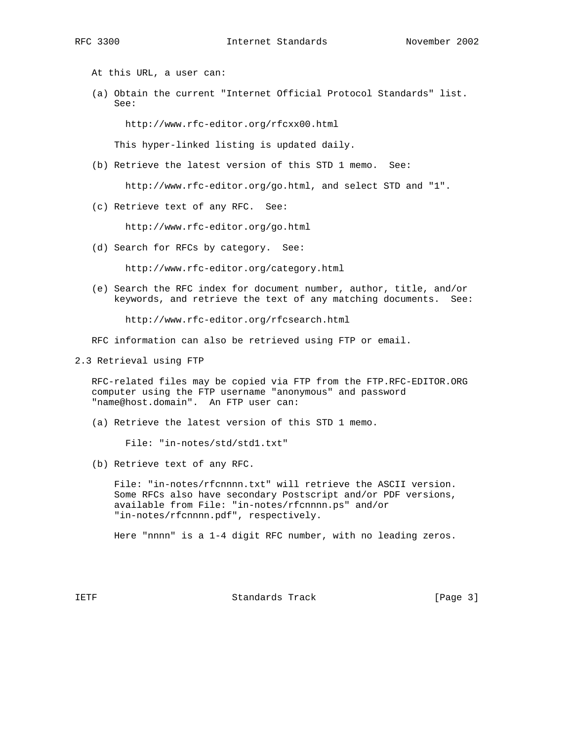At this URL, a user can:

(a) Obtain the current "Internet Official Protocol Standards" list. See:

http://www.rfc-editor.org/rfcxx00.html

This hyper-linked listing is updated daily.

(b) Retrieve the latest version of this STD 1 memo. See:

http://www.rfc-editor.org/go.html, and select STD and "1".

(c) Retrieve text of any RFC. See:

http://www.rfc-editor.org/go.html

(d) Search for RFCs by category. See:

http://www.rfc-editor.org/category.html

(e) Search the RFC index for document number, author, title, and/or keywords, and retrieve the text of any matching documents. See:

http://www.rfc-editor.org/rfcsearch.html

RFC information can also be retrieved using FTP or email.

## 2.3 Retrieval using FTP

RFC-related files may be copied via FTP from the FTP.RFC-EDITOR.ORG computer using the FTP username "anonymous" and password "name@host.domain". An FTP user can:

(a) Retrieve the latest version of this STD 1 memo.

File: "in-notes/std/std1.txt"

(b) Retrieve text of any RFC.

File: "in-notes/rfcnnnn.txt" will retrieve the ASCII version. Some RFCs also have secondary Postscript and/or PDF versions, available from File: "in-notes/rfcnnnn.ps" and/or "in-notes/rfcnnnn.pdf", respectively.

Here "nnnn" is a 1-4 digit RFC number, with no leading zeros.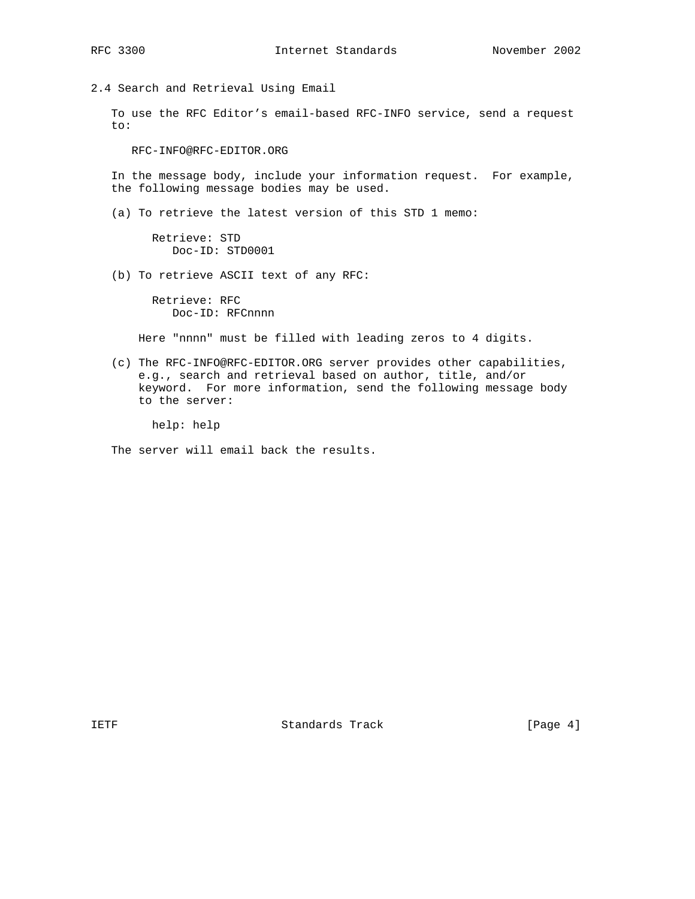### 2.4 Search and Retrieval Using Email

To use the RFC Editor's email-based RFC-INFO service, send a request to:

RFC-INFO@RFC-EDITOR.ORG

In the message body, include your information request. For example, the following message bodies may be used.

(a) To retrieve the latest version of this STD 1 memo:

```
Retrieve: STD
   Doc-ID: STD0001
```

(b) To retrieve ASCII text of any RFC:

```
Retrieve: RFC
   Doc-ID: RFCnnnn
```

Here "nnnn" must be filled with leading zeros to 4 digits.

(c) The RFC-INFO@RFC-EDITOR.ORG server provides other capabilities, e.g., search and retrieval based on author, title, and/or keyword. For more information, send the following message body to the server:

```
help: help
```

The server will email back the results.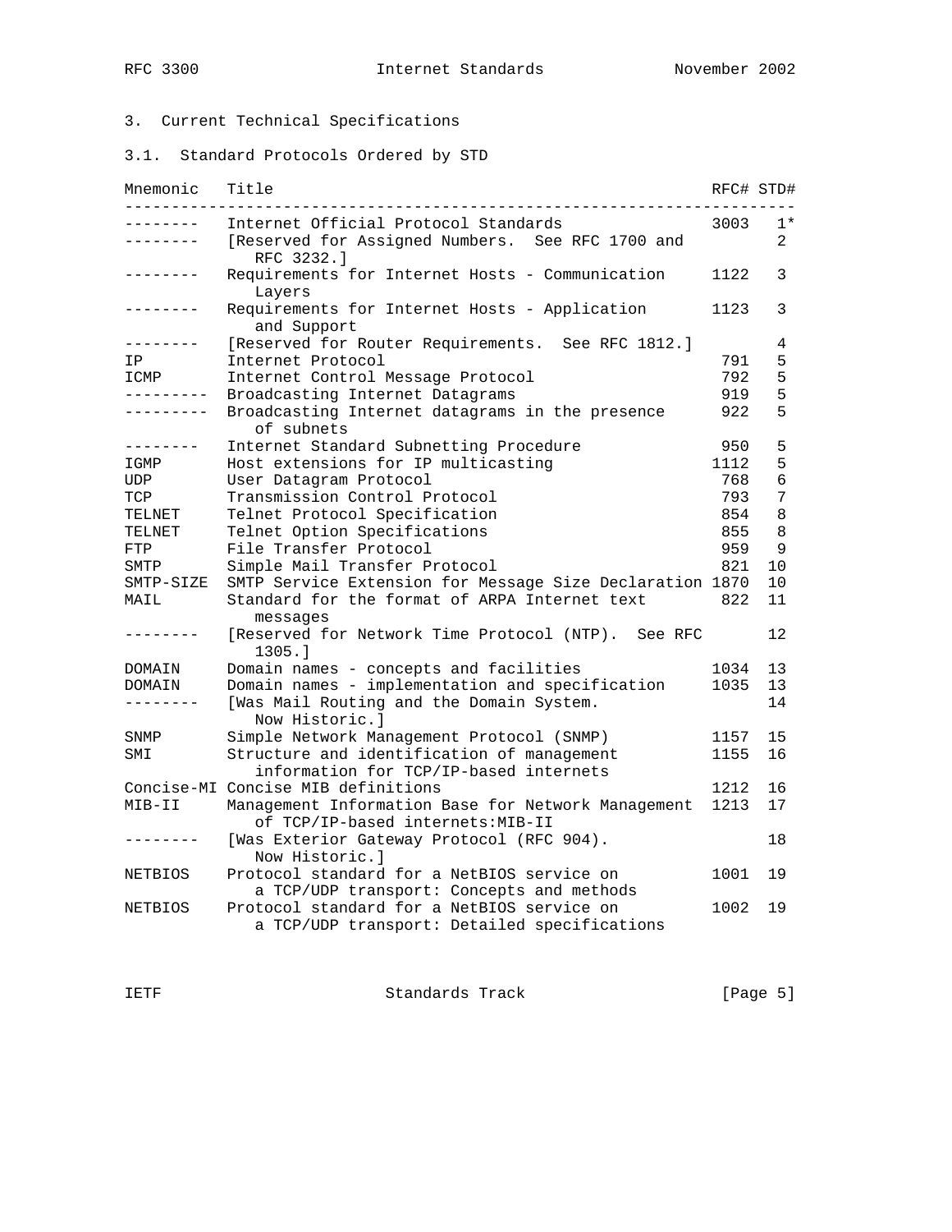## 3. Current Technical Specifications

### 3.1. Standard Protocols Ordered by STD

| Mnemonic | Title | RFC# | STD# |
|---|---|---|---|
| -------- | Internet Official Protocol Standards | 3003 | 1* |
| -------- | [Reserved for Assigned Numbers. See RFC 1700 and RFC 3232.] | | 2 |
| -------- | Requirements for Internet Hosts - Communication Layers | 1122 | 3 |
| -------- | Requirements for Internet Hosts - Application and Support | 1123 | 3 |
| -------- | [Reserved for Router Requirements. See RFC 1812.] | | 4 |
| IP | Internet Protocol | 791 | 5 |
| ICMP | Internet Control Message Protocol | 792 | 5 |
| --------- | Broadcasting Internet Datagrams | 919 | 5 |
| --------- | Broadcasting Internet datagrams in the presence of subnets | 922 | 5 |
| -------- | Internet Standard Subnetting Procedure | 950 | 5 |
| IGMP | Host extensions for IP multicasting | 1112 | 5 |
| UDP | User Datagram Protocol | 768 | 6 |
| TCP | Transmission Control Protocol | 793 | 7 |
| TELNET | Telnet Protocol Specification | 854 | 8 |
| TELNET | Telnet Option Specifications | 855 | 8 |
| FTP | File Transfer Protocol | 959 | 9 |
| SMTP | Simple Mail Transfer Protocol | 821 | 10 |
| SMTP-SIZE | SMTP Service Extension for Message Size Declaration | 1870 | 10 |
| MAIL | Standard for the format of ARPA Internet text messages | 822 | 11 |
| -------- | [Reserved for Network Time Protocol (NTP). See RFC 1305.] | | 12 |
| DOMAIN | Domain names - concepts and facilities | 1034 | 13 |
| DOMAIN | Domain names - implementation and specification | 1035 | 13 |
| -------- | [Was Mail Routing and the Domain System. Now Historic.] | | 14 |
| SNMP | Simple Network Management Protocol (SNMP) | 1157 | 15 |
| SMI | Structure and identification of management information for TCP/IP-based internets | 1155 | 16 |
| Concise-MI | Concise MIB definitions | 1212 | 16 |
| MIB-II | Management Information Base for Network Management of TCP/IP-based internets:MIB-II | 1213 | 17 |
| -------- | [Was Exterior Gateway Protocol (RFC 904). Now Historic.] | | 18 |
| NETBIOS | Protocol standard for a NetBIOS service on a TCP/UDP transport: Concepts and methods | 1001 | 19 |
| NETBIOS | Protocol standard for a NetBIOS service on a TCP/UDP transport: Detailed specifications | 1002 | 19 |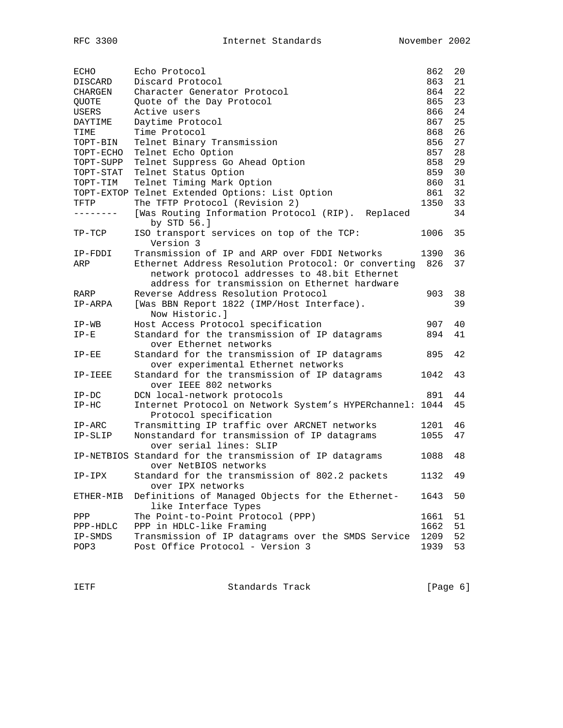| | | | |
|---|---|---|---|
| ECHO | Echo Protocol | 862 | 20 |
| DISCARD | Discard Protocol | 863 | 21 |
| CHARGEN | Character Generator Protocol | 864 | 22 |
| QUOTE | Quote of the Day Protocol | 865 | 23 |
| USERS | Active users | 866 | 24 |
| DAYTIME | Daytime Protocol | 867 | 25 |
| TIME | Time Protocol | 868 | 26 |
| TOPT-BIN | Telnet Binary Transmission | 856 | 27 |
| TOPT-ECHO | Telnet Echo Option | 857 | 28 |
| TOPT-SUPP | Telnet Suppress Go Ahead Option | 858 | 29 |
| TOPT-STAT | Telnet Status Option | 859 | 30 |
| TOPT-TIM | Telnet Timing Mark Option | 860 | 31 |
| TOPT-EXTOP | Telnet Extended Options: List Option | 861 | 32 |
| TFTP | The TFTP Protocol (Revision 2) | 1350 | 33 |
| -------- | [Was Routing Information Protocol (RIP). Replaced by STD 56.] | | 34 |
| TP-TCP | ISO transport services on top of the TCP: Version 3 | 1006 | 35 |
| IP-FDDI | Transmission of IP and ARP over FDDI Networks | 1390 | 36 |
| ARP | Ethernet Address Resolution Protocol: Or converting network protocol addresses to 48.bit Ethernet address for transmission on Ethernet hardware | 826 | 37 |
| RARP | Reverse Address Resolution Protocol | 903 | 38 |
| IP-ARPA | [Was BBN Report 1822 (IMP/Host Interface). Now Historic.] | | 39 |
| IP-WB | Host Access Protocol specification | 907 | 40 |
| IP-E | Standard for the transmission of IP datagrams over Ethernet networks | 894 | 41 |
| IP-EE | Standard for the transmission of IP datagrams over experimental Ethernet networks | 895 | 42 |
| IP-IEEE | Standard for the transmission of IP datagrams over IEEE 802 networks | 1042 | 43 |
| IP-DC | DCN local-network protocols | 891 | 44 |
| IP-HC | Internet Protocol on Network System's HYPERchannel: Protocol specification | 1044 | 45 |
| IP-ARC | Transmitting IP traffic over ARCNET networks | 1201 | 46 |
| IP-SLIP | Nonstandard for transmission of IP datagrams over serial lines: SLIP | 1055 | 47 |
| IP-NETBIOS | Standard for the transmission of IP datagrams over NetBIOS networks | 1088 | 48 |
| IP-IPX | Standard for the transmission of 802.2 packets over IPX networks | 1132 | 49 |
| ETHER-MIB | Definitions of Managed Objects for the Ethernet-like Interface Types | 1643 | 50 |
| PPP | The Point-to-Point Protocol (PPP) | 1661 | 51 |
| PPP-HDLC | PPP in HDLC-like Framing | 1662 | 51 |
| IP-SMDS | Transmission of IP datagrams over the SMDS Service | 1209 | 52 |
| POP3 | Post Office Protocol - Version 3 | 1939 | 53 |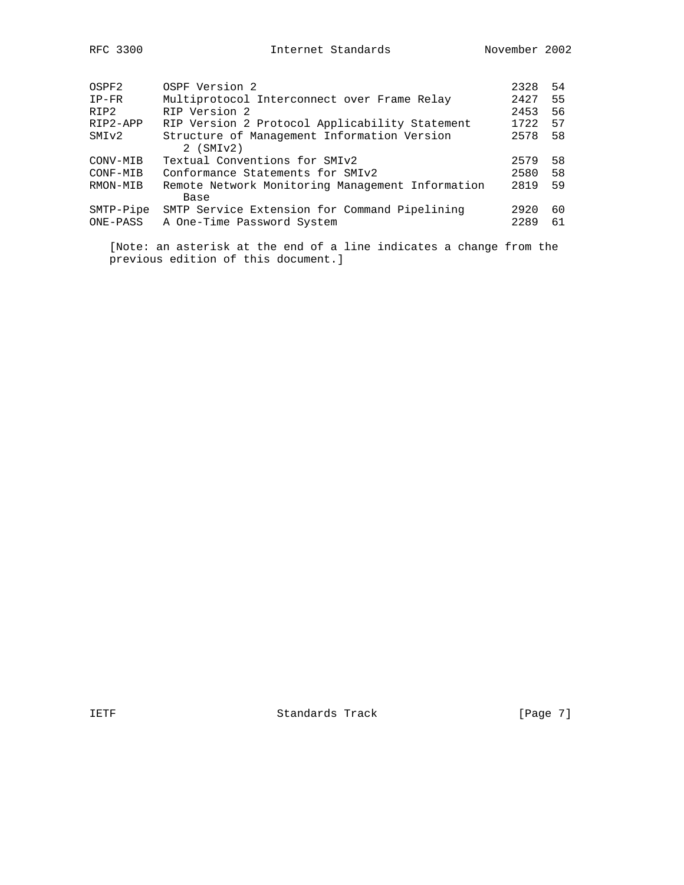| | | | |
|---|---|---|---|
| OSPF2 | OSPF Version 2 | 2328 | 54 |
| IP-FR | Multiprotocol Interconnect over Frame Relay | 2427 | 55 |
| RIP2 | RIP Version 2 | 2453 | 56 |
| RIP2-APP | RIP Version 2 Protocol Applicability Statement | 1722 | 57 |
| SMIv2 | Structure of Management Information Version 2 (SMIv2) | 2578 | 58 |
| CONV-MIB | Textual Conventions for SMIv2 | 2579 | 58 |
| CONF-MIB | Conformance Statements for SMIv2 | 2580 | 58 |
| RMON-MIB | Remote Network Monitoring Management Information Base | 2819 | 59 |
| SMTP-Pipe | SMTP Service Extension for Command Pipelining | 2920 | 60 |
| ONE-PASS | A One-Time Password System | 2289 | 61 |

[Note: an asterisk at the end of a line indicates a change from the previous edition of this document.]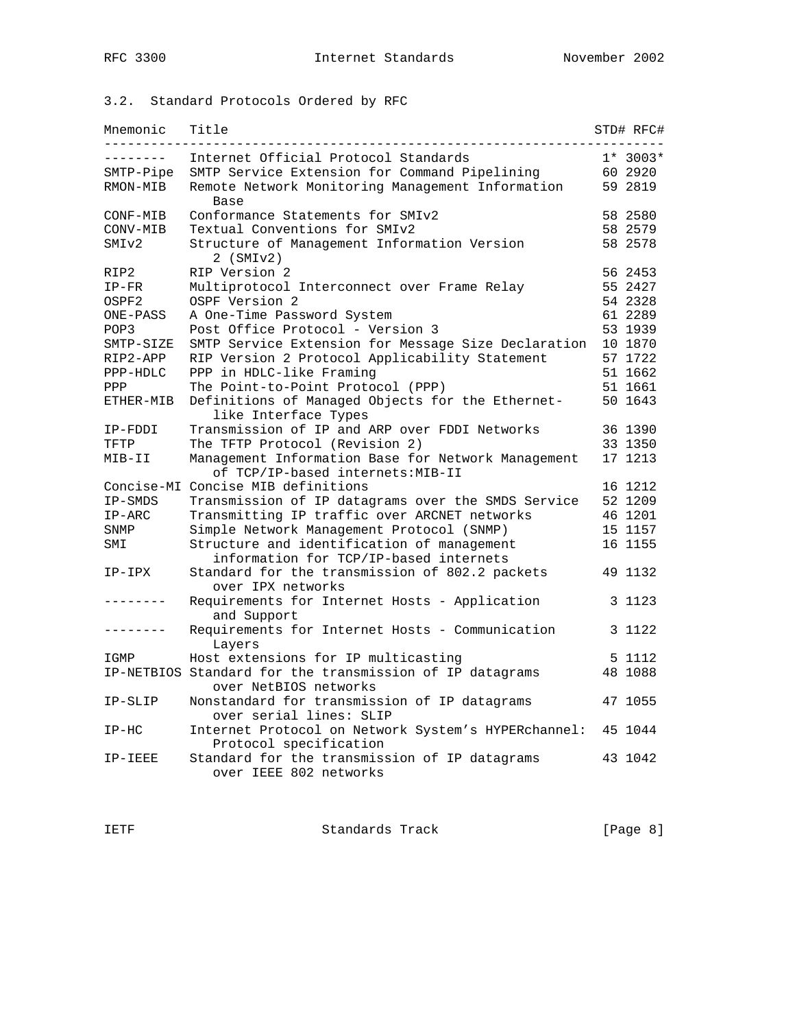### 3.2. Standard Protocols Ordered by RFC

| Mnemonic | Title | STD# | RFC# |
|---|---|---|---|
| -------- | Internet Official Protocol Standards | 1* | 3003* |
| SMTP-Pipe | SMTP Service Extension for Command Pipelining | 60 | 2920 |
| RMON-MIB | Remote Network Monitoring Management Information Base | 59 | 2819 |
| CONF-MIB | Conformance Statements for SMIv2 | 58 | 2580 |
| CONV-MIB | Textual Conventions for SMIv2 | 58 | 2579 |
| SMIv2 | Structure of Management Information Version 2 (SMIv2) | 58 | 2578 |
| RIP2 | RIP Version 2 | 56 | 2453 |
| IP-FR | Multiprotocol Interconnect over Frame Relay | 55 | 2427 |
| OSPF2 | OSPF Version 2 | 54 | 2328 |
| ONE-PASS | A One-Time Password System | 61 | 2289 |
| POP3 | Post Office Protocol - Version 3 | 53 | 1939 |
| SMTP-SIZE | SMTP Service Extension for Message Size Declaration | 10 | 1870 |
| RIP2-APP | RIP Version 2 Protocol Applicability Statement | 57 | 1722 |
| PPP-HDLC | PPP in HDLC-like Framing | 51 | 1662 |
| PPP | The Point-to-Point Protocol (PPP) | 51 | 1661 |
| ETHER-MIB | Definitions of Managed Objects for the Ethernet-like Interface Types | 50 | 1643 |
| IP-FDDI | Transmission of IP and ARP over FDDI Networks | 36 | 1390 |
| TFTP | The TFTP Protocol (Revision 2) | 33 | 1350 |
| MIB-II | Management Information Base for Network Management of TCP/IP-based internets:MIB-II | 17 | 1213 |
| Concise-MI | Concise MIB definitions | 16 | 1212 |
| IP-SMDS | Transmission of IP datagrams over the SMDS Service | 52 | 1209 |
| IP-ARC | Transmitting IP traffic over ARCNET networks | 46 | 1201 |
| SNMP | Simple Network Management Protocol (SNMP) | 15 | 1157 |
| SMI | Structure and identification of management information for TCP/IP-based internets | 16 | 1155 |
| IP-IPX | Standard for the transmission of 802.2 packets over IPX networks | 49 | 1132 |
| -------- | Requirements for Internet Hosts - Application and Support | 3 | 1123 |
| -------- | Requirements for Internet Hosts - Communication Layers | 3 | 1122 |
| IGMP | Host extensions for IP multicasting | 5 | 1112 |
| IP-NETBIOS | Standard for the transmission of IP datagrams over NetBIOS networks | 48 | 1088 |
| IP-SLIP | Nonstandard for transmission of IP datagrams over serial lines: SLIP | 47 | 1055 |
| IP-HC | Internet Protocol on Network System's HYPERchannel: Protocol specification | 45 | 1044 |
| IP-IEEE | Standard for the transmission of IP datagrams over IEEE 802 networks | 43 | 1042 |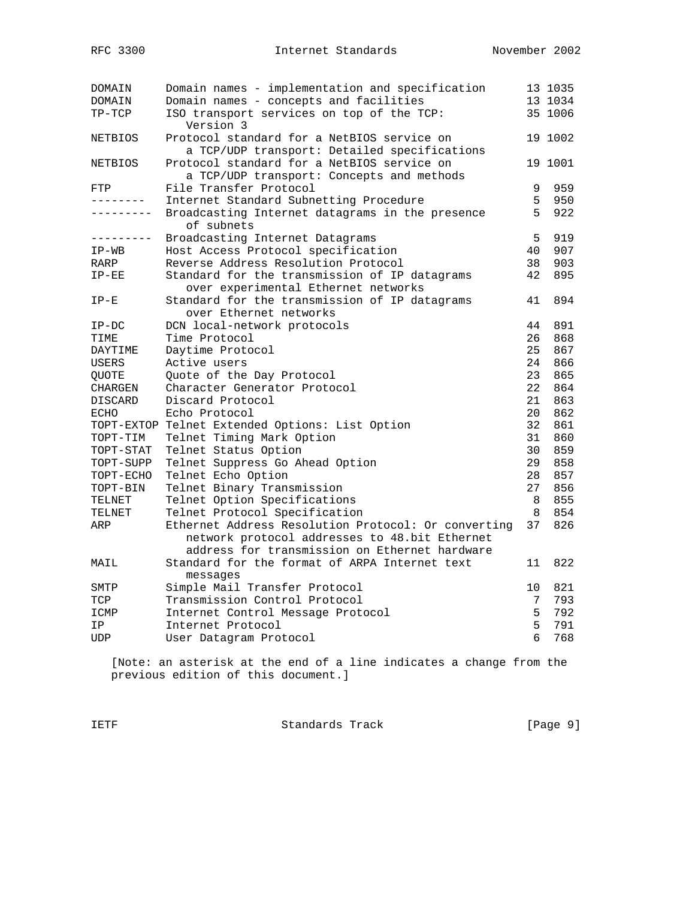| Mnemonic | Title | STD | RFC |
|---|---|---|---|
| DOMAIN | Domain names - implementation and specification | 13 | 1035 |
| DOMAIN | Domain names - concepts and facilities | 13 | 1034 |
| TP-TCP | ISO transport services on top of the TCP: Version 3 | 35 | 1006 |
| NETBIOS | Protocol standard for a NetBIOS service on a TCP/UDP transport: Detailed specifications | 19 | 1002 |
| NETBIOS | Protocol standard for a NetBIOS service on a TCP/UDP transport: Concepts and methods | 19 | 1001 |
| FTP | File Transfer Protocol | 9 | 959 |
| -------- | Internet Standard Subnetting Procedure | 5 | 950 |
| --------- | Broadcasting Internet datagrams in the presence of subnets | 5 | 922 |
| --------- | Broadcasting Internet Datagrams | 5 | 919 |
| IP-WB | Host Access Protocol specification | 40 | 907 |
| RARP | Reverse Address Resolution Protocol | 38 | 903 |
| IP-EE | Standard for the transmission of IP datagrams over experimental Ethernet networks | 42 | 895 |
| IP-E | Standard for the transmission of IP datagrams over Ethernet networks | 41 | 894 |
| IP-DC | DCN local-network protocols | 44 | 891 |
| TIME | Time Protocol | 26 | 868 |
| DAYTIME | Daytime Protocol | 25 | 867 |
| USERS | Active users | 24 | 866 |
| QUOTE | Quote of the Day Protocol | 23 | 865 |
| CHARGEN | Character Generator Protocol | 22 | 864 |
| DISCARD | Discard Protocol | 21 | 863 |
| ECHO | Echo Protocol | 20 | 862 |
| TOPT-EXTOP | Telnet Extended Options: List Option | 32 | 861 |
| TOPT-TIM | Telnet Timing Mark Option | 31 | 860 |
| TOPT-STAT | Telnet Status Option | 30 | 859 |
| TOPT-SUPP | Telnet Suppress Go Ahead Option | 29 | 858 |
| TOPT-ECHO | Telnet Echo Option | 28 | 857 |
| TOPT-BIN | Telnet Binary Transmission | 27 | 856 |
| TELNET | Telnet Option Specifications | 8 | 855 |
| TELNET | Telnet Protocol Specification | 8 | 854 |
| ARP | Ethernet Address Resolution Protocol: Or converting network protocol addresses to 48.bit Ethernet address for transmission on Ethernet hardware | 37 | 826 |
| MAIL | Standard for the format of ARPA Internet text messages | 11 | 822 |
| SMTP | Simple Mail Transfer Protocol | 10 | 821 |
| TCP | Transmission Control Protocol | 7 | 793 |
| ICMP | Internet Control Message Protocol | 5 | 792 |
| IP | Internet Protocol | 5 | 791 |
| UDP | User Datagram Protocol | 6 | 768 |

[Note: an asterisk at the end of a line indicates a change from the previous edition of this document.]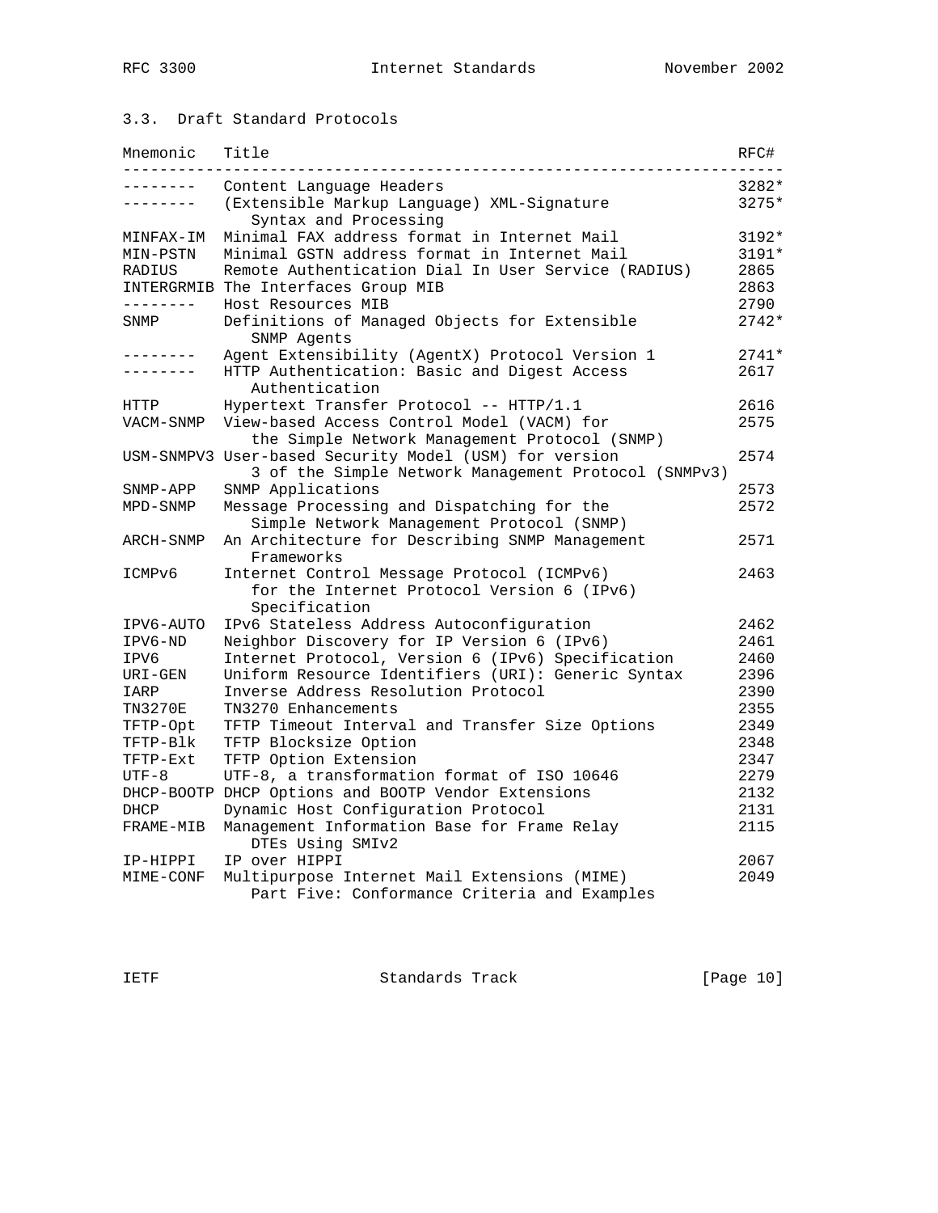### 3.3. Draft Standard Protocols

| Mnemonic | Title | RFC# |
| --- | --- | --- |
| -------- | Content Language Headers | 3282* |
| -------- | (Extensible Markup Language) XML-Signature Syntax and Processing | 3275* |
| MINFAX-IM | Minimal FAX address format in Internet Mail | 3192* |
| MIN-PSTN | Minimal GSTN address format in Internet Mail | 3191* |
| RADIUS | Remote Authentication Dial In User Service (RADIUS) | 2865 |
| INTERGRMIB | The Interfaces Group MIB | 2863 |
| -------- | Host Resources MIB | 2790 |
| SNMP | Definitions of Managed Objects for Extensible SNMP Agents | 2742* |
| -------- | Agent Extensibility (AgentX) Protocol Version 1 | 2741* |
| -------- | HTTP Authentication: Basic and Digest Access Authentication | 2617 |
| HTTP | Hypertext Transfer Protocol -- HTTP/1.1 | 2616 |
| VACM-SNMP | View-based Access Control Model (VACM) for the Simple Network Management Protocol (SNMP) | 2575 |
| USM-SNMPV3 | User-based Security Model (USM) for version 3 of the Simple Network Management Protocol (SNMPv3) | 2574 |
| SNMP-APP | SNMP Applications | 2573 |
| MPD-SNMP | Message Processing and Dispatching for the Simple Network Management Protocol (SNMP) | 2572 |
| ARCH-SNMP | An Architecture for Describing SNMP Management Frameworks | 2571 |
| ICMPv6 | Internet Control Message Protocol (ICMPv6) for the Internet Protocol Version 6 (IPv6) Specification | 2463 |
| IPV6-AUTO | IPv6 Stateless Address Autoconfiguration | 2462 |
| IPV6-ND | Neighbor Discovery for IP Version 6 (IPv6) | 2461 |
| IPV6 | Internet Protocol, Version 6 (IPv6) Specification | 2460 |
| URI-GEN | Uniform Resource Identifiers (URI): Generic Syntax | 2396 |
| IARP | Inverse Address Resolution Protocol | 2390 |
| TN3270E | TN3270 Enhancements | 2355 |
| TFTP-Opt | TFTP Timeout Interval and Transfer Size Options | 2349 |
| TFTP-Blk | TFTP Blocksize Option | 2348 |
| TFTP-Ext | TFTP Option Extension | 2347 |
| UTF-8 | UTF-8, a transformation format of ISO 10646 | 2279 |
| DHCP-BOOTP | DHCP Options and BOOTP Vendor Extensions | 2132 |
| DHCP | Dynamic Host Configuration Protocol | 2131 |
| FRAME-MIB | Management Information Base for Frame Relay DTEs Using SMIv2 | 2115 |
| IP-HIPPI | IP over HIPPI | 2067 |
| MIME-CONF | Multipurpose Internet Mail Extensions (MIME) Part Five: Conformance Criteria and Examples | 2049 |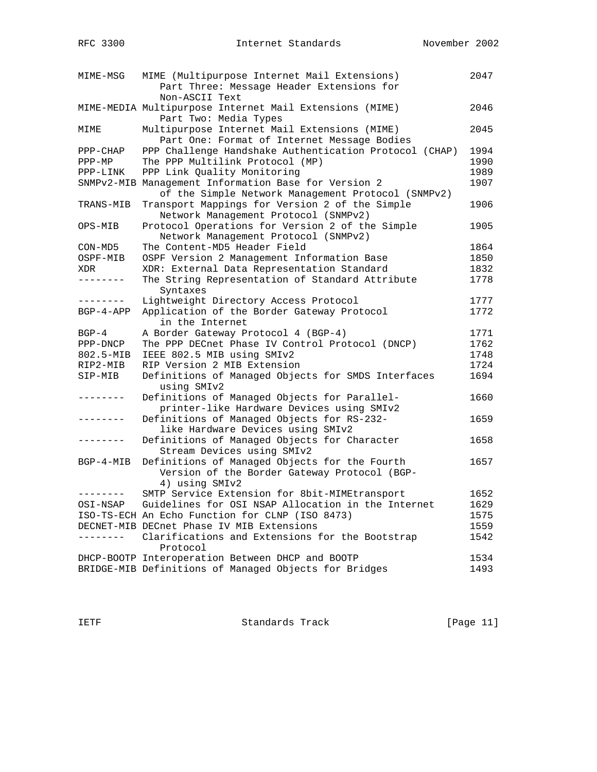| Mnemonic | Title | RFC# |
|---|---|---|
| MIME-MSG | MIME (Multipurpose Internet Mail Extensions) Part Three: Message Header Extensions for Non-ASCII Text | 2047 |
| MIME-MEDIA | Multipurpose Internet Mail Extensions (MIME) Part Two: Media Types | 2046 |
| MIME | Multipurpose Internet Mail Extensions (MIME) Part One: Format of Internet Message Bodies | 2045 |
| PPP-CHAP | PPP Challenge Handshake Authentication Protocol (CHAP) | 1994 |
| PPP-MP | The PPP Multilink Protocol (MP) | 1990 |
| PPP-LINK | PPP Link Quality Monitoring | 1989 |
| SNMPv2-MIB | Management Information Base for Version 2 of the Simple Network Management Protocol (SNMPv2) | 1907 |
| TRANS-MIB | Transport Mappings for Version 2 of the Simple Network Management Protocol (SNMPv2) | 1906 |
| OPS-MIB | Protocol Operations for Version 2 of the Simple Network Management Protocol (SNMPv2) | 1905 |
| CON-MD5 | The Content-MD5 Header Field | 1864 |
| OSPF-MIB | OSPF Version 2 Management Information Base | 1850 |
| XDR | XDR: External Data Representation Standard | 1832 |
| -------- | The String Representation of Standard Attribute Syntaxes | 1778 |
| -------- | Lightweight Directory Access Protocol | 1777 |
| BGP-4-APP | Application of the Border Gateway Protocol in the Internet | 1772 |
| BGP-4 | A Border Gateway Protocol 4 (BGP-4) | 1771 |
| PPP-DNCP | The PPP DECnet Phase IV Control Protocol (DNCP) | 1762 |
| 802.5-MIB | IEEE 802.5 MIB using SMIv2 | 1748 |
| RIP2-MIB | RIP Version 2 MIB Extension | 1724 |
| SIP-MIB | Definitions of Managed Objects for SMDS Interfaces using SMIv2 | 1694 |
| -------- | Definitions of Managed Objects for Parallel-printer-like Hardware Devices using SMIv2 | 1660 |
| -------- | Definitions of Managed Objects for RS-232-like Hardware Devices using SMIv2 | 1659 |
| -------- | Definitions of Managed Objects for Character Stream Devices using SMIv2 | 1658 |
| BGP-4-MIB | Definitions of Managed Objects for the Fourth Version of the Border Gateway Protocol (BGP-4) using SMIv2 | 1657 |
| -------- | SMTP Service Extension for 8bit-MIMEtransport | 1652 |
| OSI-NSAP | Guidelines for OSI NSAP Allocation in the Internet | 1629 |
| ISO-TS-ECH | An Echo Function for CLNP (ISO 8473) | 1575 |
| DECNET-MIB | DECnet Phase IV MIB Extensions | 1559 |
| -------- | Clarifications and Extensions for the Bootstrap Protocol | 1542 |
| DHCP-BOOTP | Interoperation Between DHCP and BOOTP | 1534 |
| BRIDGE-MIB | Definitions of Managed Objects for Bridges | 1493 |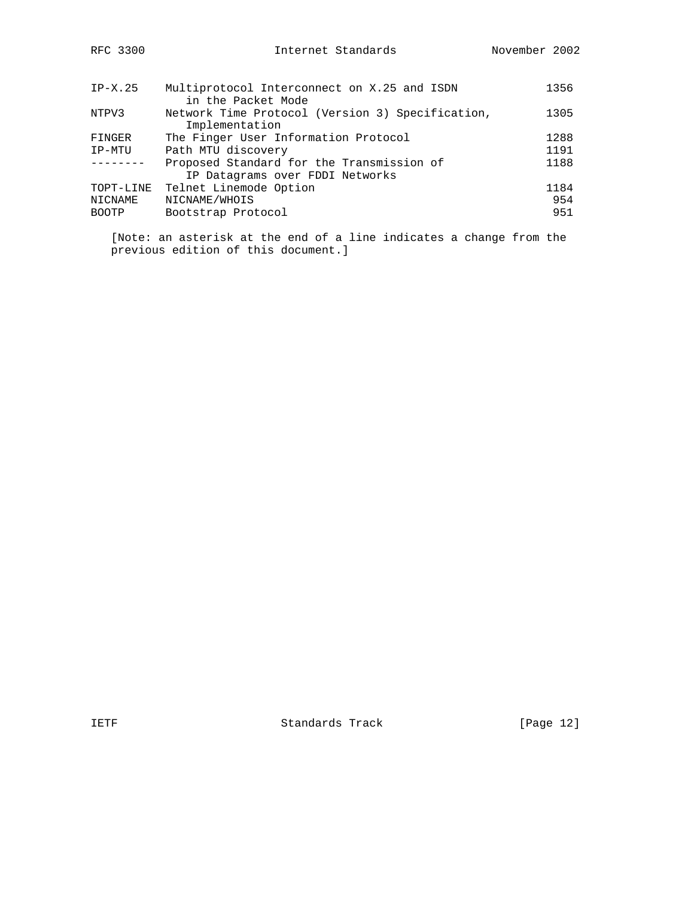| | | |
|---|---|---|
| IP-X.25 | Multiprotocol Interconnect on X.25 and ISDN in the Packet Mode | 1356 |
| NTPV3 | Network Time Protocol (Version 3) Specification, Implementation | 1305 |
| FINGER | The Finger User Information Protocol | 1288 |
| IP-MTU | Path MTU discovery | 1191 |
| -------- | Proposed Standard for the Transmission of IP Datagrams over FDDI Networks | 1188 |
| TOPT-LINE | Telnet Linemode Option | 1184 |
| NICNAME | NICNAME/WHOIS | 954 |
| BOOTP | Bootstrap Protocol | 951 |

[Note: an asterisk at the end of a line indicates a change from the previous edition of this document.]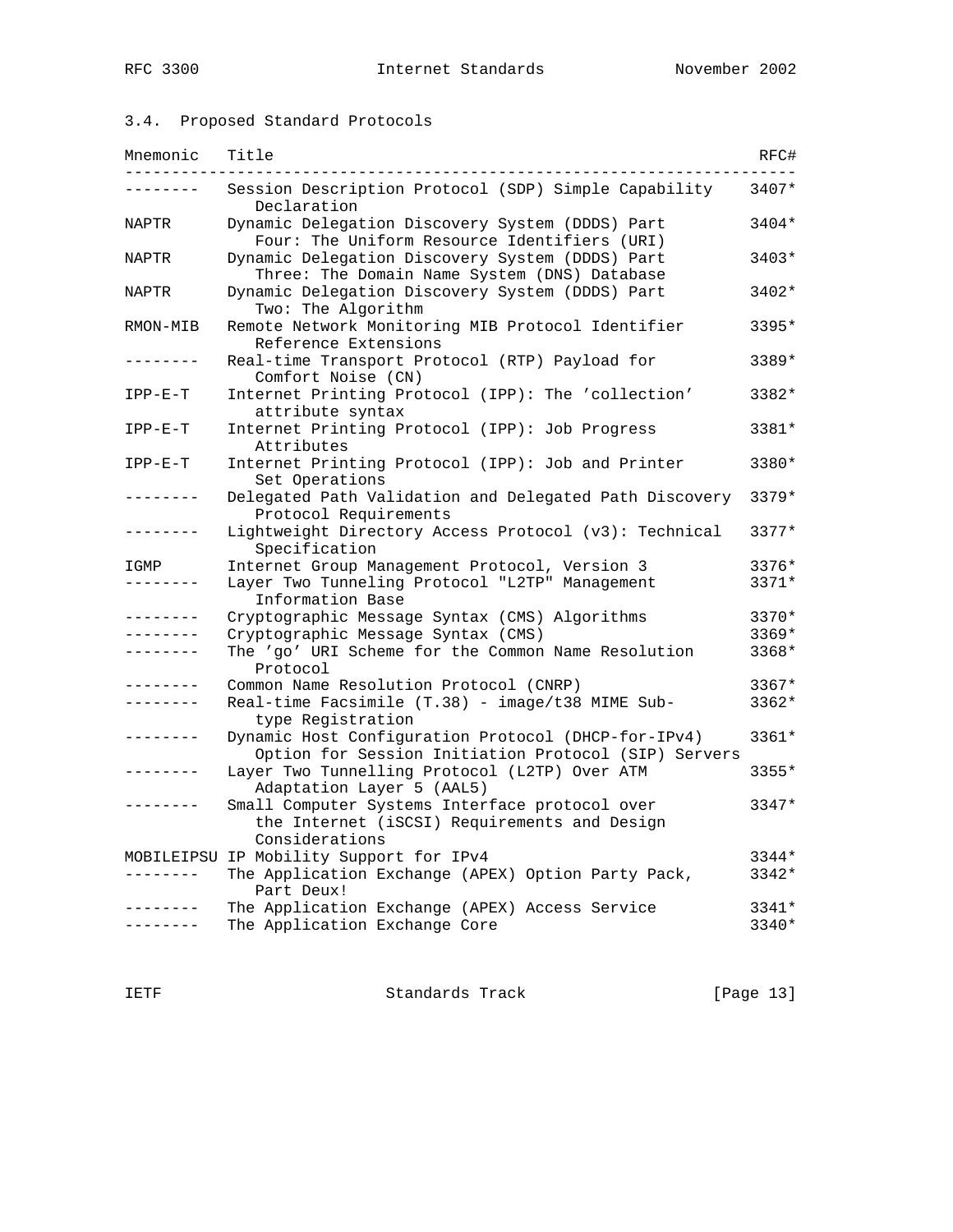### 3.4. Proposed Standard Protocols

| Mnemonic | Title | RFC# |
| --- | --- | --- |
| -------- | Session Description Protocol (SDP) Simple Capability Declaration | 3407* |
| NAPTR | Dynamic Delegation Discovery System (DDDS) Part Four: The Uniform Resource Identifiers (URI) | 3404* |
| NAPTR | Dynamic Delegation Discovery System (DDDS) Part Three: The Domain Name System (DNS) Database | 3403* |
| NAPTR | Dynamic Delegation Discovery System (DDDS) Part Two: The Algorithm | 3402* |
| RMON-MIB | Remote Network Monitoring MIB Protocol Identifier Reference Extensions | 3395* |
| -------- | Real-time Transport Protocol (RTP) Payload for Comfort Noise (CN) | 3389* |
| IPP-E-T | Internet Printing Protocol (IPP): The 'collection' attribute syntax | 3382* |
| IPP-E-T | Internet Printing Protocol (IPP): Job Progress Attributes | 3381* |
| IPP-E-T | Internet Printing Protocol (IPP): Job and Printer Set Operations | 3380* |
| -------- | Delegated Path Validation and Delegated Path Discovery Protocol Requirements | 3379* |
| -------- | Lightweight Directory Access Protocol (v3): Technical Specification | 3377* |
| IGMP | Internet Group Management Protocol, Version 3 | 3376* |
| -------- | Layer Two Tunneling Protocol "L2TP" Management Information Base | 3371* |
| -------- | Cryptographic Message Syntax (CMS) Algorithms | 3370* |
| -------- | Cryptographic Message Syntax (CMS) | 3369* |
| -------- | The 'go' URI Scheme for the Common Name Resolution Protocol | 3368* |
| -------- | Common Name Resolution Protocol (CNRP) | 3367* |
| -------- | Real-time Facsimile (T.38) - image/t38 MIME Sub-type Registration | 3362* |
| -------- | Dynamic Host Configuration Protocol (DHCP-for-IPv4) Option for Session Initiation Protocol (SIP) Servers | 3361* |
| -------- | Layer Two Tunnelling Protocol (L2TP) Over ATM Adaptation Layer 5 (AAL5) | 3355* |
| -------- | Small Computer Systems Interface protocol over the Internet (iSCSI) Requirements and Design Considerations | 3347* |
| MOBILEIPSU | IP Mobility Support for IPv4 | 3344* |
| -------- | The Application Exchange (APEX) Option Party Pack, Part Deux! | 3342* |
| -------- | The Application Exchange (APEX) Access Service | 3341* |
| -------- | The Application Exchange Core | 3340* |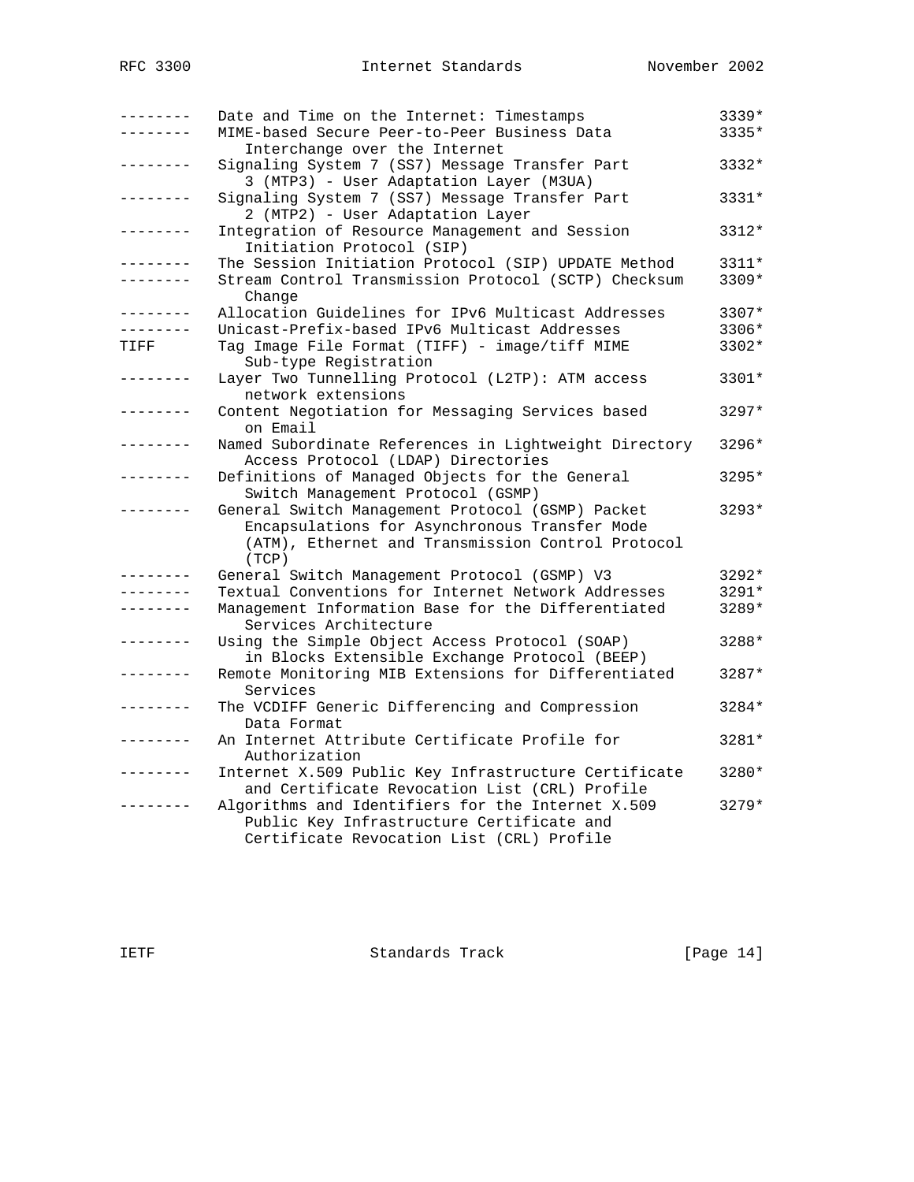| Mnemonic | Title | RFC# |
|---|---|---|
| -------- | Date and Time on the Internet: Timestamps | 3339* |
| -------- | MIME-based Secure Peer-to-Peer Business Data Interchange over the Internet | 3335* |
| -------- | Signaling System 7 (SS7) Message Transfer Part 3 (MTP3) - User Adaptation Layer (M3UA) | 3332* |
| -------- | Signaling System 7 (SS7) Message Transfer Part 2 (MTP2) - User Adaptation Layer | 3331* |
| -------- | Integration of Resource Management and Session Initiation Protocol (SIP) | 3312* |
| -------- | The Session Initiation Protocol (SIP) UPDATE Method | 3311* |
| -------- | Stream Control Transmission Protocol (SCTP) Checksum Change | 3309* |
| -------- | Allocation Guidelines for IPv6 Multicast Addresses | 3307* |
| -------- | Unicast-Prefix-based IPv6 Multicast Addresses | 3306* |
| TIFF | Tag Image File Format (TIFF) - image/tiff MIME Sub-type Registration | 3302* |
| -------- | Layer Two Tunnelling Protocol (L2TP): ATM access network extensions | 3301* |
| -------- | Content Negotiation for Messaging Services based on Email | 3297* |
| -------- | Named Subordinate References in Lightweight Directory Access Protocol (LDAP) Directories | 3296* |
| -------- | Definitions of Managed Objects for the General Switch Management Protocol (GSMP) | 3295* |
| -------- | General Switch Management Protocol (GSMP) Packet Encapsulations for Asynchronous Transfer Mode (ATM), Ethernet and Transmission Control Protocol (TCP) | 3293* |
| -------- | General Switch Management Protocol (GSMP) V3 | 3292* |
| -------- | Textual Conventions for Internet Network Addresses | 3291* |
| -------- | Management Information Base for the Differentiated Services Architecture | 3289* |
| -------- | Using the Simple Object Access Protocol (SOAP) in Blocks Extensible Exchange Protocol (BEEP) | 3288* |
| -------- | Remote Monitoring MIB Extensions for Differentiated Services | 3287* |
| -------- | The VCDIFF Generic Differencing and Compression Data Format | 3284* |
| -------- | An Internet Attribute Certificate Profile for Authorization | 3281* |
| -------- | Internet X.509 Public Key Infrastructure Certificate and Certificate Revocation List (CRL) Profile | 3280* |
| -------- | Algorithms and Identifiers for the Internet X.509 Public Key Infrastructure Certificate and Certificate Revocation List (CRL) Profile | 3279* |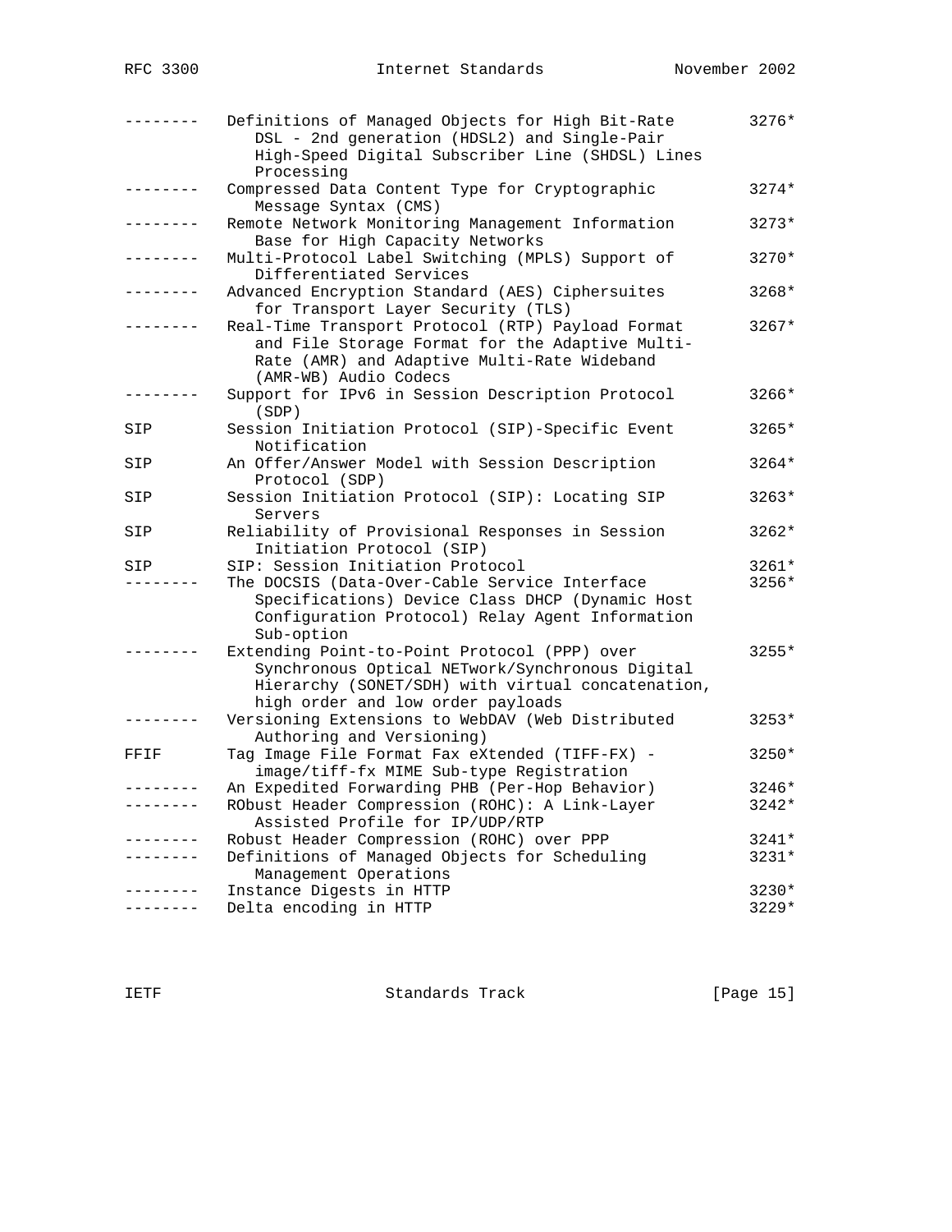| | | |
|---|---|---|
| -------- | Definitions of Managed Objects for High Bit-Rate DSL - 2nd generation (HDSL2) and Single-Pair High-Speed Digital Subscriber Line (SHDSL) Lines Processing | 3276* |
| -------- | Compressed Data Content Type for Cryptographic Message Syntax (CMS) | 3274* |
| -------- | Remote Network Monitoring Management Information Base for High Capacity Networks | 3273* |
| -------- | Multi-Protocol Label Switching (MPLS) Support of Differentiated Services | 3270* |
| -------- | Advanced Encryption Standard (AES) Ciphersuites for Transport Layer Security (TLS) | 3268* |
| -------- | Real-Time Transport Protocol (RTP) Payload Format and File Storage Format for the Adaptive Multi-Rate (AMR) and Adaptive Multi-Rate Wideband (AMR-WB) Audio Codecs | 3267* |
| -------- | Support for IPv6 in Session Description Protocol (SDP) | 3266* |
| SIP | Session Initiation Protocol (SIP)-Specific Event Notification | 3265* |
| SIP | An Offer/Answer Model with Session Description Protocol (SDP) | 3264* |
| SIP | Session Initiation Protocol (SIP): Locating SIP Servers | 3263* |
| SIP | Reliability of Provisional Responses in Session Initiation Protocol (SIP) | 3262* |
| SIP | SIP: Session Initiation Protocol | 3261* |
| -------- | The DOCSIS (Data-Over-Cable Service Interface Specifications) Device Class DHCP (Dynamic Host Configuration Protocol) Relay Agent Information Sub-option | 3256* |
| -------- | Extending Point-to-Point Protocol (PPP) over Synchronous Optical NETwork/Synchronous Digital Hierarchy (SONET/SDH) with virtual concatenation, high order and low order payloads | 3255* |
| -------- | Versioning Extensions to WebDAV (Web Distributed Authoring and Versioning) | 3253* |
| FFIF | Tag Image File Format Fax eXtended (TIFF-FX) - image/tiff-fx MIME Sub-type Registration | 3250* |
| -------- | An Expedited Forwarding PHB (Per-Hop Behavior) | 3246* |
| -------- | RObust Header Compression (ROHC): A Link-Layer Assisted Profile for IP/UDP/RTP | 3242* |
| -------- | Robust Header Compression (ROHC) over PPP | 3241* |
| -------- | Definitions of Managed Objects for Scheduling Management Operations | 3231* |
| -------- | Instance Digests in HTTP | 3230* |
| -------- | Delta encoding in HTTP | 3229* |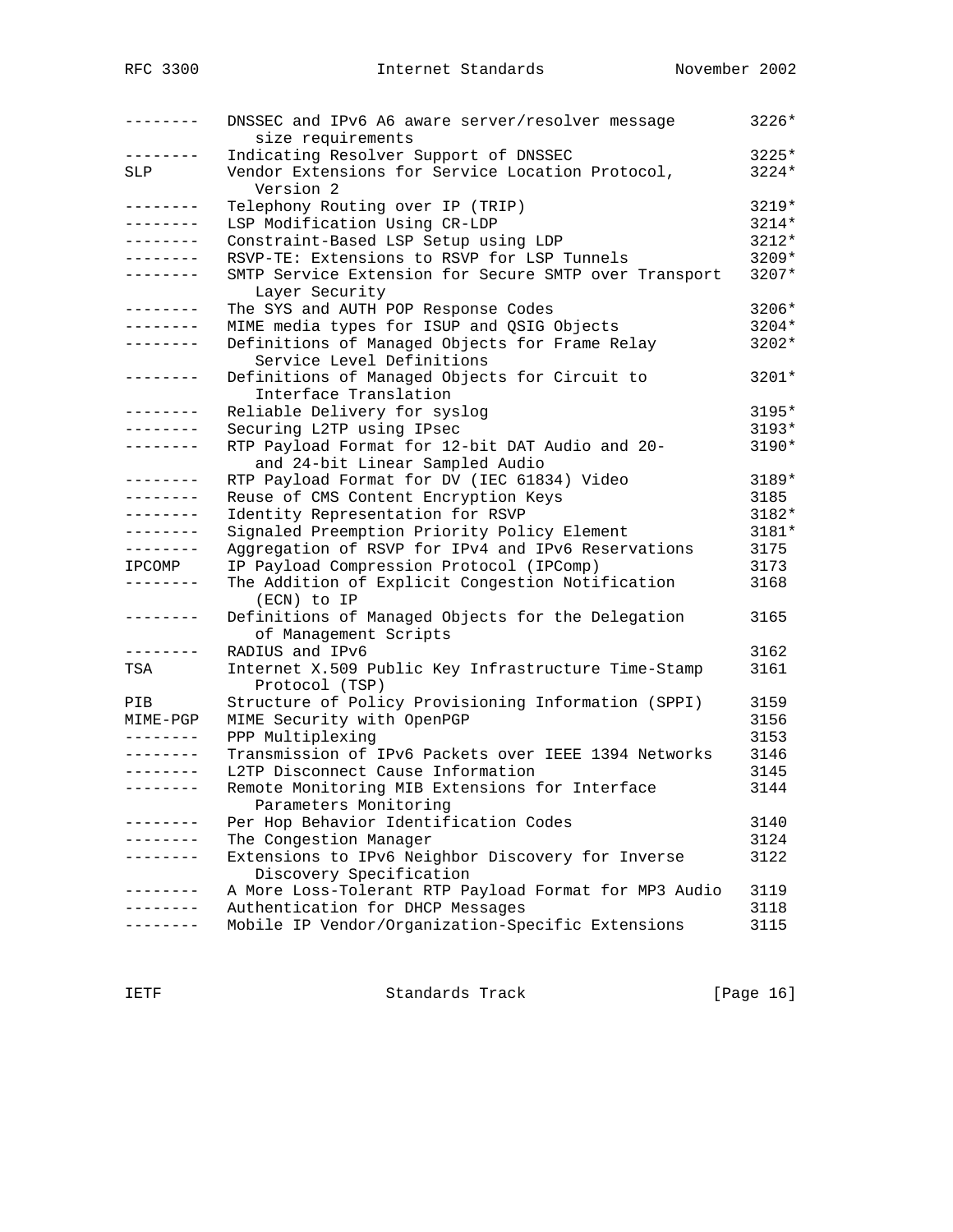| | | |
|---|---|---|
| -------- | DNSSEC and IPv6 A6 aware server/resolver message size requirements | 3226* |
| -------- | Indicating Resolver Support of DNSSEC | 3225* |
| SLP | Vendor Extensions for Service Location Protocol, Version 2 | 3224* |
| -------- | Telephony Routing over IP (TRIP) | 3219* |
| -------- | LSP Modification Using CR-LDP | 3214* |
| -------- | Constraint-Based LSP Setup using LDP | 3212* |
| -------- | RSVP-TE: Extensions to RSVP for LSP Tunnels | 3209* |
| -------- | SMTP Service Extension for Secure SMTP over Transport Layer Security | 3207* |
| -------- | The SYS and AUTH POP Response Codes | 3206* |
| -------- | MIME media types for ISUP and QSIG Objects | 3204* |
| -------- | Definitions of Managed Objects for Frame Relay Service Level Definitions | 3202* |
| -------- | Definitions of Managed Objects for Circuit to Interface Translation | 3201* |
| -------- | Reliable Delivery for syslog | 3195* |
| -------- | Securing L2TP using IPsec | 3193* |
| -------- | RTP Payload Format for 12-bit DAT Audio and 20- and 24-bit Linear Sampled Audio | 3190* |
| -------- | RTP Payload Format for DV (IEC 61834) Video | 3189* |
| -------- | Reuse of CMS Content Encryption Keys | 3185 |
| -------- | Identity Representation for RSVP | 3182* |
| -------- | Signaled Preemption Priority Policy Element | 3181* |
| -------- | Aggregation of RSVP for IPv4 and IPv6 Reservations | 3175 |
| IPCOMP | IP Payload Compression Protocol (IPComp) | 3173 |
| -------- | The Addition of Explicit Congestion Notification (ECN) to IP | 3168 |
| -------- | Definitions of Managed Objects for the Delegation of Management Scripts | 3165 |
| -------- | RADIUS and IPv6 | 3162 |
| TSA | Internet X.509 Public Key Infrastructure Time-Stamp Protocol (TSP) | 3161 |
| PIB | Structure of Policy Provisioning Information (SPPI) | 3159 |
| MIME-PGP | MIME Security with OpenPGP | 3156 |
| -------- | PPP Multiplexing | 3153 |
| -------- | Transmission of IPv6 Packets over IEEE 1394 Networks | 3146 |
| -------- | L2TP Disconnect Cause Information | 3145 |
| -------- | Remote Monitoring MIB Extensions for Interface Parameters Monitoring | 3144 |
| -------- | Per Hop Behavior Identification Codes | 3140 |
| -------- | The Congestion Manager | 3124 |
| -------- | Extensions to IPv6 Neighbor Discovery for Inverse Discovery Specification | 3122 |
| -------- | A More Loss-Tolerant RTP Payload Format for MP3 Audio | 3119 |
| -------- | Authentication for DHCP Messages | 3118 |
| -------- | Mobile IP Vendor/Organization-Specific Extensions | 3115 |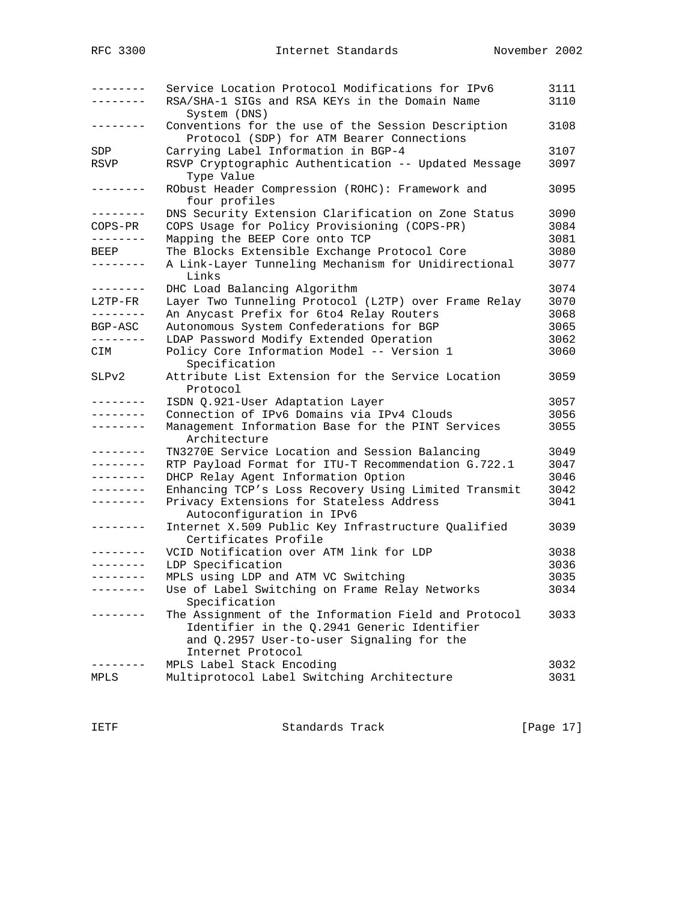| | | |
|---|---|---|
| -------- | Service Location Protocol Modifications for IPv6 | 3111 |
| -------- | RSA/SHA-1 SIGs and RSA KEYs in the Domain Name System (DNS) | 3110 |
| -------- | Conventions for the use of the Session Description Protocol (SDP) for ATM Bearer Connections | 3108 |
| SDP | Carrying Label Information in BGP-4 | 3107 |
| RSVP | RSVP Cryptographic Authentication -- Updated Message Type Value | 3097 |
| -------- | RObust Header Compression (ROHC): Framework and four profiles | 3095 |
| -------- | DNS Security Extension Clarification on Zone Status | 3090 |
| COPS-PR | COPS Usage for Policy Provisioning (COPS-PR) | 3084 |
| -------- | Mapping the BEEP Core onto TCP | 3081 |
| BEEP | The Blocks Extensible Exchange Protocol Core | 3080 |
| -------- | A Link-Layer Tunneling Mechanism for Unidirectional Links | 3077 |
| -------- | DHC Load Balancing Algorithm | 3074 |
| L2TP-FR | Layer Two Tunneling Protocol (L2TP) over Frame Relay | 3070 |
| -------- | An Anycast Prefix for 6to4 Relay Routers | 3068 |
| BGP-ASC | Autonomous System Confederations for BGP | 3065 |
| -------- | LDAP Password Modify Extended Operation | 3062 |
| CIM | Policy Core Information Model -- Version 1 Specification | 3060 |
| SLPv2 | Attribute List Extension for the Service Location Protocol | 3059 |
| -------- | ISDN Q.921-User Adaptation Layer | 3057 |
| -------- | Connection of IPv6 Domains via IPv4 Clouds | 3056 |
| -------- | Management Information Base for the PINT Services Architecture | 3055 |
| -------- | TN3270E Service Location and Session Balancing | 3049 |
| -------- | RTP Payload Format for ITU-T Recommendation G.722.1 | 3047 |
| -------- | DHCP Relay Agent Information Option | 3046 |
| -------- | Enhancing TCP's Loss Recovery Using Limited Transmit | 3042 |
| -------- | Privacy Extensions for Stateless Address Autoconfiguration in IPv6 | 3041 |
| -------- | Internet X.509 Public Key Infrastructure Qualified Certificates Profile | 3039 |
| -------- | VCID Notification over ATM link for LDP | 3038 |
| -------- | LDP Specification | 3036 |
| -------- | MPLS using LDP and ATM VC Switching | 3035 |
| -------- | Use of Label Switching on Frame Relay Networks Specification | 3034 |
| -------- | The Assignment of the Information Field and Protocol Identifier in the Q.2941 Generic Identifier and Q.2957 User-to-user Signaling for the Internet Protocol | 3033 |
| -------- | MPLS Label Stack Encoding | 3032 |
| MPLS | Multiprotocol Label Switching Architecture | 3031 |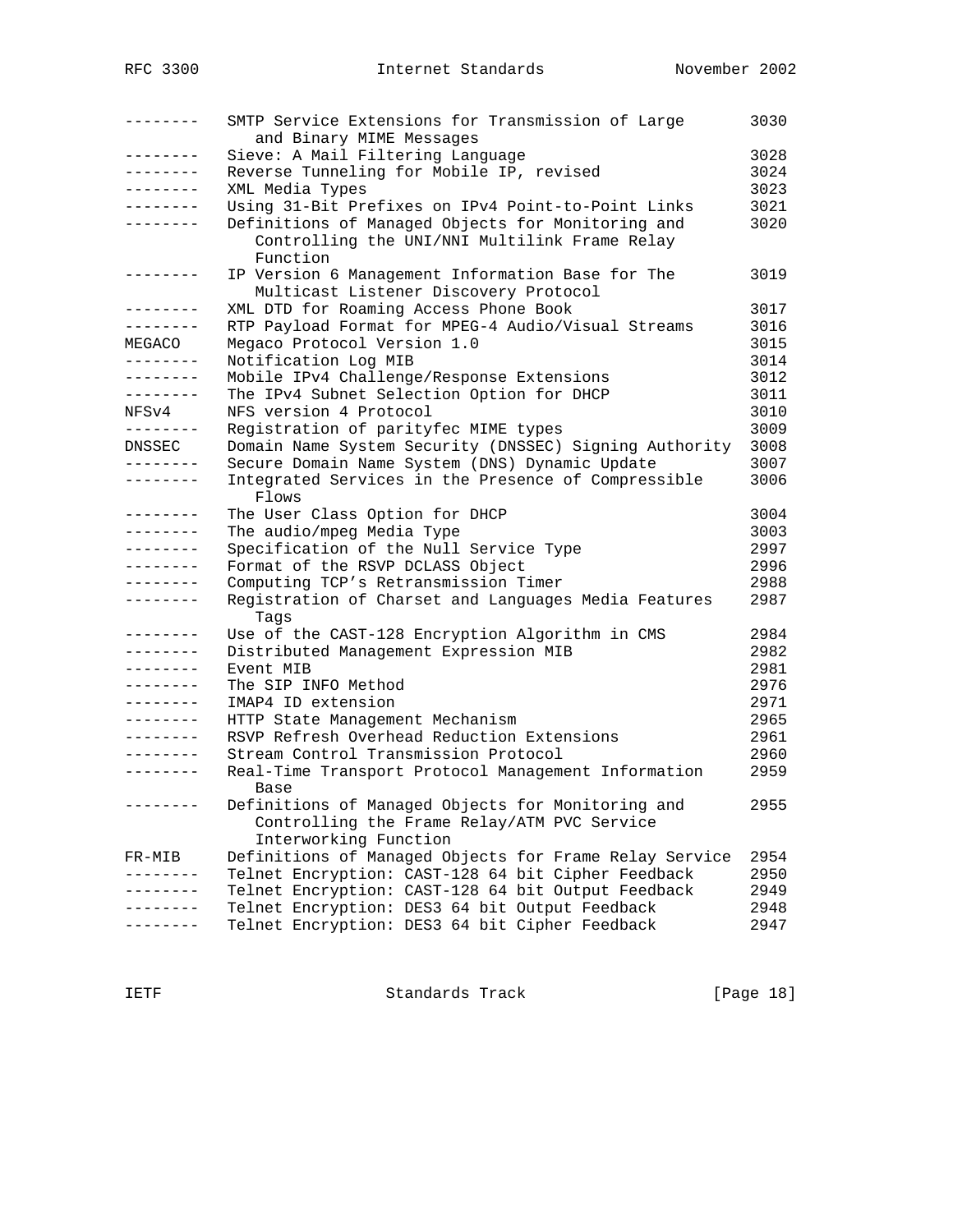| Mnem | Title | RFC# |
|---|---|---|
| -------- | SMTP Service Extensions for Transmission of Large and Binary MIME Messages | 3030 |
| -------- | Sieve: A Mail Filtering Language | 3028 |
| -------- | Reverse Tunneling for Mobile IP, revised | 3024 |
| -------- | XML Media Types | 3023 |
| -------- | Using 31-Bit Prefixes on IPv4 Point-to-Point Links | 3021 |
| -------- | Definitions of Managed Objects for Monitoring and Controlling the UNI/NNI Multilink Frame Relay Function | 3020 |
| -------- | IP Version 6 Management Information Base for The Multicast Listener Discovery Protocol | 3019 |
| -------- | XML DTD for Roaming Access Phone Book | 3017 |
| -------- | RTP Payload Format for MPEG-4 Audio/Visual Streams | 3016 |
| MEGACO | Megaco Protocol Version 1.0 | 3015 |
| -------- | Notification Log MIB | 3014 |
| -------- | Mobile IPv4 Challenge/Response Extensions | 3012 |
| -------- | The IPv4 Subnet Selection Option for DHCP | 3011 |
| NFSv4 | NFS version 4 Protocol | 3010 |
| -------- | Registration of parityfec MIME types | 3009 |
| DNSSEC | Domain Name System Security (DNSSEC) Signing Authority | 3008 |
| -------- | Secure Domain Name System (DNS) Dynamic Update | 3007 |
| -------- | Integrated Services in the Presence of Compressible Flows | 3006 |
| -------- | The User Class Option for DHCP | 3004 |
| -------- | The audio/mpeg Media Type | 3003 |
| -------- | Specification of the Null Service Type | 2997 |
| -------- | Format of the RSVP DCLASS Object | 2996 |
| -------- | Computing TCP's Retransmission Timer | 2988 |
| -------- | Registration of Charset and Languages Media Features Tags | 2987 |
| -------- | Use of the CAST-128 Encryption Algorithm in CMS | 2984 |
| -------- | Distributed Management Expression MIB | 2982 |
| -------- | Event MIB | 2981 |
| -------- | The SIP INFO Method | 2976 |
| -------- | IMAP4 ID extension | 2971 |
| -------- | HTTP State Management Mechanism | 2965 |
| -------- | RSVP Refresh Overhead Reduction Extensions | 2961 |
| -------- | Stream Control Transmission Protocol | 2960 |
| -------- | Real-Time Transport Protocol Management Information Base | 2959 |
| -------- | Definitions of Managed Objects for Monitoring and Controlling the Frame Relay/ATM PVC Service Interworking Function | 2955 |
| FR-MIB | Definitions of Managed Objects for Frame Relay Service | 2954 |
| -------- | Telnet Encryption: CAST-128 64 bit Cipher Feedback | 2950 |
| -------- | Telnet Encryption: CAST-128 64 bit Output Feedback | 2949 |
| -------- | Telnet Encryption: DES3 64 bit Output Feedback | 2948 |
| -------- | Telnet Encryption: DES3 64 bit Cipher Feedback | 2947 |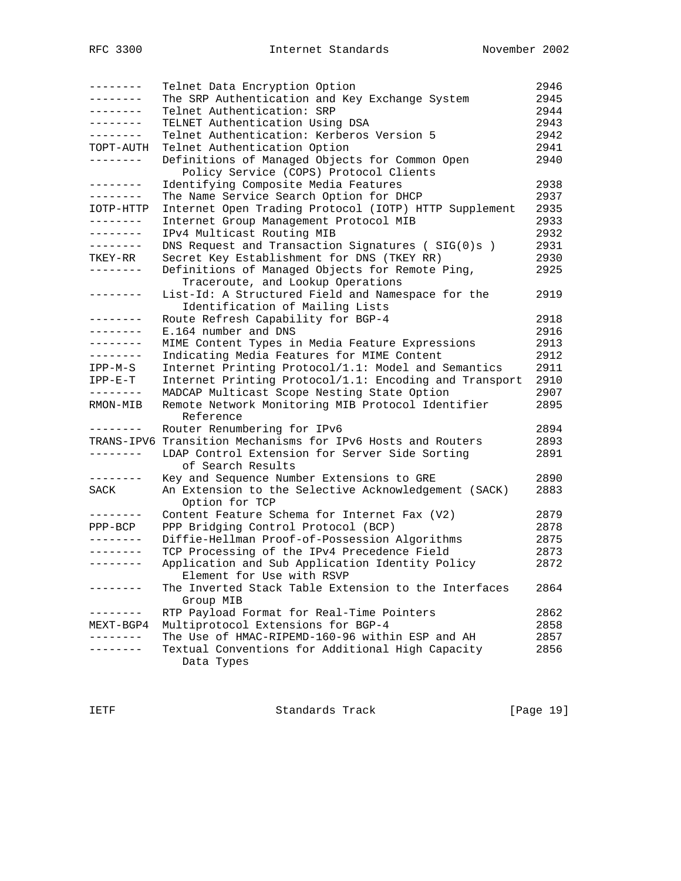| Mnemonic | Title | RFC |
| --- | --- | --- |
| -------- | Telnet Data Encryption Option | 2946 |
| -------- | The SRP Authentication and Key Exchange System | 2945 |
| -------- | Telnet Authentication: SRP | 2944 |
| -------- | TELNET Authentication Using DSA | 2943 |
| -------- | Telnet Authentication: Kerberos Version 5 | 2942 |
| TOPT-AUTH | Telnet Authentication Option | 2941 |
| -------- | Definitions of Managed Objects for Common Open Policy Service (COPS) Protocol Clients | 2940 |
| -------- | Identifying Composite Media Features | 2938 |
| -------- | The Name Service Search Option for DHCP | 2937 |
| IOTP-HTTP | Internet Open Trading Protocol (IOTP) HTTP Supplement | 2935 |
| -------- | Internet Group Management Protocol MIB | 2933 |
| -------- | IPv4 Multicast Routing MIB | 2932 |
| -------- | DNS Request and Transaction Signatures ( SIG(0)s ) | 2931 |
| TKEY-RR | Secret Key Establishment for DNS (TKEY RR) | 2930 |
| -------- | Definitions of Managed Objects for Remote Ping, Traceroute, and Lookup Operations | 2925 |
| -------- | List-Id: A Structured Field and Namespace for the Identification of Mailing Lists | 2919 |
| -------- | Route Refresh Capability for BGP-4 | 2918 |
| -------- | E.164 number and DNS | 2916 |
| -------- | MIME Content Types in Media Feature Expressions | 2913 |
| -------- | Indicating Media Features for MIME Content | 2912 |
| IPP-M-S | Internet Printing Protocol/1.1: Model and Semantics | 2911 |
| IPP-E-T | Internet Printing Protocol/1.1: Encoding and Transport | 2910 |
| -------- | MADCAP Multicast Scope Nesting State Option | 2907 |
| RMON-MIB | Remote Network Monitoring MIB Protocol Identifier Reference | 2895 |
| -------- | Router Renumbering for IPv6 | 2894 |
| TRANS-IPV6 | Transition Mechanisms for IPv6 Hosts and Routers | 2893 |
| -------- | LDAP Control Extension for Server Side Sorting of Search Results | 2891 |
| -------- | Key and Sequence Number Extensions to GRE | 2890 |
| SACK | An Extension to the Selective Acknowledgement (SACK) Option for TCP | 2883 |
| -------- | Content Feature Schema for Internet Fax (V2) | 2879 |
| PPP-BCP | PPP Bridging Control Protocol (BCP) | 2878 |
| -------- | Diffie-Hellman Proof-of-Possession Algorithms | 2875 |
| -------- | TCP Processing of the IPv4 Precedence Field | 2873 |
| -------- | Application and Sub Application Identity Policy Element for Use with RSVP | 2872 |
| -------- | The Inverted Stack Table Extension to the Interfaces Group MIB | 2864 |
| -------- | RTP Payload Format for Real-Time Pointers | 2862 |
| MEXT-BGP4 | Multiprotocol Extensions for BGP-4 | 2858 |
| -------- | The Use of HMAC-RIPEMD-160-96 within ESP and AH | 2857 |
| -------- | Textual Conventions for Additional High Capacity Data Types | 2856 |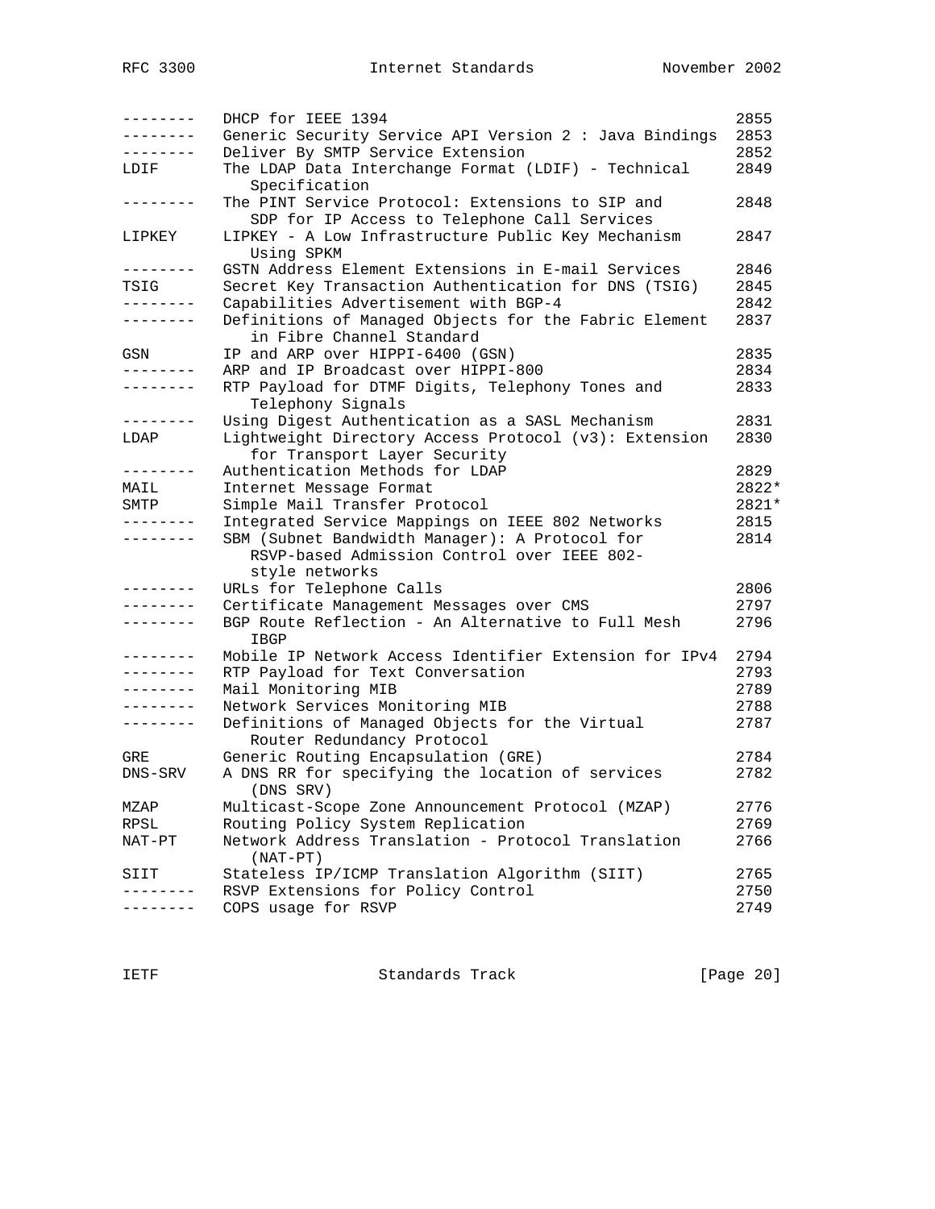| | | |
|---|---|---|
| -------- | DHCP for IEEE 1394 | 2855 |
| -------- | Generic Security Service API Version 2 : Java Bindings | 2853 |
| -------- | Deliver By SMTP Service Extension | 2852 |
| LDIF | The LDAP Data Interchange Format (LDIF) - Technical Specification | 2849 |
| -------- | The PINT Service Protocol: Extensions to SIP and SDP for IP Access to Telephone Call Services | 2848 |
| LIPKEY | LIPKEY - A Low Infrastructure Public Key Mechanism Using SPKM | 2847 |
| -------- | GSTN Address Element Extensions in E-mail Services | 2846 |
| TSIG | Secret Key Transaction Authentication for DNS (TSIG) | 2845 |
| -------- | Capabilities Advertisement with BGP-4 | 2842 |
| -------- | Definitions of Managed Objects for the Fabric Element in Fibre Channel Standard | 2837 |
| GSN | IP and ARP over HIPPI-6400 (GSN) | 2835 |
| -------- | ARP and IP Broadcast over HIPPI-800 | 2834 |
| -------- | RTP Payload for DTMF Digits, Telephony Tones and Telephony Signals | 2833 |
| -------- | Using Digest Authentication as a SASL Mechanism | 2831 |
| LDAP | Lightweight Directory Access Protocol (v3): Extension for Transport Layer Security | 2830 |
| -------- | Authentication Methods for LDAP | 2829 |
| MAIL | Internet Message Format | 2822* |
| SMTP | Simple Mail Transfer Protocol | 2821* |
| -------- | Integrated Service Mappings on IEEE 802 Networks | 2815 |
| -------- | SBM (Subnet Bandwidth Manager): A Protocol for RSVP-based Admission Control over IEEE 802-style networks | 2814 |
| -------- | URLs for Telephone Calls | 2806 |
| -------- | Certificate Management Messages over CMS | 2797 |
| -------- | BGP Route Reflection - An Alternative to Full Mesh IBGP | 2796 |
| -------- | Mobile IP Network Access Identifier Extension for IPv4 | 2794 |
| -------- | RTP Payload for Text Conversation | 2793 |
| -------- | Mail Monitoring MIB | 2789 |
| -------- | Network Services Monitoring MIB | 2788 |
| -------- | Definitions of Managed Objects for the Virtual Router Redundancy Protocol | 2787 |
| GRE | Generic Routing Encapsulation (GRE) | 2784 |
| DNS-SRV | A DNS RR for specifying the location of services (DNS SRV) | 2782 |
| MZAP | Multicast-Scope Zone Announcement Protocol (MZAP) | 2776 |
| RPSL | Routing Policy System Replication | 2769 |
| NAT-PT | Network Address Translation - Protocol Translation (NAT-PT) | 2766 |
| SIIT | Stateless IP/ICMP Translation Algorithm (SIIT) | 2765 |
| -------- | RSVP Extensions for Policy Control | 2750 |
| -------- | COPS usage for RSVP | 2749 |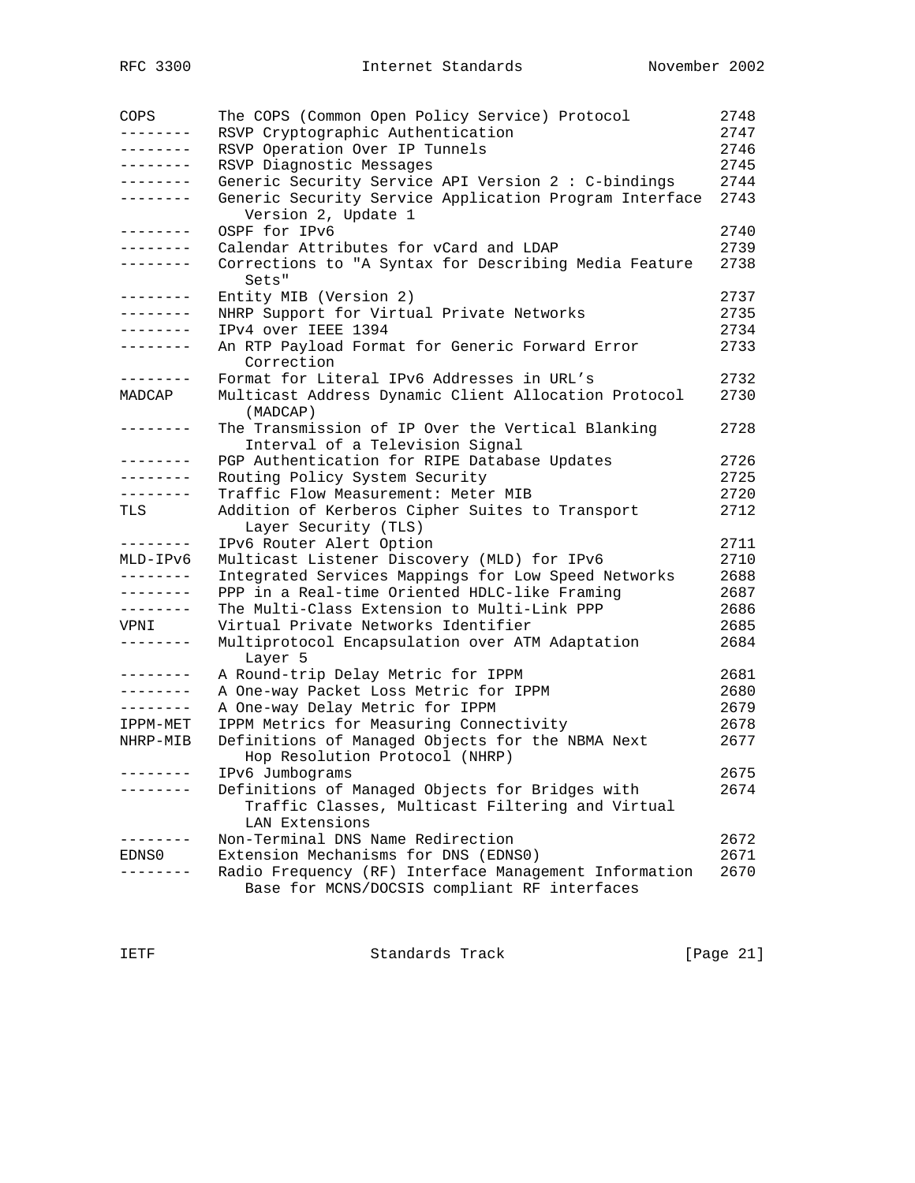| | | |
|---|---|---|
| COPS | The COPS (Common Open Policy Service) Protocol | 2748 |
| -------- | RSVP Cryptographic Authentication | 2747 |
| -------- | RSVP Operation Over IP Tunnels | 2746 |
| -------- | RSVP Diagnostic Messages | 2745 |
| -------- | Generic Security Service API Version 2 : C-bindings | 2744 |
| -------- | Generic Security Service Application Program Interface Version 2, Update 1 | 2743 |
| -------- | OSPF for IPv6 | 2740 |
| -------- | Calendar Attributes for vCard and LDAP | 2739 |
| -------- | Corrections to "A Syntax for Describing Media Feature Sets" | 2738 |
| -------- | Entity MIB (Version 2) | 2737 |
| -------- | NHRP Support for Virtual Private Networks | 2735 |
| -------- | IPv4 over IEEE 1394 | 2734 |
| -------- | An RTP Payload Format for Generic Forward Error Correction | 2733 |
| -------- | Format for Literal IPv6 Addresses in URL's | 2732 |
| MADCAP | Multicast Address Dynamic Client Allocation Protocol (MADCAP) | 2730 |
| -------- | The Transmission of IP Over the Vertical Blanking Interval of a Television Signal | 2728 |
| -------- | PGP Authentication for RIPE Database Updates | 2726 |
| -------- | Routing Policy System Security | 2725 |
| -------- | Traffic Flow Measurement: Meter MIB | 2720 |
| TLS | Addition of Kerberos Cipher Suites to Transport Layer Security (TLS) | 2712 |
| -------- | IPv6 Router Alert Option | 2711 |
| MLD-IPv6 | Multicast Listener Discovery (MLD) for IPv6 | 2710 |
| -------- | Integrated Services Mappings for Low Speed Networks | 2688 |
| -------- | PPP in a Real-time Oriented HDLC-like Framing | 2687 |
| -------- | The Multi-Class Extension to Multi-Link PPP | 2686 |
| VPNI | Virtual Private Networks Identifier | 2685 |
| -------- | Multiprotocol Encapsulation over ATM Adaptation Layer 5 | 2684 |
| -------- | A Round-trip Delay Metric for IPPM | 2681 |
| -------- | A One-way Packet Loss Metric for IPPM | 2680 |
| -------- | A One-way Delay Metric for IPPM | 2679 |
| IPPM-MET | IPPM Metrics for Measuring Connectivity | 2678 |
| NHRP-MIB | Definitions of Managed Objects for the NBMA Next Hop Resolution Protocol (NHRP) | 2677 |
| -------- | IPv6 Jumbograms | 2675 |
| -------- | Definitions of Managed Objects for Bridges with Traffic Classes, Multicast Filtering and Virtual LAN Extensions | 2674 |
| -------- | Non-Terminal DNS Name Redirection | 2672 |
| EDNS0 | Extension Mechanisms for DNS (EDNS0) | 2671 |
| -------- | Radio Frequency (RF) Interface Management Information Base for MCNS/DOCSIS compliant RF interfaces | 2670 |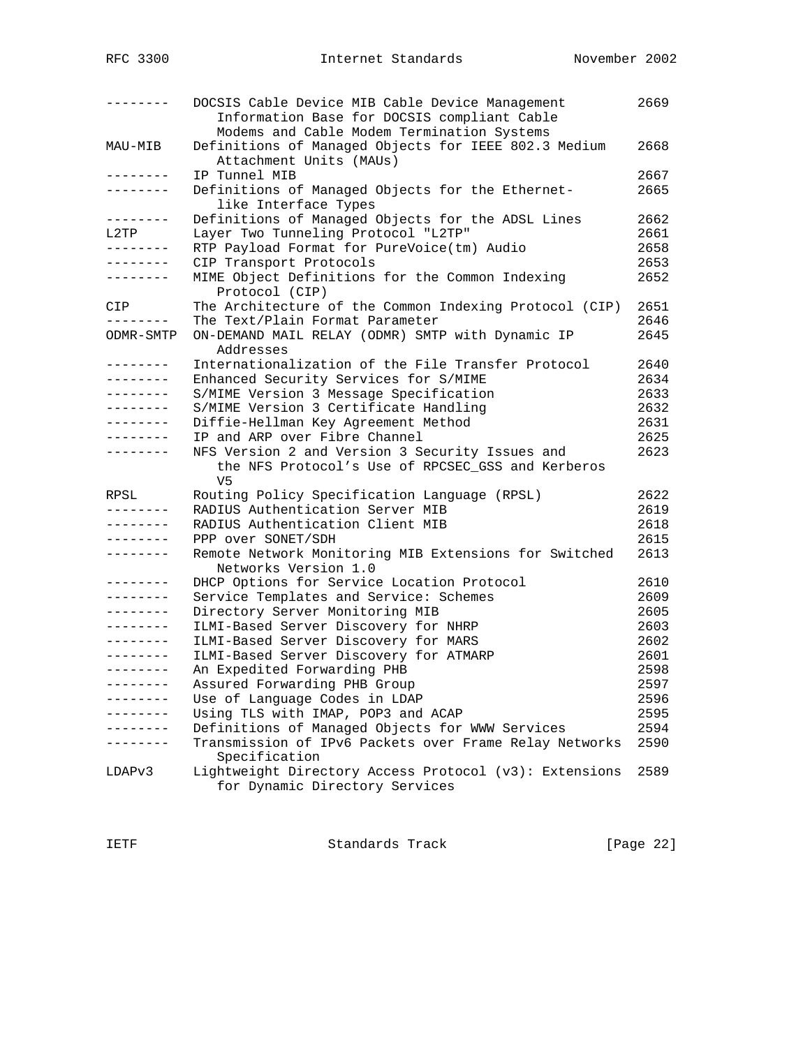```
--------  DOCSIS Cable Device MIB Cable Device Management      2669
            Information Base for DOCSIS compliant Cable
            Modems and Cable Modem Termination Systems
MAU-MIB   Definitions of Managed Objects for IEEE 802.3 Medium    2668
            Attachment Units (MAUs)
--------  IP Tunnel MIB                                          2667
--------  Definitions of Managed Objects for the Ethernet-       2665
            like Interface Types
--------  Definitions of Managed Objects for the ADSL Lines      2662
L2TP      Layer Two Tunneling Protocol "L2TP"                    2661
--------  RTP Payload Format for PureVoice(tm) Audio             2658
--------  CIP Transport Protocols                                2653
--------  MIME Object Definitions for the Common Indexing        2652
            Protocol (CIP)
CIP       The Architecture of the Common Indexing Protocol (CIP) 2651
--------  The Text/Plain Format Parameter                        2646
ODMR-SMTP ON-DEMAND MAIL RELAY (ODMR) SMTP with Dynamic IP       2645
            Addresses
--------  Internationalization of the File Transfer Protocol    2640
--------  Enhanced Security Services for S/MIME                  2634
--------  S/MIME Version 3 Message Specification                 2633
--------  S/MIME Version 3 Certificate Handling                  2632
--------  Diffie-Hellman Key Agreement Method                    2631
--------  IP and ARP over Fibre Channel                          2625
--------  NFS Version 2 and Version 3 Security Issues and        2623
            the NFS Protocol's Use of RPCSEC_GSS and Kerberos
            V5
RPSL      Routing Policy Specification Language (RPSL)           2622
--------  RADIUS Authentication Server MIB                       2619
--------  RADIUS Authentication Client MIB                       2618
--------  PPP over SONET/SDH                                     2615
--------  Remote Network Monitoring MIB Extensions for Switched  2613
            Networks Version 1.0
--------  DHCP Options for Service Location Protocol             2610
--------  Service Templates and Service: Schemes                 2609
--------  Directory Server Monitoring MIB                        2605
--------  ILMI-Based Server Discovery for NHRP                   2603
--------  ILMI-Based Server Discovery for MARS                   2602
--------  ILMI-Based Server Discovery for ATMARP                 2601
--------  An Expedited Forwarding PHB                            2598
--------  Assured Forwarding PHB Group                           2597
--------  Use of Language Codes in LDAP                          2596
--------  Using TLS with IMAP, POP3 and ACAP                     2595
--------  Definitions of Managed Objects for WWW Services        2594
--------  Transmission of IPv6 Packets over Frame Relay Networks 2590
            Specification
LDAPv3    Lightweight Directory Access Protocol (v3): Extensions 2589
            for Dynamic Directory Services
```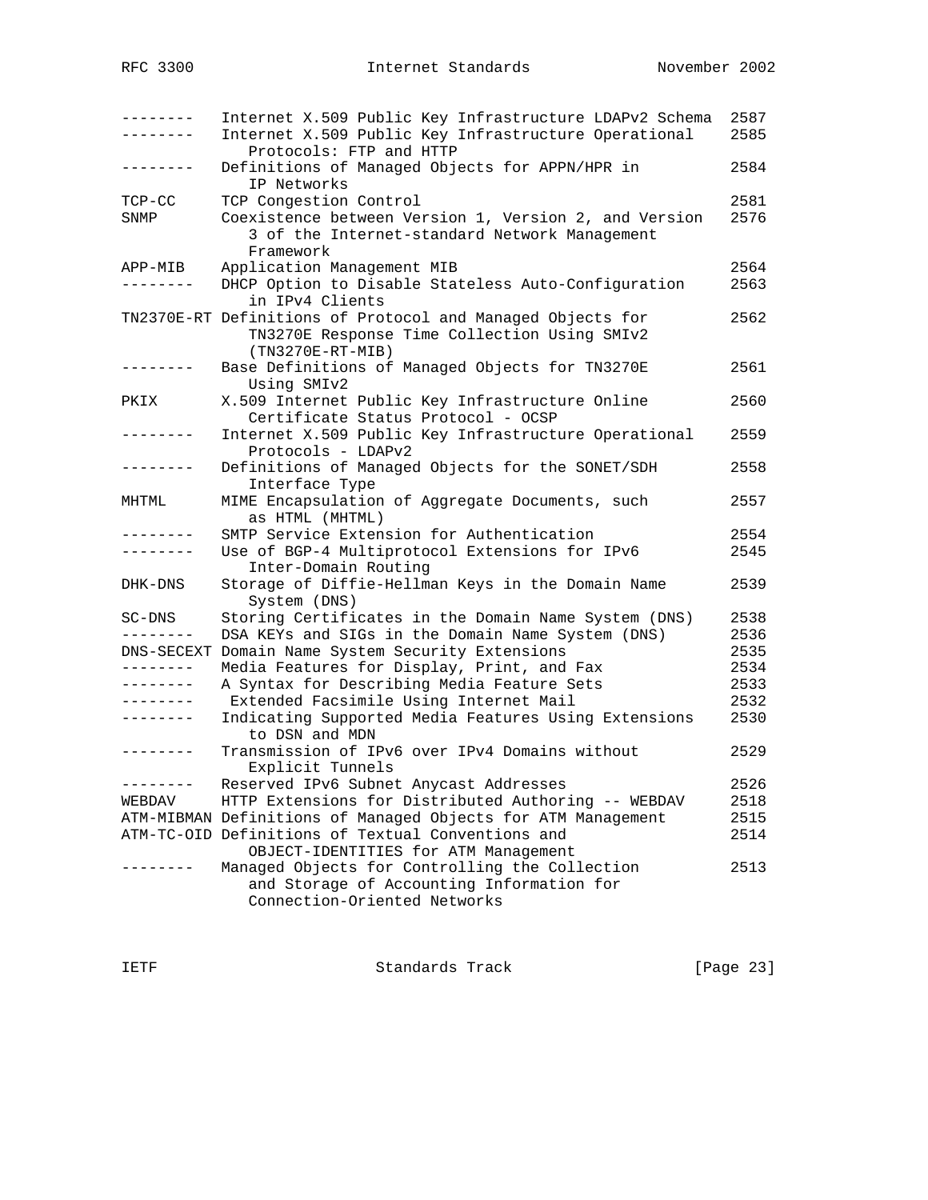```
--------  Internet X.509 Public Key Infrastructure LDAPv2 Schema  2587
--------  Internet X.509 Public Key Infrastructure Operational    2585
             Protocols: FTP and HTTP
--------  Definitions of Managed Objects for APPN/HPR in          2584
             IP Networks
TCP-CC    TCP Congestion Control                                  2581
SNMP      Coexistence between Version 1, Version 2, and Version   2576
             3 of the Internet-standard Network Management
             Framework
APP-MIB   Application Management MIB                              2564
--------  DHCP Option to Disable Stateless Auto-Configuration     2563
             in IPv4 Clients
TN2370E-RT Definitions of Protocol and Managed Objects for        2562
             TN3270E Response Time Collection Using SMIv2
             (TN3270E-RT-MIB)
--------  Base Definitions of Managed Objects for TN3270E          2561
             Using SMIv2
PKIX      X.509 Internet Public Key Infrastructure Online         2560
             Certificate Status Protocol - OCSP
--------  Internet X.509 Public Key Infrastructure Operational    2559
             Protocols - LDAPv2
--------  Definitions of Managed Objects for the SONET/SDH        2558
             Interface Type
MHTML     MIME Encapsulation of Aggregate Documents, such         2557
             as HTML (MHTML)
--------  SMTP Service Extension for Authentication               2554
--------  Use of BGP-4 Multiprotocol Extensions for IPv6          2545
             Inter-Domain Routing
DHK-DNS   Storage of Diffie-Hellman Keys in the Domain Name       2539
             System (DNS)
SC-DNS    Storing Certificates in the Domain Name System (DNS)    2538
--------  DSA KEYs and SIGs in the Domain Name System (DNS)       2536
DNS-SECEXT Domain Name System Security Extensions                 2535
--------  Media Features for Display, Print, and Fax              2534
--------  A Syntax for Describing Media Feature Sets              2533
--------   Extended Facsimile Using Internet Mail                 2532
--------  Indicating Supported Media Features Using Extensions    2530
             to DSN and MDN
--------  Transmission of IPv6 over IPv4 Domains without          2529
             Explicit Tunnels
--------  Reserved IPv6 Subnet Anycast Addresses                  2526
WEBDAV    HTTP Extensions for Distributed Authoring -- WEBDAV     2518
ATM-MIBMAN Definitions of Managed Objects for ATM Management      2515
ATM-TC-OID Definitions of Textual Conventions and                 2514
             OBJECT-IDENTITIES for ATM Management
--------  Managed Objects for Controlling the Collection          2513
             and Storage of Accounting Information for
             Connection-Oriented Networks
```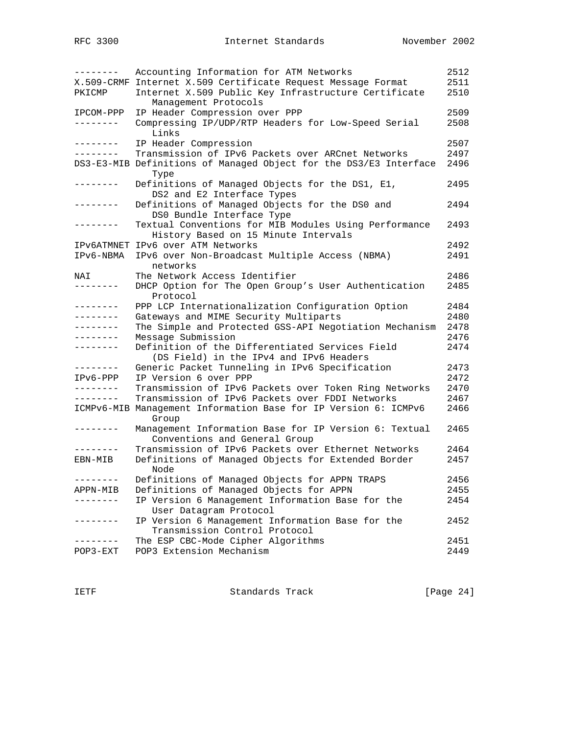| | | |
|---|---|---|
| -------- | Accounting Information for ATM Networks | 2512 |
| X.509-CRMF | Internet X.509 Certificate Request Message Format | 2511 |
| PKICMP | Internet X.509 Public Key Infrastructure Certificate Management Protocols | 2510 |
| IPCOM-PPP | IP Header Compression over PPP | 2509 |
| -------- | Compressing IP/UDP/RTP Headers for Low-Speed Serial Links | 2508 |
| -------- | IP Header Compression | 2507 |
| -------- | Transmission of IPv6 Packets over ARCnet Networks | 2497 |
| DS3-E3-MIB | Definitions of Managed Object for the DS3/E3 Interface Type | 2496 |
| -------- | Definitions of Managed Objects for the DS1, E1, DS2 and E2 Interface Types | 2495 |
| -------- | Definitions of Managed Objects for the DS0 and DS0 Bundle Interface Type | 2494 |
| -------- | Textual Conventions for MIB Modules Using Performance History Based on 15 Minute Intervals | 2493 |
| IPv6ATMNET | IPv6 over ATM Networks | 2492 |
| IPv6-NBMA | IPv6 over Non-Broadcast Multiple Access (NBMA) networks | 2491 |
| NAI | The Network Access Identifier | 2486 |
| -------- | DHCP Option for The Open Group's User Authentication Protocol | 2485 |
| -------- | PPP LCP Internationalization Configuration Option | 2484 |
| -------- | Gateways and MIME Security Multiparts | 2480 |
| -------- | The Simple and Protected GSS-API Negotiation Mechanism | 2478 |
| -------- | Message Submission | 2476 |
| -------- | Definition of the Differentiated Services Field (DS Field) in the IPv4 and IPv6 Headers | 2474 |
| -------- | Generic Packet Tunneling in IPv6 Specification | 2473 |
| IPv6-PPP | IP Version 6 over PPP | 2472 |
| -------- | Transmission of IPv6 Packets over Token Ring Networks | 2470 |
| -------- | Transmission of IPv6 Packets over FDDI Networks | 2467 |
| ICMPv6-MIB | Management Information Base for IP Version 6: ICMPv6 Group | 2466 |
| -------- | Management Information Base for IP Version 6: Textual Conventions and General Group | 2465 |
| -------- | Transmission of IPv6 Packets over Ethernet Networks | 2464 |
| EBN-MIB | Definitions of Managed Objects for Extended Border Node | 2457 |
| -------- | Definitions of Managed Objects for APPN TRAPS | 2456 |
| APPN-MIB | Definitions of Managed Objects for APPN | 2455 |
| -------- | IP Version 6 Management Information Base for the User Datagram Protocol | 2454 |
| -------- | IP Version 6 Management Information Base for the Transmission Control Protocol | 2452 |
| -------- | The ESP CBC-Mode Cipher Algorithms | 2451 |
| POP3-EXT | POP3 Extension Mechanism | 2449 |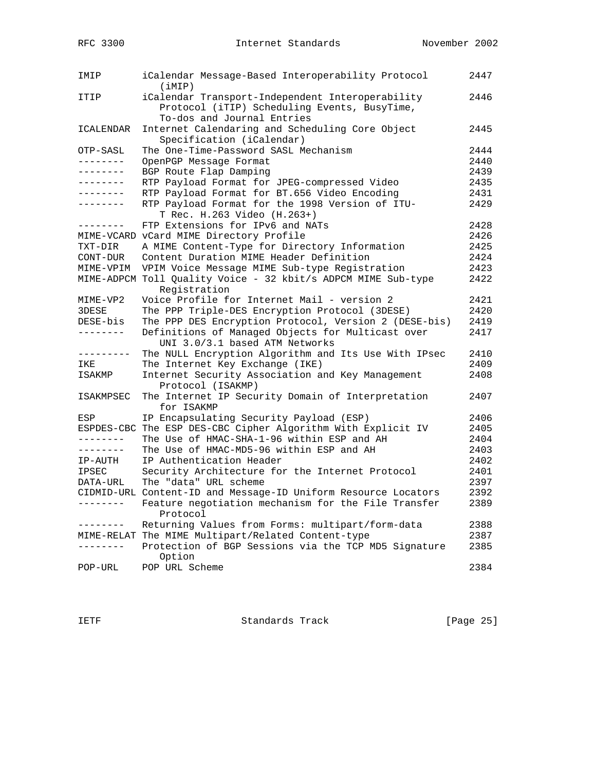```
IMIP       iCalendar Message-Based Interoperability Protocol         2447
              (iMIP)
ITIP       iCalendar Transport-Independent Interoperability          2446
              Protocol (iTIP) Scheduling Events, BusyTime,
              To-dos and Journal Entries
ICALENDAR  Internet Calendaring and Scheduling Core Object           2445
              Specification (iCalendar)
OTP-SASL   The One-Time-Password SASL Mechanism                      2444
--------   OpenPGP Message Format                                    2440
--------   BGP Route Flap Damping                                    2439
--------   RTP Payload Format for JPEG-compressed Video              2435
--------   RTP Payload Format for BT.656 Video Encoding              2431
--------   RTP Payload Format for the 1998 Version of ITU-           2429
              T Rec. H.263 Video (H.263+)
--------   FTP Extensions for IPv6 and NATs                          2428
MIME-VCARD vCard MIME Directory Profile                              2426
TXT-DIR    A MIME Content-Type for Directory Information             2425
CONT-DUR   Content Duration MIME Header Definition                   2424
MIME-VPIM  VPIM Voice Message MIME Sub-type Registration             2423
MIME-ADPCM Toll Quality Voice - 32 kbit/s ADPCM MIME Sub-type        2422
              Registration
MIME-VP2   Voice Profile for Internet Mail - version 2               2421
3DESE      The PPP Triple-DES Encryption Protocol (3DESE)            2420
DESE-bis   The PPP DES Encryption Protocol, Version 2 (DESE-bis)     2419
--------   Definitions of Managed Objects for Multicast over         2417
              UNI 3.0/3.1 based ATM Networks
---------  The NULL Encryption Algorithm and Its Use With IPsec      2410
IKE        The Internet Key Exchange (IKE)                           2409
ISAKMP     Internet Security Association and Key Management          2408
              Protocol (ISAKMP)
ISAKMPSEC  The Internet IP Security Domain of Interpretation         2407
              for ISAKMP
ESP        IP Encapsulating Security Payload (ESP)                   2406
ESPDES-CBC The ESP DES-CBC Cipher Algorithm With Explicit IV         2405
--------   The Use of HMAC-SHA-1-96 within ESP and AH                2404
--------   The Use of HMAC-MD5-96 within ESP and AH                  2403
IP-AUTH    IP Authentication Header                                  2402
IPSEC      Security Architecture for the Internet Protocol           2401
DATA-URL   The "data" URL scheme                                     2397
CIDMID-URL Content-ID and Message-ID Uniform Resource Locators       2392
--------   Feature negotiation mechanism for the File Transfer       2389
              Protocol
--------   Returning Values from Forms: multipart/form-data          2388
MIME-RELAT The MIME Multipart/Related Content-type                   2387
--------   Protection of BGP Sessions via the TCP MD5 Signature      2385
              Option
POP-URL    POP URL Scheme                                            2384
```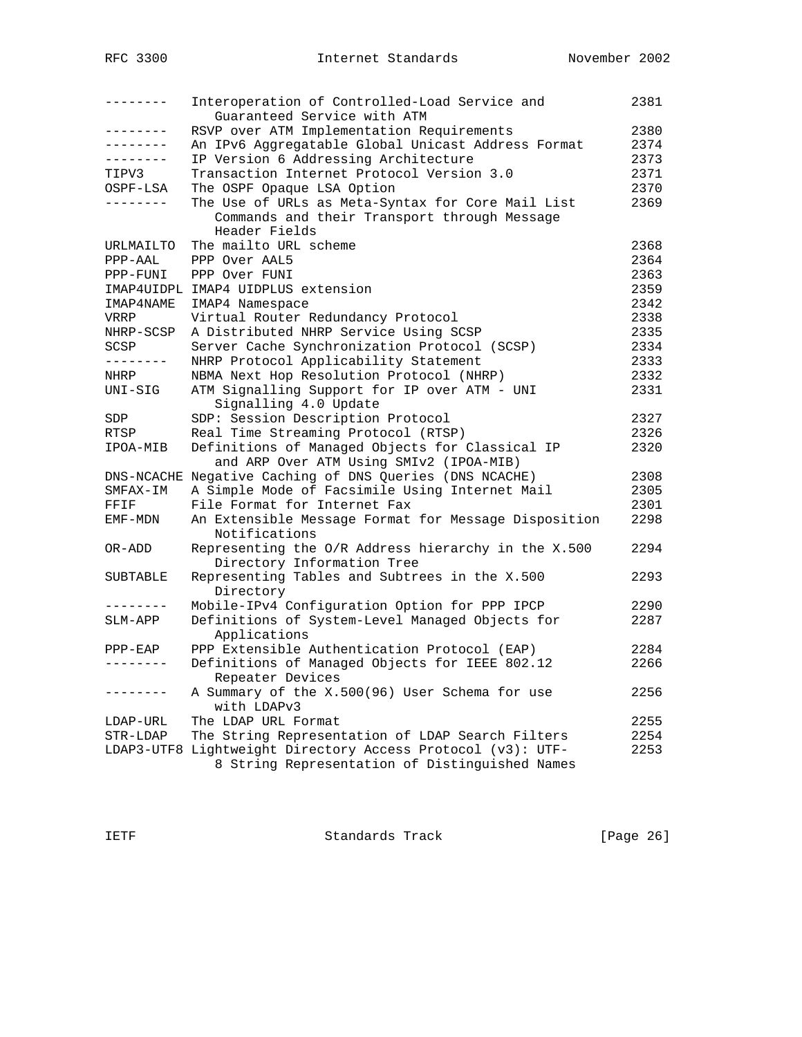| | | |
|---|---|---|
| -------- | Interoperation of Controlled-Load Service and Guaranteed Service with ATM | 2381 |
| -------- | RSVP over ATM Implementation Requirements | 2380 |
| -------- | An IPv6 Aggregatable Global Unicast Address Format | 2374 |
| -------- | IP Version 6 Addressing Architecture | 2373 |
| TIPV3 | Transaction Internet Protocol Version 3.0 | 2371 |
| OSPF-LSA | The OSPF Opaque LSA Option | 2370 |
| -------- | The Use of URLs as Meta-Syntax for Core Mail List Commands and their Transport through Message Header Fields | 2369 |
| URLMAILTO | The mailto URL scheme | 2368 |
| PPP-AAL | PPP Over AAL5 | 2364 |
| PPP-FUNI | PPP Over FUNI | 2363 |
| IMAP4UIDPL | IMAP4 UIDPLUS extension | 2359 |
| IMAP4NAME | IMAP4 Namespace | 2342 |
| VRRP | Virtual Router Redundancy Protocol | 2338 |
| NHRP-SCSP | A Distributed NHRP Service Using SCSP | 2335 |
| SCSP | Server Cache Synchronization Protocol (SCSP) | 2334 |
| -------- | NHRP Protocol Applicability Statement | 2333 |
| NHRP | NBMA Next Hop Resolution Protocol (NHRP) | 2332 |
| UNI-SIG | ATM Signalling Support for IP over ATM - UNI Signalling 4.0 Update | 2331 |
| SDP | SDP: Session Description Protocol | 2327 |
| RTSP | Real Time Streaming Protocol (RTSP) | 2326 |
| IPOA-MIB | Definitions of Managed Objects for Classical IP and ARP Over ATM Using SMIv2 (IPOA-MIB) | 2320 |
| DNS-NCACHE | Negative Caching of DNS Queries (DNS NCACHE) | 2308 |
| SMFAX-IM | A Simple Mode of Facsimile Using Internet Mail | 2305 |
| FFIF | File Format for Internet Fax | 2301 |
| EMF-MDN | An Extensible Message Format for Message Disposition Notifications | 2298 |
| OR-ADD | Representing the O/R Address hierarchy in the X.500 Directory Information Tree | 2294 |
| SUBTABLE | Representing Tables and Subtrees in the X.500 Directory | 2293 |
| -------- | Mobile-IPv4 Configuration Option for PPP IPCP | 2290 |
| SLM-APP | Definitions of System-Level Managed Objects for Applications | 2287 |
| PPP-EAP | PPP Extensible Authentication Protocol (EAP) | 2284 |
| -------- | Definitions of Managed Objects for IEEE 802.12 Repeater Devices | 2266 |
| -------- | A Summary of the X.500(96) User Schema for use with LDAPv3 | 2256 |
| LDAP-URL | The LDAP URL Format | 2255 |
| STR-LDAP | The String Representation of LDAP Search Filters | 2254 |
| LDAP3-UTF8 | Lightweight Directory Access Protocol (v3): UTF-8 String Representation of Distinguished Names | 2253 |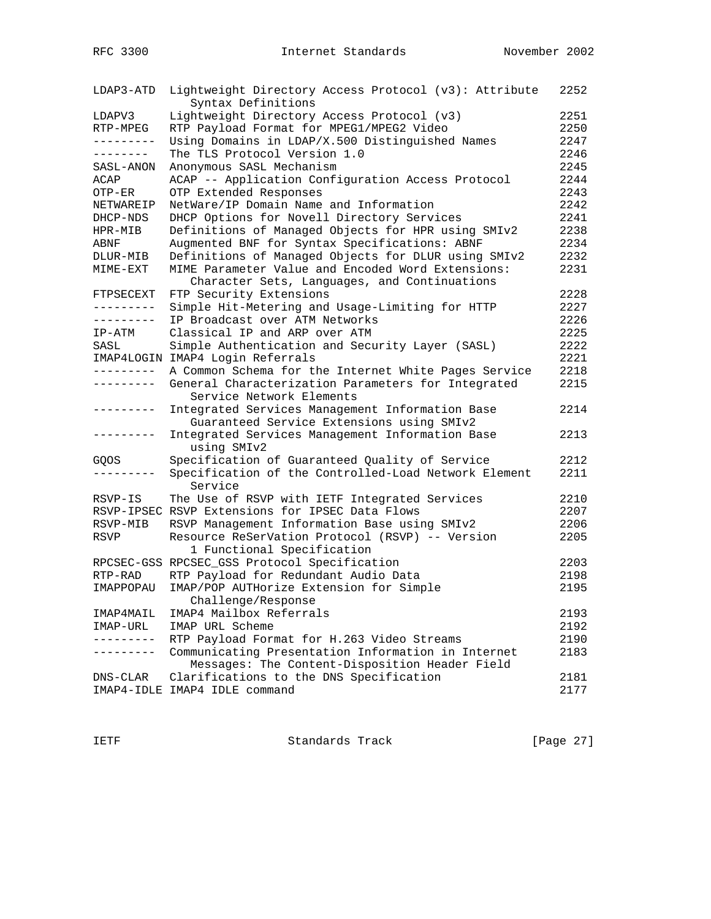| | | |
|---|---|---|
| LDAP3-ATD | Lightweight Directory Access Protocol (v3): Attribute Syntax Definitions | 2252 |
| LDAPV3 | Lightweight Directory Access Protocol (v3) | 2251 |
| RTP-MPEG | RTP Payload Format for MPEG1/MPEG2 Video | 2250 |
| --------- | Using Domains in LDAP/X.500 Distinguished Names | 2247 |
| -------- | The TLS Protocol Version 1.0 | 2246 |
| SASL-ANON | Anonymous SASL Mechanism | 2245 |
| ACAP | ACAP -- Application Configuration Access Protocol | 2244 |
| OTP-ER | OTP Extended Responses | 2243 |
| NETWAREIP | NetWare/IP Domain Name and Information | 2242 |
| DHCP-NDS | DHCP Options for Novell Directory Services | 2241 |
| HPR-MIB | Definitions of Managed Objects for HPR using SMIv2 | 2238 |
| ABNF | Augmented BNF for Syntax Specifications: ABNF | 2234 |
| DLUR-MIB | Definitions of Managed Objects for DLUR using SMIv2 | 2232 |
| MIME-EXT | MIME Parameter Value and Encoded Word Extensions: Character Sets, Languages, and Continuations | 2231 |
| FTPSECEXT | FTP Security Extensions | 2228 |
| --------- | Simple Hit-Metering and Usage-Limiting for HTTP | 2227 |
| --------- | IP Broadcast over ATM Networks | 2226 |
| IP-ATM | Classical IP and ARP over ATM | 2225 |
| SASL | Simple Authentication and Security Layer (SASL) | 2222 |
| IMAP4LOGIN | IMAP4 Login Referrals | 2221 |
| --------- | A Common Schema for the Internet White Pages Service | 2218 |
| --------- | General Characterization Parameters for Integrated Service Network Elements | 2215 |
| --------- | Integrated Services Management Information Base Guaranteed Service Extensions using SMIv2 | 2214 |
| --------- | Integrated Services Management Information Base using SMIv2 | 2213 |
| GQOS | Specification of Guaranteed Quality of Service | 2212 |
| --------- | Specification of the Controlled-Load Network Element Service | 2211 |
| RSVP-IS | The Use of RSVP with IETF Integrated Services | 2210 |
| RSVP-IPSEC | RSVP Extensions for IPSEC Data Flows | 2207 |
| RSVP-MIB | RSVP Management Information Base using SMIv2 | 2206 |
| RSVP | Resource ReSerVation Protocol (RSVP) -- Version 1 Functional Specification | 2205 |
| RPCSEC-GSS | RPCSEC_GSS Protocol Specification | 2203 |
| RTP-RAD | RTP Payload for Redundant Audio Data | 2198 |
| IMAPPOPAU | IMAP/POP AUTHorize Extension for Simple Challenge/Response | 2195 |
| IMAP4MAIL | IMAP4 Mailbox Referrals | 2193 |
| IMAP-URL | IMAP URL Scheme | 2192 |
| --------- | RTP Payload Format for H.263 Video Streams | 2190 |
| --------- | Communicating Presentation Information in Internet Messages: The Content-Disposition Header Field | 2183 |
| DNS-CLAR | Clarifications to the DNS Specification | 2181 |
| IMAP4-IDLE | IMAP4 IDLE command | 2177 |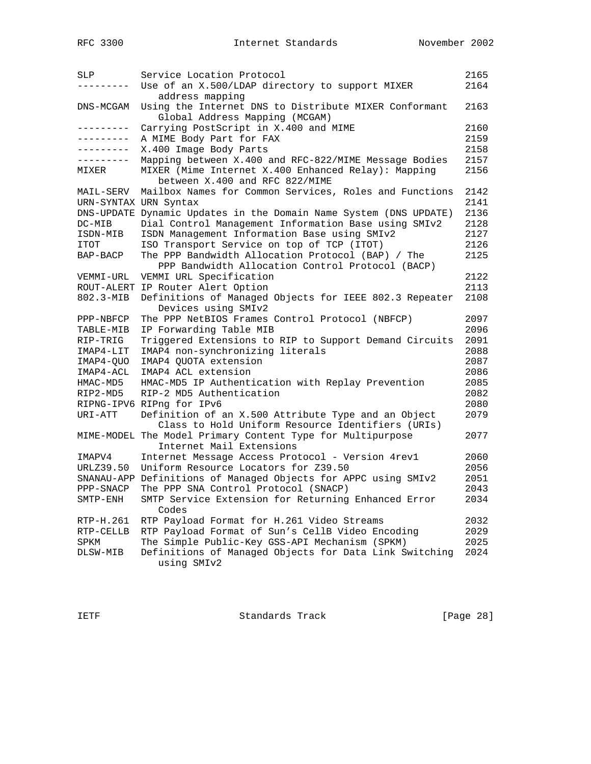| | | |
|---|---|---|
| SLP | Service Location Protocol | 2165 |
| --------- | Use of an X.500/LDAP directory to support MIXER address mapping | 2164 |
| DNS-MCGAM | Using the Internet DNS to Distribute MIXER Conformant Global Address Mapping (MCGAM) | 2163 |
| --------- | Carrying PostScript in X.400 and MIME | 2160 |
| --------- | A MIME Body Part for FAX | 2159 |
| --------- | X.400 Image Body Parts | 2158 |
| --------- | Mapping between X.400 and RFC-822/MIME Message Bodies | 2157 |
| MIXER | MIXER (Mime Internet X.400 Enhanced Relay): Mapping between X.400 and RFC 822/MIME | 2156 |
| MAIL-SERV | Mailbox Names for Common Services, Roles and Functions | 2142 |
| URN-SYNTAX | URN Syntax | 2141 |
| DNS-UPDATE | Dynamic Updates in the Domain Name System (DNS UPDATE) | 2136 |
| DC-MIB | Dial Control Management Information Base using SMIv2 | 2128 |
| ISDN-MIB | ISDN Management Information Base using SMIv2 | 2127 |
| ITOT | ISO Transport Service on top of TCP (ITOT) | 2126 |
| BAP-BACP | The PPP Bandwidth Allocation Protocol (BAP) / The PPP Bandwidth Allocation Control Protocol (BACP) | 2125 |
| VEMMI-URL | VEMMI URL Specification | 2122 |
| ROUT-ALERT | IP Router Alert Option | 2113 |
| 802.3-MIB | Definitions of Managed Objects for IEEE 802.3 Repeater Devices using SMIv2 | 2108 |
| PPP-NBFCP | The PPP NetBIOS Frames Control Protocol (NBFCP) | 2097 |
| TABLE-MIB | IP Forwarding Table MIB | 2096 |
| RIP-TRIG | Triggered Extensions to RIP to Support Demand Circuits | 2091 |
| IMAP4-LIT | IMAP4 non-synchronizing literals | 2088 |
| IMAP4-QUO | IMAP4 QUOTA extension | 2087 |
| IMAP4-ACL | IMAP4 ACL extension | 2086 |
| HMAC-MD5 | HMAC-MD5 IP Authentication with Replay Prevention | 2085 |
| RIP2-MD5 | RIP-2 MD5 Authentication | 2082 |
| RIPNG-IPV6 | RIPng for IPv6 | 2080 |
| URI-ATT | Definition of an X.500 Attribute Type and an Object Class to Hold Uniform Resource Identifiers (URIs) | 2079 |
| MIME-MODEL | The Model Primary Content Type for Multipurpose Internet Mail Extensions | 2077 |
| IMAPV4 | Internet Message Access Protocol - Version 4rev1 | 2060 |
| URLZ39.50 | Uniform Resource Locators for Z39.50 | 2056 |
| SNANAU-APP | Definitions of Managed Objects for APPC using SMIv2 | 2051 |
| PPP-SNACP | The PPP SNA Control Protocol (SNACP) | 2043 |
| SMTP-ENH | SMTP Service Extension for Returning Enhanced Error Codes | 2034 |
| RTP-H.261 | RTP Payload Format for H.261 Video Streams | 2032 |
| RTP-CELLB | RTP Payload Format of Sun's CellB Video Encoding | 2029 |
| SPKM | The Simple Public-Key GSS-API Mechanism (SPKM) | 2025 |
| DLSW-MIB | Definitions of Managed Objects for Data Link Switching using SMIv2 | 2024 |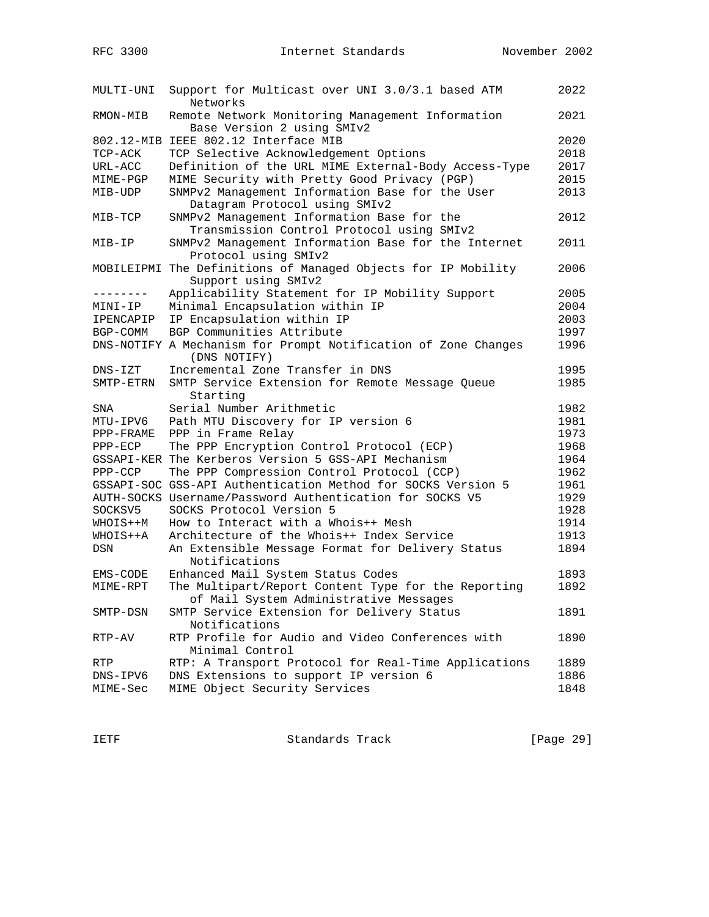| | | |
|---|---|---|
| MULTI-UNI | Support for Multicast over UNI 3.0/3.1 based ATM Networks | 2022 |
| RMON-MIB | Remote Network Monitoring Management Information Base Version 2 using SMIv2 | 2021 |
| 802.12-MIB | IEEE 802.12 Interface MIB | 2020 |
| TCP-ACK | TCP Selective Acknowledgement Options | 2018 |
| URL-ACC | Definition of the URL MIME External-Body Access-Type | 2017 |
| MIME-PGP | MIME Security with Pretty Good Privacy (PGP) | 2015 |
| MIB-UDP | SNMPv2 Management Information Base for the User Datagram Protocol using SMIv2 | 2013 |
| MIB-TCP | SNMPv2 Management Information Base for the Transmission Control Protocol using SMIv2 | 2012 |
| MIB-IP | SNMPv2 Management Information Base for the Internet Protocol using SMIv2 | 2011 |
| MOBILEIPMI | The Definitions of Managed Objects for IP Mobility Support using SMIv2 | 2006 |
| -------- | Applicability Statement for IP Mobility Support | 2005 |
| MINI-IP | Minimal Encapsulation within IP | 2004 |
| IPENCAPIP | IP Encapsulation within IP | 2003 |
| BGP-COMM | BGP Communities Attribute | 1997 |
| DNS-NOTIFY | A Mechanism for Prompt Notification of Zone Changes (DNS NOTIFY) | 1996 |
| DNS-IZT | Incremental Zone Transfer in DNS | 1995 |
| SMTP-ETRN | SMTP Service Extension for Remote Message Queue Starting | 1985 |
| SNA | Serial Number Arithmetic | 1982 |
| MTU-IPV6 | Path MTU Discovery for IP version 6 | 1981 |
| PPP-FRAME | PPP in Frame Relay | 1973 |
| PPP-ECP | The PPP Encryption Control Protocol (ECP) | 1968 |
| GSSAPI-KER | The Kerberos Version 5 GSS-API Mechanism | 1964 |
| PPP-CCP | The PPP Compression Control Protocol (CCP) | 1962 |
| GSSAPI-SOC | GSS-API Authentication Method for SOCKS Version 5 | 1961 |
| AUTH-SOCKS | Username/Password Authentication for SOCKS V5 | 1929 |
| SOCKSV5 | SOCKS Protocol Version 5 | 1928 |
| WHOIS++M | How to Interact with a Whois++ Mesh | 1914 |
| WHOIS++A | Architecture of the Whois++ Index Service | 1913 |
| DSN | An Extensible Message Format for Delivery Status Notifications | 1894 |
| EMS-CODE | Enhanced Mail System Status Codes | 1893 |
| MIME-RPT | The Multipart/Report Content Type for the Reporting of Mail System Administrative Messages | 1892 |
| SMTP-DSN | SMTP Service Extension for Delivery Status Notifications | 1891 |
| RTP-AV | RTP Profile for Audio and Video Conferences with Minimal Control | 1890 |
| RTP | RTP: A Transport Protocol for Real-Time Applications | 1889 |
| DNS-IPV6 | DNS Extensions to support IP version 6 | 1886 |
| MIME-Sec | MIME Object Security Services | 1848 |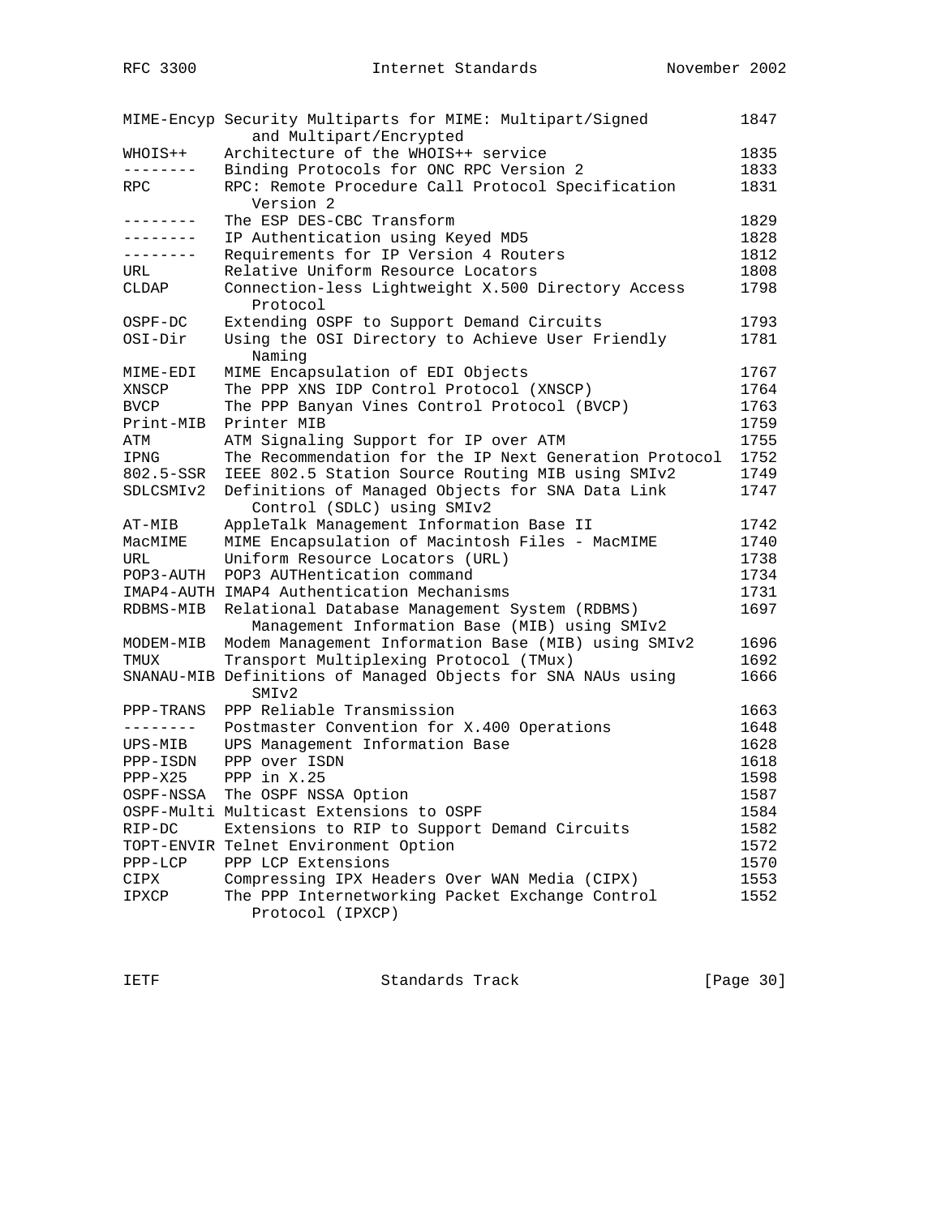| Mnemonic | Title | RFC |
|---|---|---|
| MIME-Encyp | Security Multiparts for MIME: Multipart/Signed and Multipart/Encrypted | 1847 |
| WHOIS++ | Architecture of the WHOIS++ service | 1835 |
| -------- | Binding Protocols for ONC RPC Version 2 | 1833 |
| RPC | RPC: Remote Procedure Call Protocol Specification Version 2 | 1831 |
| -------- | The ESP DES-CBC Transform | 1829 |
| -------- | IP Authentication using Keyed MD5 | 1828 |
| -------- | Requirements for IP Version 4 Routers | 1812 |
| URL | Relative Uniform Resource Locators | 1808 |
| CLDAP | Connection-less Lightweight X.500 Directory Access Protocol | 1798 |
| OSPF-DC | Extending OSPF to Support Demand Circuits | 1793 |
| OSI-Dir | Using the OSI Directory to Achieve User Friendly Naming | 1781 |
| MIME-EDI | MIME Encapsulation of EDI Objects | 1767 |
| XNSCP | The PPP XNS IDP Control Protocol (XNSCP) | 1764 |
| BVCP | The PPP Banyan Vines Control Protocol (BVCP) | 1763 |
| Print-MIB | Printer MIB | 1759 |
| ATM | ATM Signaling Support for IP over ATM | 1755 |
| IPNG | The Recommendation for the IP Next Generation Protocol | 1752 |
| 802.5-SSR | IEEE 802.5 Station Source Routing MIB using SMIv2 | 1749 |
| SDLCSMIv2 | Definitions of Managed Objects for SNA Data Link Control (SDLC) using SMIv2 | 1747 |
| AT-MIB | AppleTalk Management Information Base II | 1742 |
| MacMIME | MIME Encapsulation of Macintosh Files - MacMIME | 1740 |
| URL | Uniform Resource Locators (URL) | 1738 |
| POP3-AUTH | POP3 AUTHentication command | 1734 |
| IMAP4-AUTH | IMAP4 Authentication Mechanisms | 1731 |
| RDBMS-MIB | Relational Database Management System (RDBMS) Management Information Base (MIB) using SMIv2 | 1697 |
| MODEM-MIB | Modem Management Information Base (MIB) using SMIv2 | 1696 |
| TMUX | Transport Multiplexing Protocol (TMux) | 1692 |
| SNANAU-MIB | Definitions of Managed Objects for SNA NAUs using SMIv2 | 1666 |
| PPP-TRANS | PPP Reliable Transmission | 1663 |
| -------- | Postmaster Convention for X.400 Operations | 1648 |
| UPS-MIB | UPS Management Information Base | 1628 |
| PPP-ISDN | PPP over ISDN | 1618 |
| PPP-X25 | PPP in X.25 | 1598 |
| OSPF-NSSA | The OSPF NSSA Option | 1587 |
| OSPF-Multi | Multicast Extensions to OSPF | 1584 |
| RIP-DC | Extensions to RIP to Support Demand Circuits | 1582 |
| TOPT-ENVIR | Telnet Environment Option | 1572 |
| PPP-LCP | PPP LCP Extensions | 1570 |
| CIPX | Compressing IPX Headers Over WAN Media (CIPX) | 1553 |
| IPXCP | The PPP Internetworking Packet Exchange Control Protocol (IPXCP) | 1552 |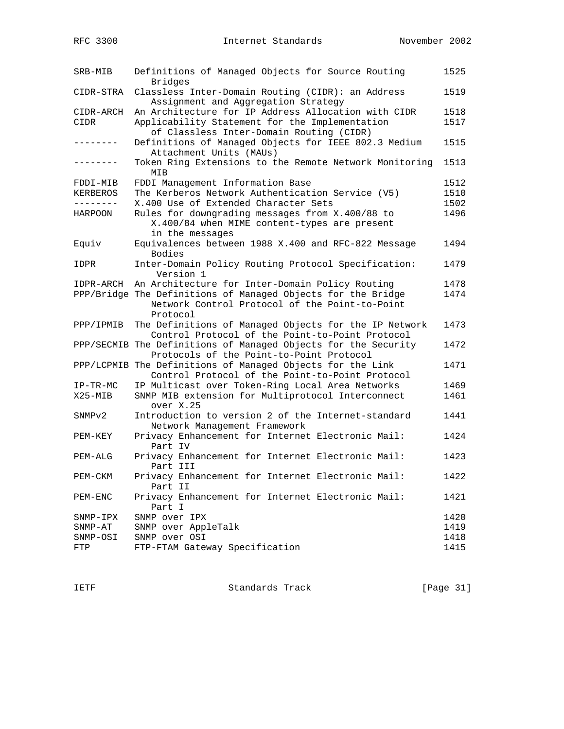| | | |
|---|---|---|
| SRB-MIB | Definitions of Managed Objects for Source Routing Bridges | 1525 |
| CIDR-STRA | Classless Inter-Domain Routing (CIDR): an Address Assignment and Aggregation Strategy | 1519 |
| CIDR-ARCH | An Architecture for IP Address Allocation with CIDR | 1518 |
| CIDR | Applicability Statement for the Implementation of Classless Inter-Domain Routing (CIDR) | 1517 |
| -------- | Definitions of Managed Objects for IEEE 802.3 Medium Attachment Units (MAUs) | 1515 |
| -------- | Token Ring Extensions to the Remote Network Monitoring MIB | 1513 |
| FDDI-MIB | FDDI Management Information Base | 1512 |
| KERBEROS | The Kerberos Network Authentication Service (V5) | 1510 |
| -------- | X.400 Use of Extended Character Sets | 1502 |
| HARPOON | Rules for downgrading messages from X.400/88 to X.400/84 when MIME content-types are present in the messages | 1496 |
| Equiv | Equivalences between 1988 X.400 and RFC-822 Message Bodies | 1494 |
| IDPR | Inter-Domain Policy Routing Protocol Specification: Version 1 | 1479 |
| IDPR-ARCH | An Architecture for Inter-Domain Policy Routing | 1478 |
| PPP/Bridge | The Definitions of Managed Objects for the Bridge Network Control Protocol of the Point-to-Point Protocol | 1474 |
| PPP/IPMIB | The Definitions of Managed Objects for the IP Network Control Protocol of the Point-to-Point Protocol | 1473 |
| PPP/SECMIB | The Definitions of Managed Objects for the Security Protocols of the Point-to-Point Protocol | 1472 |
| PPP/LCPMIB | The Definitions of Managed Objects for the Link Control Protocol of the Point-to-Point Protocol | 1471 |
| IP-TR-MC | IP Multicast over Token-Ring Local Area Networks | 1469 |
| X25-MIB | SNMP MIB extension for Multiprotocol Interconnect over X.25 | 1461 |
| SNMPv2 | Introduction to version 2 of the Internet-standard Network Management Framework | 1441 |
| PEM-KEY | Privacy Enhancement for Internet Electronic Mail: Part IV | 1424 |
| PEM-ALG | Privacy Enhancement for Internet Electronic Mail: Part III | 1423 |
| PEM-CKM | Privacy Enhancement for Internet Electronic Mail: Part II | 1422 |
| PEM-ENC | Privacy Enhancement for Internet Electronic Mail: Part I | 1421 |
| SNMP-IPX | SNMP over IPX | 1420 |
| SNMP-AT | SNMP over AppleTalk | 1419 |
| SNMP-OSI | SNMP over OSI | 1418 |
| FTP | FTP-FTAM Gateway Specification | 1415 |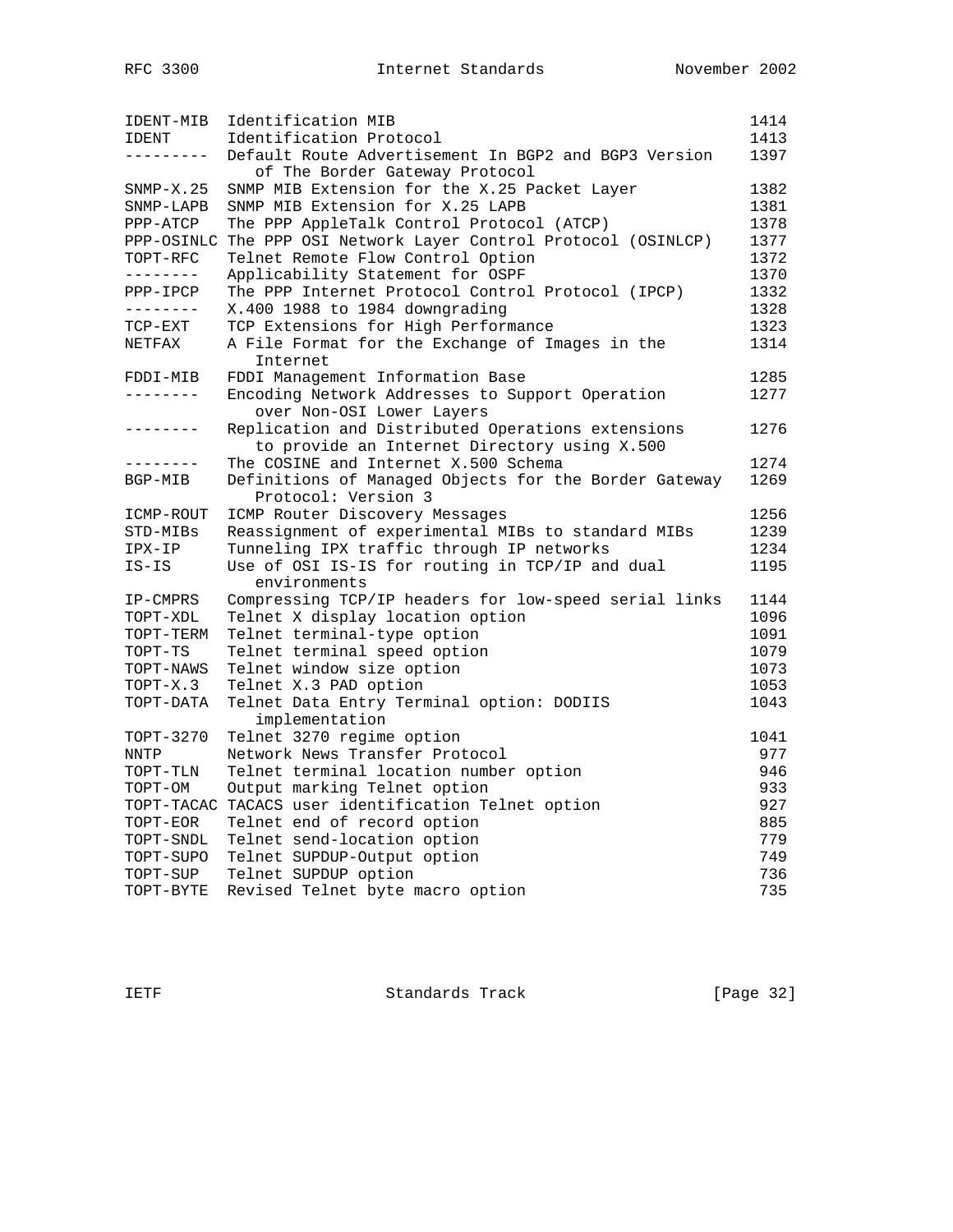| | | |
|---|---|---|
| IDENT-MIB | Identification MIB | 1414 |
| IDENT | Identification Protocol | 1413 |
| --------- | Default Route Advertisement In BGP2 and BGP3 Version of The Border Gateway Protocol | 1397 |
| SNMP-X.25 | SNMP MIB Extension for the X.25 Packet Layer | 1382 |
| SNMP-LAPB | SNMP MIB Extension for X.25 LAPB | 1381 |
| PPP-ATCP | The PPP AppleTalk Control Protocol (ATCP) | 1378 |
| PPP-OSINLC | The PPP OSI Network Layer Control Protocol (OSINLCP) | 1377 |
| TOPT-RFC | Telnet Remote Flow Control Option | 1372 |
| -------- | Applicability Statement for OSPF | 1370 |
| PPP-IPCP | The PPP Internet Protocol Control Protocol (IPCP) | 1332 |
| -------- | X.400 1988 to 1984 downgrading | 1328 |
| TCP-EXT | TCP Extensions for High Performance | 1323 |
| NETFAX | A File Format for the Exchange of Images in the Internet | 1314 |
| FDDI-MIB | FDDI Management Information Base | 1285 |
| -------- | Encoding Network Addresses to Support Operation over Non-OSI Lower Layers | 1277 |
| -------- | Replication and Distributed Operations extensions to provide an Internet Directory using X.500 | 1276 |
| -------- | The COSINE and Internet X.500 Schema | 1274 |
| BGP-MIB | Definitions of Managed Objects for the Border Gateway Protocol: Version 3 | 1269 |
| ICMP-ROUT | ICMP Router Discovery Messages | 1256 |
| STD-MIBs | Reassignment of experimental MIBs to standard MIBs | 1239 |
| IPX-IP | Tunneling IPX traffic through IP networks | 1234 |
| IS-IS | Use of OSI IS-IS for routing in TCP/IP and dual environments | 1195 |
| IP-CMPRS | Compressing TCP/IP headers for low-speed serial links | 1144 |
| TOPT-XDL | Telnet X display location option | 1096 |
| TOPT-TERM | Telnet terminal-type option | 1091 |
| TOPT-TS | Telnet terminal speed option | 1079 |
| TOPT-NAWS | Telnet window size option | 1073 |
| TOPT-X.3 | Telnet X.3 PAD option | 1053 |
| TOPT-DATA | Telnet Data Entry Terminal option: DODIIS implementation | 1043 |
| TOPT-3270 | Telnet 3270 regime option | 1041 |
| NNTP | Network News Transfer Protocol | 977 |
| TOPT-TLN | Telnet terminal location number option | 946 |
| TOPT-OM | Output marking Telnet option | 933 |
| TOPT-TACAC | TACACS user identification Telnet option | 927 |
| TOPT-EOR | Telnet end of record option | 885 |
| TOPT-SNDL | Telnet send-location option | 779 |
| TOPT-SUPO | Telnet SUPDUP-Output option | 749 |
| TOPT-SUP | Telnet SUPDUP option | 736 |
| TOPT-BYTE | Revised Telnet byte macro option | 735 |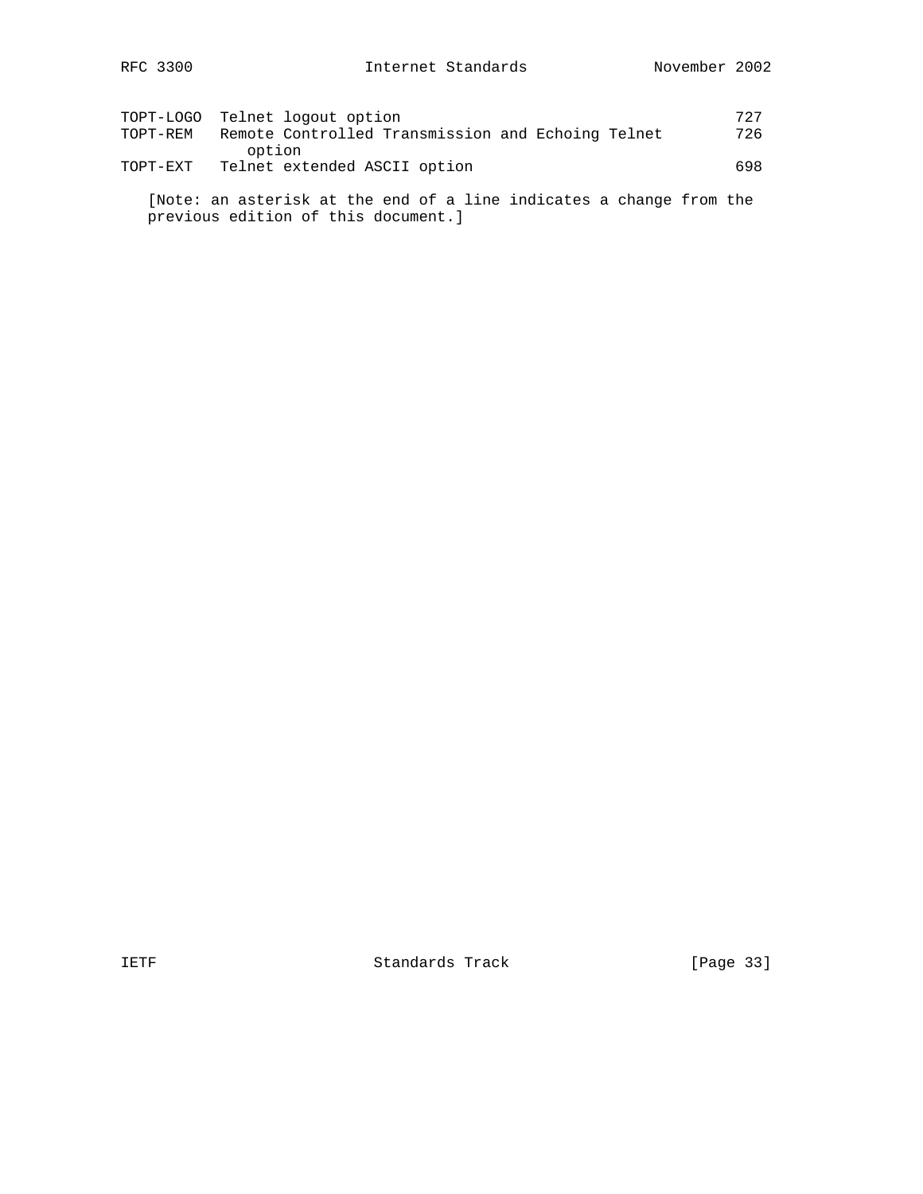| | | |
|---|---|---|
| TOPT-LOGO | Telnet logout option | 727 |
| TOPT-REM | Remote Controlled Transmission and Echoing Telnet option | 726 |
| TOPT-EXT | Telnet extended ASCII option | 698 |

[Note: an asterisk at the end of a line indicates a change from the previous edition of this document.]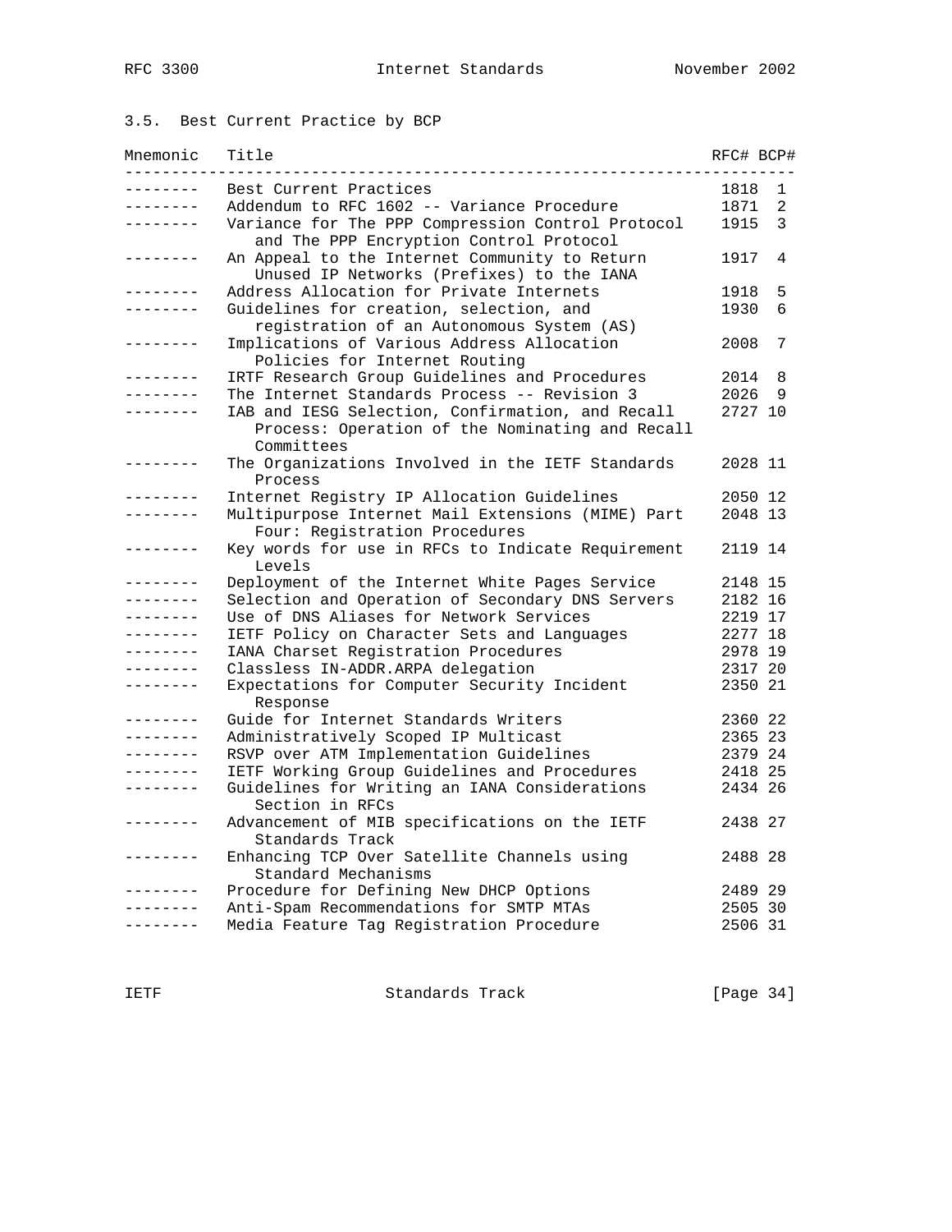### 3.5. Best Current Practice by BCP

| Mnemonic | Title | RFC# | BCP# |
|---|---|---|---|
| -------- | Best Current Practices | 1818 | 1 |
| -------- | Addendum to RFC 1602 -- Variance Procedure | 1871 | 2 |
| -------- | Variance for The PPP Compression Control Protocol and The PPP Encryption Control Protocol | 1915 | 3 |
| -------- | An Appeal to the Internet Community to Return Unused IP Networks (Prefixes) to the IANA | 1917 | 4 |
| -------- | Address Allocation for Private Internets | 1918 | 5 |
| -------- | Guidelines for creation, selection, and registration of an Autonomous System (AS) | 1930 | 6 |
| -------- | Implications of Various Address Allocation Policies for Internet Routing | 2008 | 7 |
| -------- | IRTF Research Group Guidelines and Procedures | 2014 | 8 |
| -------- | The Internet Standards Process -- Revision 3 | 2026 | 9 |
| -------- | IAB and IESG Selection, Confirmation, and Recall Process: Operation of the Nominating and Recall Committees | 2727 | 10 |
| -------- | The Organizations Involved in the IETF Standards Process | 2028 | 11 |
| -------- | Internet Registry IP Allocation Guidelines | 2050 | 12 |
| -------- | Multipurpose Internet Mail Extensions (MIME) Part Four: Registration Procedures | 2048 | 13 |
| -------- | Key words for use in RFCs to Indicate Requirement Levels | 2119 | 14 |
| -------- | Deployment of the Internet White Pages Service | 2148 | 15 |
| -------- | Selection and Operation of Secondary DNS Servers | 2182 | 16 |
| -------- | Use of DNS Aliases for Network Services | 2219 | 17 |
| -------- | IETF Policy on Character Sets and Languages | 2277 | 18 |
| -------- | IANA Charset Registration Procedures | 2978 | 19 |
| -------- | Classless IN-ADDR.ARPA delegation | 2317 | 20 |
| -------- | Expectations for Computer Security Incident Response | 2350 | 21 |
| -------- | Guide for Internet Standards Writers | 2360 | 22 |
| -------- | Administratively Scoped IP Multicast | 2365 | 23 |
| -------- | RSVP over ATM Implementation Guidelines | 2379 | 24 |
| -------- | IETF Working Group Guidelines and Procedures | 2418 | 25 |
| -------- | Guidelines for Writing an IANA Considerations Section in RFCs | 2434 | 26 |
| -------- | Advancement of MIB specifications on the IETF Standards Track | 2438 | 27 |
| -------- | Enhancing TCP Over Satellite Channels using Standard Mechanisms | 2488 | 28 |
| -------- | Procedure for Defining New DHCP Options | 2489 | 29 |
| -------- | Anti-Spam Recommendations for SMTP MTAs | 2505 | 30 |
| -------- | Media Feature Tag Registration Procedure | 2506 | 31 |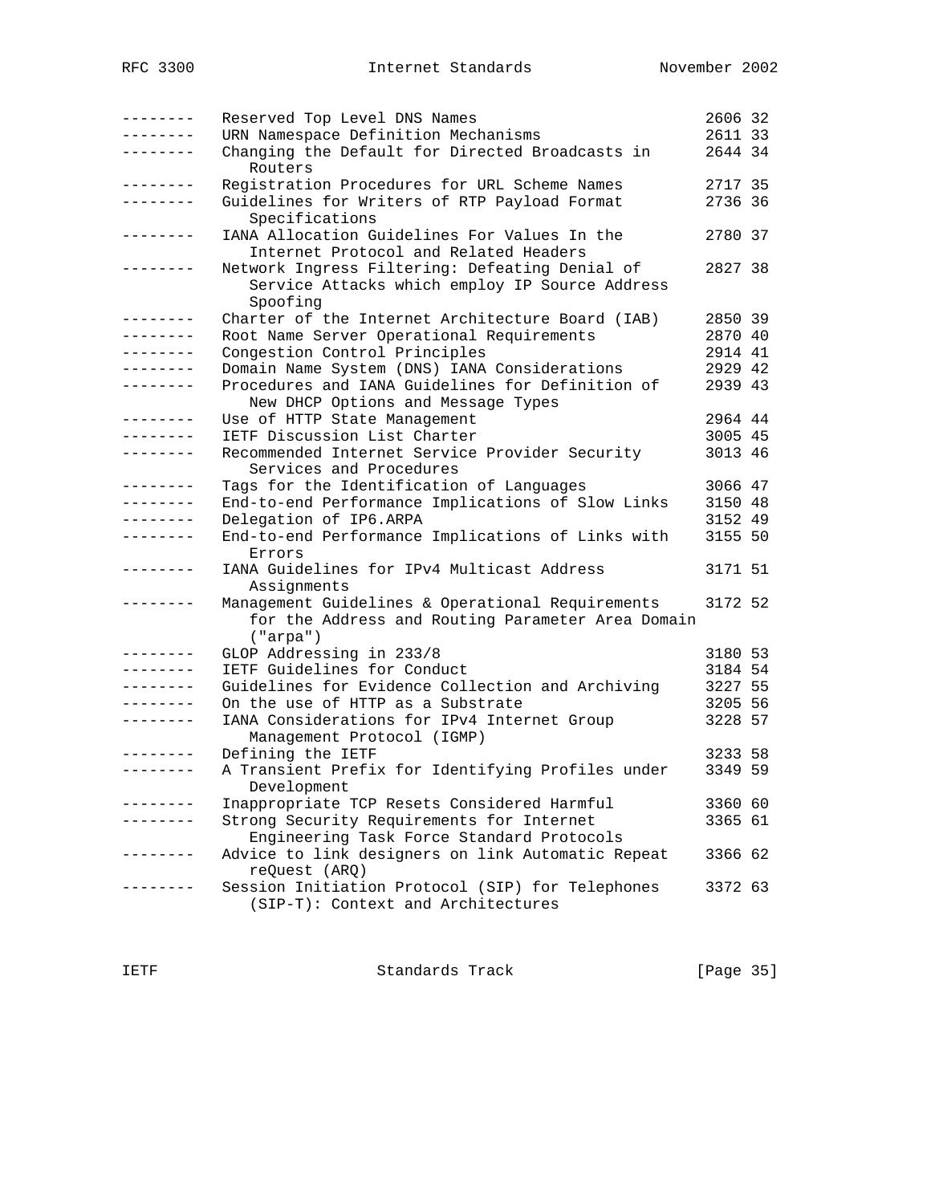```
--------   Reserved Top Level DNS Names                      2606 32
--------   URN Namespace Definition Mechanisms               2611 33
--------   Changing the Default for Directed Broadcasts in   2644 34
              Routers
--------   Registration Procedures for URL Scheme Names      2717 35
--------   Guidelines for Writers of RTP Payload Format      2736 36
              Specifications
--------   IANA Allocation Guidelines For Values In the      2780 37
              Internet Protocol and Related Headers
--------   Network Ingress Filtering: Defeating Denial of    2827 38
              Service Attacks which employ IP Source Address
              Spoofing
--------   Charter of the Internet Architecture Board (IAB)  2850 39
--------   Root Name Server Operational Requirements         2870 40
--------   Congestion Control Principles                     2914 41
--------   Domain Name System (DNS) IANA Considerations      2929 42
--------   Procedures and IANA Guidelines for Definition of  2939 43
              New DHCP Options and Message Types
--------   Use of HTTP State Management                      2964 44
--------   IETF Discussion List Charter                      3005 45
--------   Recommended Internet Service Provider Security    3013 46
              Services and Procedures
--------   Tags for the Identification of Languages          3066 47
--------   End-to-end Performance Implications of Slow Links 3150 48
--------   Delegation of IP6.ARPA                            3152 49
--------   End-to-end Performance Implications of Links with 3155 50
              Errors
--------   IANA Guidelines for IPv4 Multicast Address        3171 51
              Assignments
--------   Management Guidelines & Operational Requirements  3172 52
              for the Address and Routing Parameter Area Domain
              ("arpa")
--------   GLOP Addressing in 233/8                          3180 53
--------   IETF Guidelines for Conduct                       3184 54
--------   Guidelines for Evidence Collection and Archiving  3227 55
--------   On the use of HTTP as a Substrate                 3205 56
--------   IANA Considerations for IPv4 Internet Group       3228 57
              Management Protocol (IGMP)
--------   Defining the IETF                                 3233 58
--------   A Transient Prefix for Identifying Profiles under 3349 59
              Development
--------   Inappropriate TCP Resets Considered Harmful       3360 60
--------   Strong Security Requirements for Internet         3365 61
              Engineering Task Force Standard Protocols
--------   Advice to link designers on link Automatic Repeat 3366 62
              reQuest (ARQ)
--------   Session Initiation Protocol (SIP) for Telephones  3372 63
              (SIP-T): Context and Architectures
```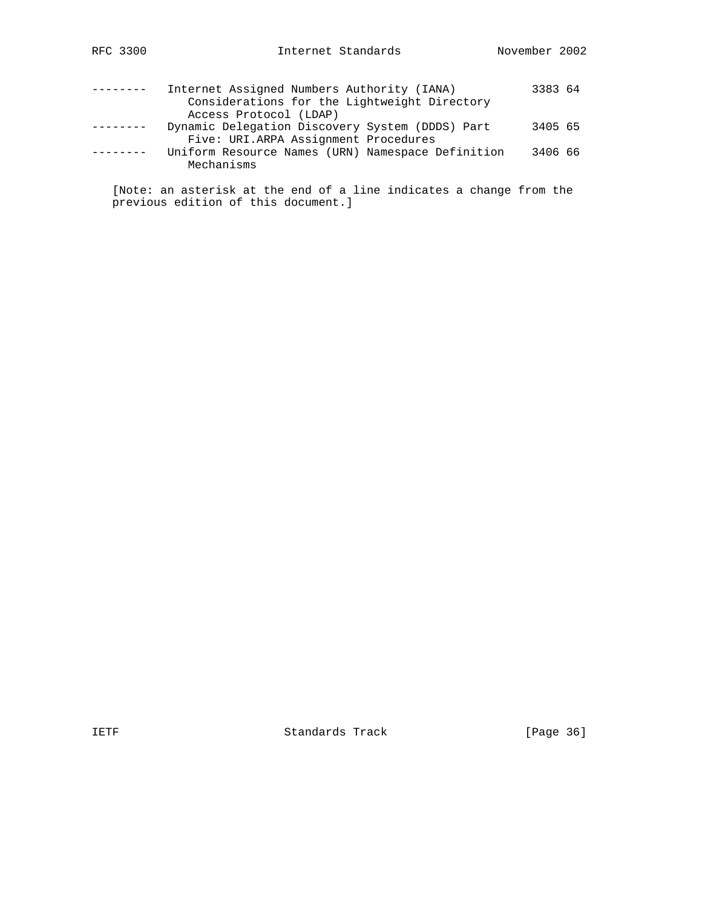```
--------   Internet Assigned Numbers Authority (IANA)          3383 64
              Considerations for the Lightweight Directory
              Access Protocol (LDAP)
--------   Dynamic Delegation Discovery System (DDDS) Part      3405 65
              Five: URI.ARPA Assignment Procedures
--------   Uniform Resource Names (URN) Namespace Definition    3406 66
              Mechanisms
```

[Note: an asterisk at the end of a line indicates a change from the previous edition of this document.]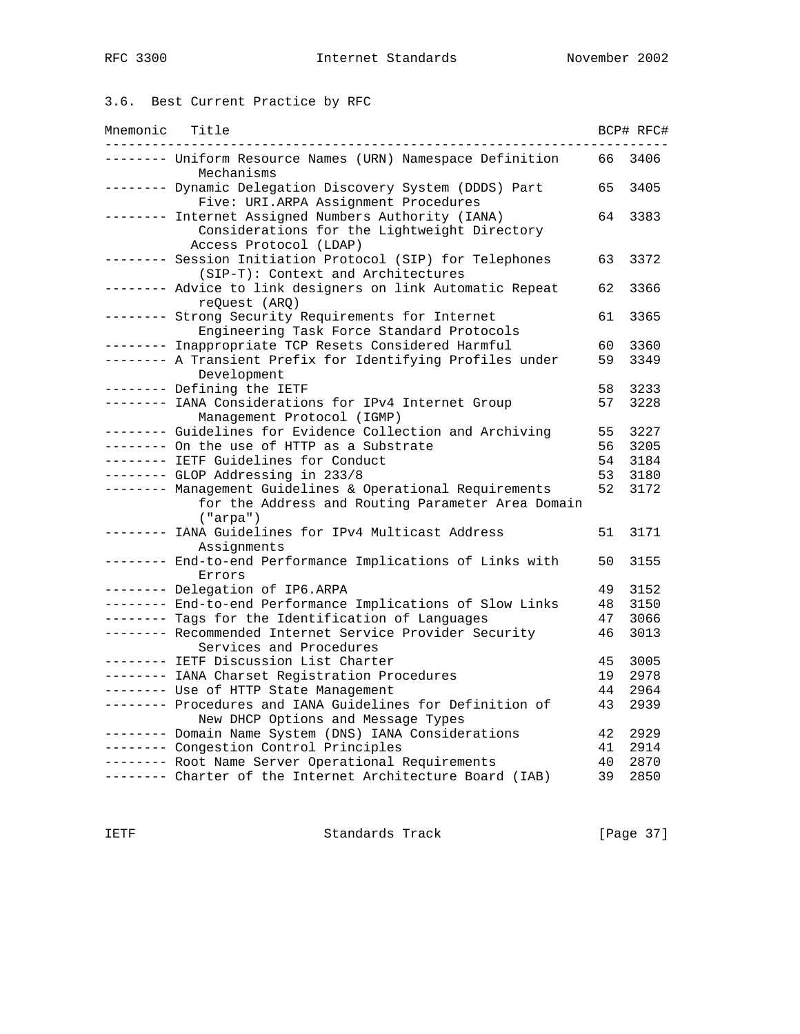### 3.6. Best Current Practice by RFC

| Mnemonic | Title | BCP# | RFC# |
|---|---|---|---|
| -------- | Uniform Resource Names (URN) Namespace Definition Mechanisms | 66 | 3406 |
| -------- | Dynamic Delegation Discovery System (DDDS) Part Five: URI.ARPA Assignment Procedures | 65 | 3405 |
| -------- | Internet Assigned Numbers Authority (IANA) Considerations for the Lightweight Directory Access Protocol (LDAP) | 64 | 3383 |
| -------- | Session Initiation Protocol (SIP) for Telephones (SIP-T): Context and Architectures | 63 | 3372 |
| -------- | Advice to link designers on link Automatic Repeat reQuest (ARQ) | 62 | 3366 |
| -------- | Strong Security Requirements for Internet Engineering Task Force Standard Protocols | 61 | 3365 |
| -------- | Inappropriate TCP Resets Considered Harmful | 60 | 3360 |
| -------- | A Transient Prefix for Identifying Profiles under Development | 59 | 3349 |
| -------- | Defining the IETF | 58 | 3233 |
| -------- | IANA Considerations for IPv4 Internet Group Management Protocol (IGMP) | 57 | 3228 |
| -------- | Guidelines for Evidence Collection and Archiving | 55 | 3227 |
| -------- | On the use of HTTP as a Substrate | 56 | 3205 |
| -------- | IETF Guidelines for Conduct | 54 | 3184 |
| -------- | GLOP Addressing in 233/8 | 53 | 3180 |
| -------- | Management Guidelines & Operational Requirements for the Address and Routing Parameter Area Domain ("arpa") | 52 | 3172 |
| -------- | IANA Guidelines for IPv4 Multicast Address Assignments | 51 | 3171 |
| -------- | End-to-end Performance Implications of Links with Errors | 50 | 3155 |
| -------- | Delegation of IP6.ARPA | 49 | 3152 |
| -------- | End-to-end Performance Implications of Slow Links | 48 | 3150 |
| -------- | Tags for the Identification of Languages | 47 | 3066 |
| -------- | Recommended Internet Service Provider Security Services and Procedures | 46 | 3013 |
| -------- | IETF Discussion List Charter | 45 | 3005 |
| -------- | IANA Charset Registration Procedures | 19 | 2978 |
| -------- | Use of HTTP State Management | 44 | 2964 |
| -------- | Procedures and IANA Guidelines for Definition of New DHCP Options and Message Types | 43 | 2939 |
| -------- | Domain Name System (DNS) IANA Considerations | 42 | 2929 |
| -------- | Congestion Control Principles | 41 | 2914 |
| -------- | Root Name Server Operational Requirements | 40 | 2870 |
| -------- | Charter of the Internet Architecture Board (IAB) | 39 | 2850 |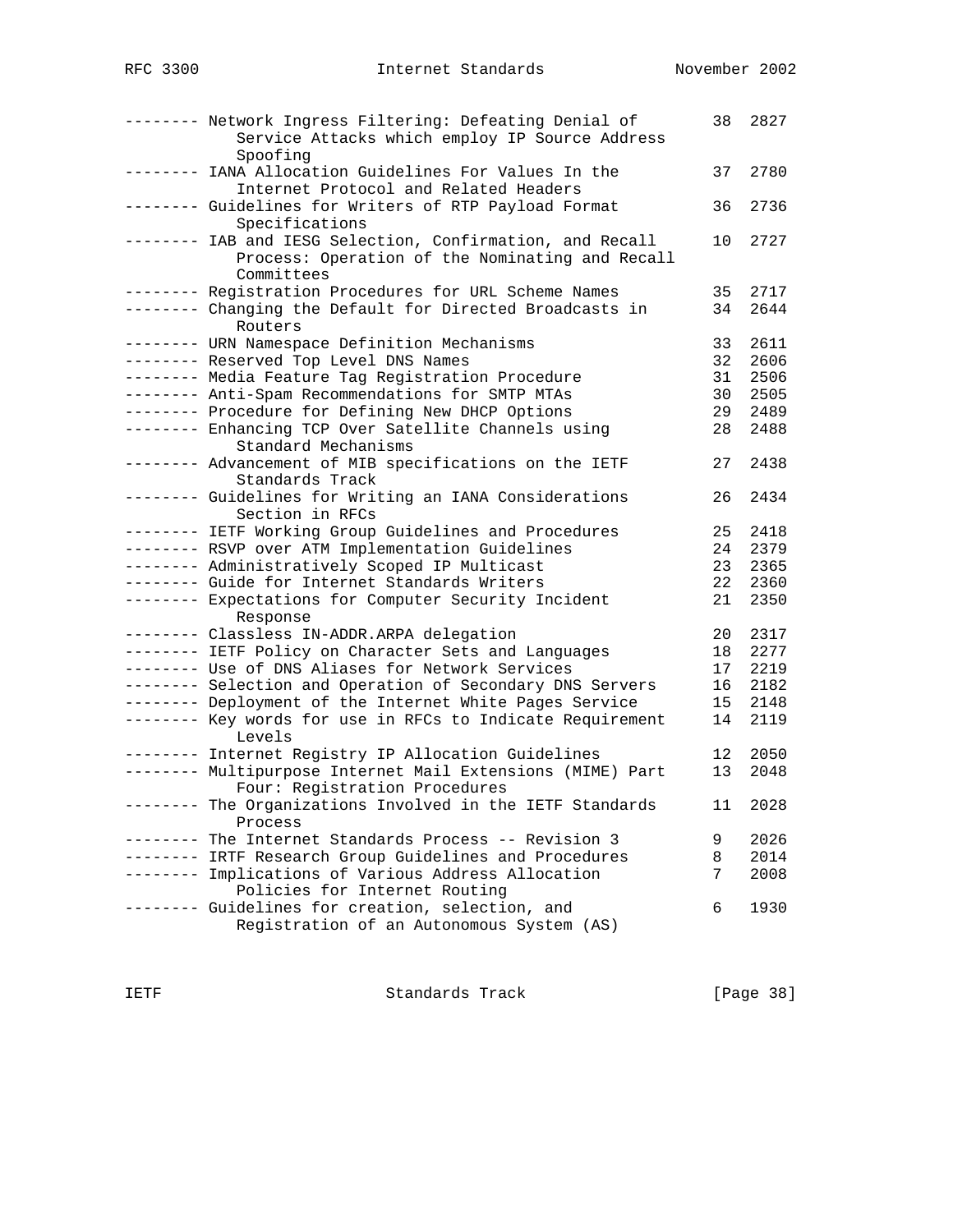```
-------- Network Ingress Filtering: Defeating Denial of       38  2827
            Service Attacks which employ IP Source Address
            Spoofing
-------- IANA Allocation Guidelines For Values In the         37  2780
            Internet Protocol and Related Headers
-------- Guidelines for Writers of RTP Payload Format         36  2736
            Specifications
-------- IAB and IESG Selection, Confirmation, and Recall     10  2727
            Process: Operation of the Nominating and Recall
            Committees
-------- Registration Procedures for URL Scheme Names         35  2717
-------- Changing the Default for Directed Broadcasts in      34  2644
            Routers
-------- URN Namespace Definition Mechanisms                  33  2611
-------- Reserved Top Level DNS Names                         32  2606
-------- Media Feature Tag Registration Procedure             31  2506
-------- Anti-Spam Recommendations for SMTP MTAs              30  2505
-------- Procedure for Defining New DHCP Options              29  2489
-------- Enhancing TCP Over Satellite Channels using          28  2488
            Standard Mechanisms
-------- Advancement of MIB specifications on the IETF        27  2438
            Standards Track
-------- Guidelines for Writing an IANA Considerations        26  2434
            Section in RFCs
-------- IETF Working Group Guidelines and Procedures         25  2418
-------- RSVP over ATM Implementation Guidelines              24  2379
-------- Administratively Scoped IP Multicast                 23  2365
-------- Guide for Internet Standards Writers                 22  2360
-------- Expectations for Computer Security Incident          21  2350
            Response
-------- Classless IN-ADDR.ARPA delegation                    20  2317
-------- IETF Policy on Character Sets and Languages          18  2277
-------- Use of DNS Aliases for Network Services              17  2219
-------- Selection and Operation of Secondary DNS Servers     16  2182
-------- Deployment of the Internet White Pages Service       15  2148
-------- Key words for use in RFCs to Indicate Requirement    14  2119
            Levels
-------- Internet Registry IP Allocation Guidelines           12  2050
-------- Multipurpose Internet Mail Extensions (MIME) Part    13  2048
            Four: Registration Procedures
-------- The Organizations Involved in the IETF Standards     11  2028
            Process
-------- The Internet Standards Process -- Revision 3         9   2026
-------- IRTF Research Group Guidelines and Procedures        8   2014
-------- Implications of Various Address Allocation           7   2008
            Policies for Internet Routing
-------- Guidelines for creation, selection, and              6   1930
            Registration of an Autonomous System (AS)
```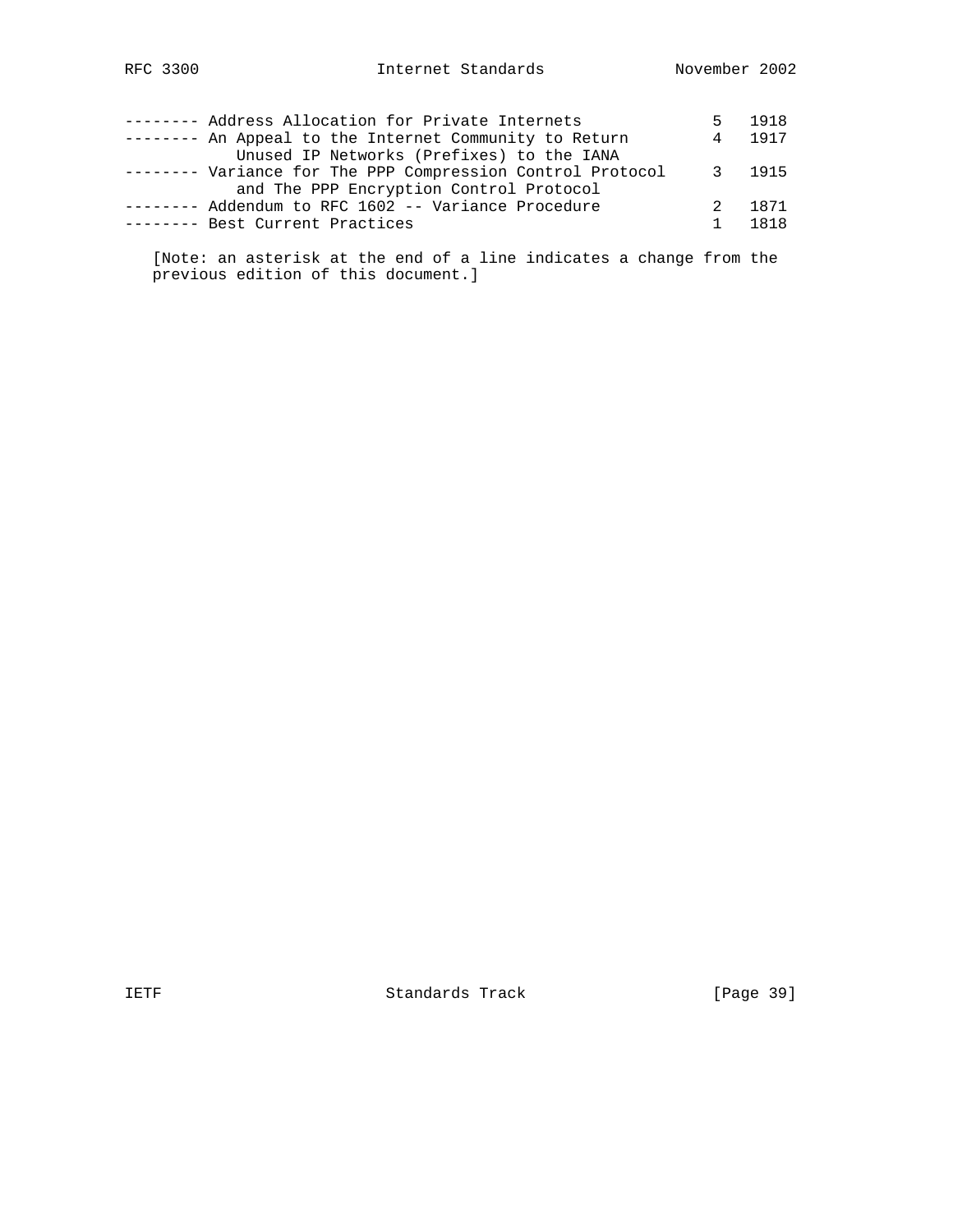```
-------- Address Allocation for Private Internets             5   1918
-------- An Appeal to the Internet Community to Return        4   1917
            Unused IP Networks (Prefixes) to the IANA
-------- Variance for The PPP Compression Control Protocol    3   1915
            and The PPP Encryption Control Protocol
-------- Addendum to RFC 1602 -- Variance Procedure           2   1871
-------- Best Current Practices                               1   1818
```

[Note: an asterisk at the end of a line indicates a change from the previous edition of this document.]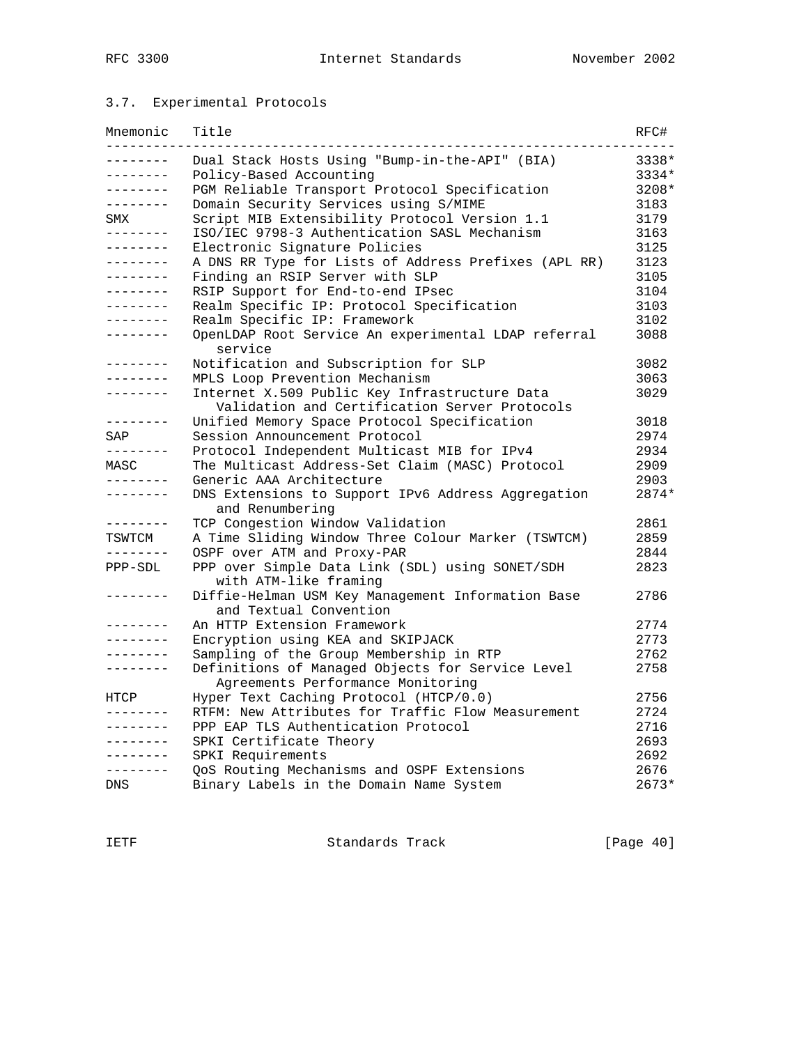### 3.7. Experimental Protocols

| Mnemonic | Title | RFC# |
| --- | --- | --- |
| -------- | Dual Stack Hosts Using "Bump-in-the-API" (BIA) | 3338* |
| -------- | Policy-Based Accounting | 3334* |
| -------- | PGM Reliable Transport Protocol Specification | 3208* |
| -------- | Domain Security Services using S/MIME | 3183 |
| SMX | Script MIB Extensibility Protocol Version 1.1 | 3179 |
| -------- | ISO/IEC 9798-3 Authentication SASL Mechanism | 3163 |
| -------- | Electronic Signature Policies | 3125 |
| -------- | A DNS RR Type for Lists of Address Prefixes (APL RR) | 3123 |
| -------- | Finding an RSIP Server with SLP | 3105 |
| -------- | RSIP Support for End-to-end IPsec | 3104 |
| -------- | Realm Specific IP: Protocol Specification | 3103 |
| -------- | Realm Specific IP: Framework | 3102 |
| -------- | OpenLDAP Root Service An experimental LDAP referral service | 3088 |
| -------- | Notification and Subscription for SLP | 3082 |
| -------- | MPLS Loop Prevention Mechanism | 3063 |
| -------- | Internet X.509 Public Key Infrastructure Data Validation and Certification Server Protocols | 3029 |
| -------- | Unified Memory Space Protocol Specification | 3018 |
| SAP | Session Announcement Protocol | 2974 |
| -------- | Protocol Independent Multicast MIB for IPv4 | 2934 |
| MASC | The Multicast Address-Set Claim (MASC) Protocol | 2909 |
| -------- | Generic AAA Architecture | 2903 |
| -------- | DNS Extensions to Support IPv6 Address Aggregation and Renumbering | 2874* |
| -------- | TCP Congestion Window Validation | 2861 |
| TSWTCM | A Time Sliding Window Three Colour Marker (TSWTCM) | 2859 |
| -------- | OSPF over ATM and Proxy-PAR | 2844 |
| PPP-SDL | PPP over Simple Data Link (SDL) using SONET/SDH with ATM-like framing | 2823 |
| -------- | Diffie-Helman USM Key Management Information Base and Textual Convention | 2786 |
| -------- | An HTTP Extension Framework | 2774 |
| -------- | Encryption using KEA and SKIPJACK | 2773 |
| -------- | Sampling of the Group Membership in RTP | 2762 |
| -------- | Definitions of Managed Objects for Service Level Agreements Performance Monitoring | 2758 |
| HTCP | Hyper Text Caching Protocol (HTCP/0.0) | 2756 |
| -------- | RTFM: New Attributes for Traffic Flow Measurement | 2724 |
| -------- | PPP EAP TLS Authentication Protocol | 2716 |
| -------- | SPKI Certificate Theory | 2693 |
| -------- | SPKI Requirements | 2692 |
| -------- | QoS Routing Mechanisms and OSPF Extensions | 2676 |
| DNS | Binary Labels in the Domain Name System | 2673* |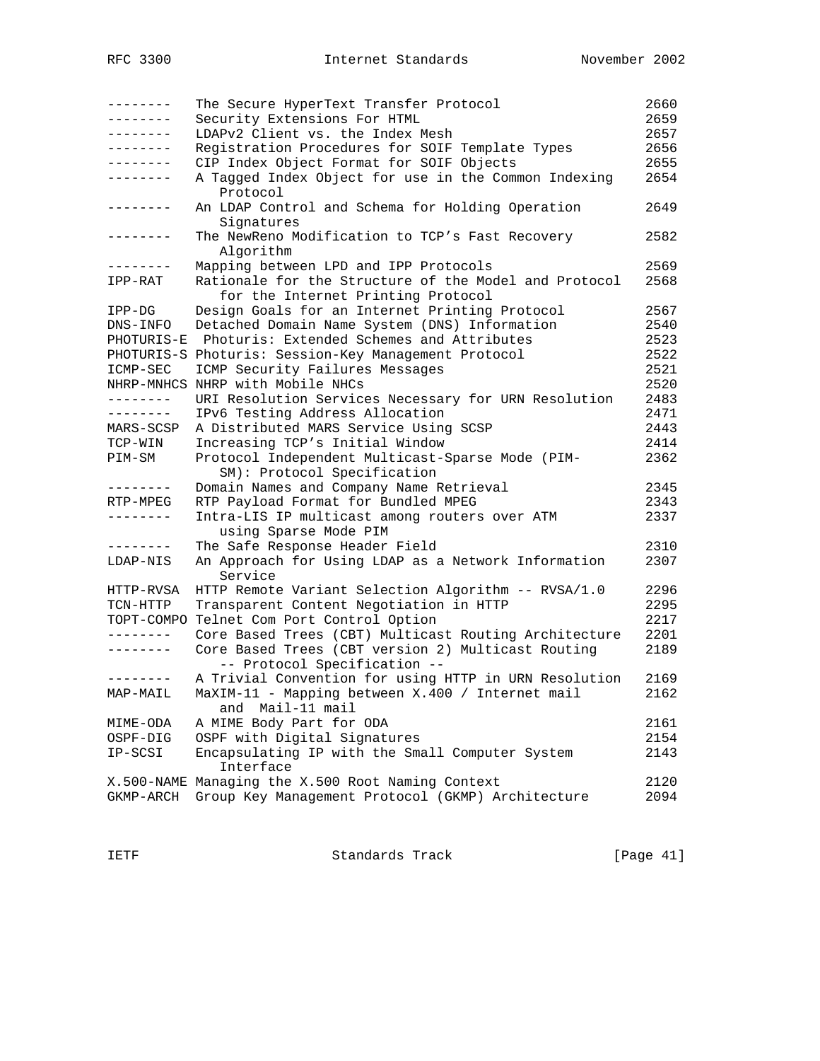| | | |
|---|---|---|
| -------- | The Secure HyperText Transfer Protocol | 2660 |
| -------- | Security Extensions For HTML | 2659 |
| -------- | LDAPv2 Client vs. the Index Mesh | 2657 |
| -------- | Registration Procedures for SOIF Template Types | 2656 |
| -------- | CIP Index Object Format for SOIF Objects | 2655 |
| -------- | A Tagged Index Object for use in the Common Indexing Protocol | 2654 |
| -------- | An LDAP Control and Schema for Holding Operation Signatures | 2649 |
| -------- | The NewReno Modification to TCP's Fast Recovery Algorithm | 2582 |
| -------- | Mapping between LPD and IPP Protocols | 2569 |
| IPP-RAT | Rationale for the Structure of the Model and Protocol for the Internet Printing Protocol | 2568 |
| IPP-DG | Design Goals for an Internet Printing Protocol | 2567 |
| DNS-INFO | Detached Domain Name System (DNS) Information | 2540 |
| PHOTURIS-E | Photuris: Extended Schemes and Attributes | 2523 |
| PHOTURIS-S | Photuris: Session-Key Management Protocol | 2522 |
| ICMP-SEC | ICMP Security Failures Messages | 2521 |
| NHRP-MNHCS | NHRP with Mobile NHCs | 2520 |
| -------- | URI Resolution Services Necessary for URN Resolution | 2483 |
| -------- | IPv6 Testing Address Allocation | 2471 |
| MARS-SCSP | A Distributed MARS Service Using SCSP | 2443 |
| TCP-WIN | Increasing TCP's Initial Window | 2414 |
| PIM-SM | Protocol Independent Multicast-Sparse Mode (PIM-SM): Protocol Specification | 2362 |
| -------- | Domain Names and Company Name Retrieval | 2345 |
| RTP-MPEG | RTP Payload Format for Bundled MPEG | 2343 |
| -------- | Intra-LIS IP multicast among routers over ATM using Sparse Mode PIM | 2337 |
| -------- | The Safe Response Header Field | 2310 |
| LDAP-NIS | An Approach for Using LDAP as a Network Information Service | 2307 |
| HTTP-RVSA | HTTP Remote Variant Selection Algorithm -- RVSA/1.0 | 2296 |
| TCN-HTTP | Transparent Content Negotiation in HTTP | 2295 |
| TOPT-COMPO | Telnet Com Port Control Option | 2217 |
| -------- | Core Based Trees (CBT) Multicast Routing Architecture | 2201 |
| -------- | Core Based Trees (CBT version 2) Multicast Routing -- Protocol Specification -- | 2189 |
| -------- | A Trivial Convention for using HTTP in URN Resolution | 2169 |
| MAP-MAIL | MaXIM-11 - Mapping between X.400 / Internet mail and Mail-11 mail | 2162 |
| MIME-ODA | A MIME Body Part for ODA | 2161 |
| OSPF-DIG | OSPF with Digital Signatures | 2154 |
| IP-SCSI | Encapsulating IP with the Small Computer System Interface | 2143 |
| X.500-NAME | Managing the X.500 Root Naming Context | 2120 |
| GKMP-ARCH | Group Key Management Protocol (GKMP) Architecture | 2094 |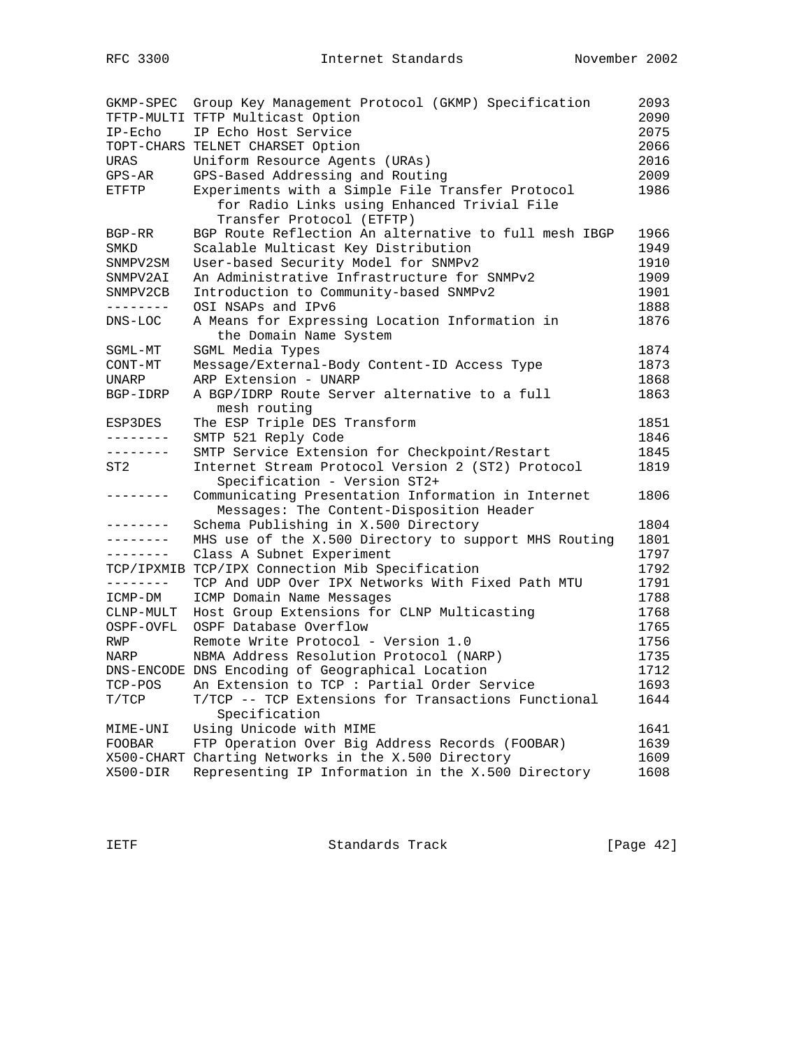| | | |
|---|---|---|
| GKMP-SPEC | Group Key Management Protocol (GKMP) Specification | 2093 |
| TFTP-MULTI | TFTP Multicast Option | 2090 |
| IP-Echo | IP Echo Host Service | 2075 |
| TOPT-CHARS | TELNET CHARSET Option | 2066 |
| URAS | Uniform Resource Agents (URAs) | 2016 |
| GPS-AR | GPS-Based Addressing and Routing | 2009 |
| ETFTP | Experiments with a Simple File Transfer Protocol for Radio Links using Enhanced Trivial File Transfer Protocol (ETFTP) | 1986 |
| BGP-RR | BGP Route Reflection An alternative to full mesh IBGP | 1966 |
| SMKD | Scalable Multicast Key Distribution | 1949 |
| SNMPV2SM | User-based Security Model for SNMPv2 | 1910 |
| SNMPV2AI | An Administrative Infrastructure for SNMPv2 | 1909 |
| SNMPV2CB | Introduction to Community-based SNMPv2 | 1901 |
| -------- | OSI NSAPs and IPv6 | 1888 |
| DNS-LOC | A Means for Expressing Location Information in the Domain Name System | 1876 |
| SGML-MT | SGML Media Types | 1874 |
| CONT-MT | Message/External-Body Content-ID Access Type | 1873 |
| UNARP | ARP Extension - UNARP | 1868 |
| BGP-IDRP | A BGP/IDRP Route Server alternative to a full mesh routing | 1863 |
| ESP3DES | The ESP Triple DES Transform | 1851 |
| -------- | SMTP 521 Reply Code | 1846 |
| -------- | SMTP Service Extension for Checkpoint/Restart | 1845 |
| ST2 | Internet Stream Protocol Version 2 (ST2) Protocol Specification - Version ST2+ | 1819 |
| -------- | Communicating Presentation Information in Internet Messages: The Content-Disposition Header | 1806 |
| -------- | Schema Publishing in X.500 Directory | 1804 |
| -------- | MHS use of the X.500 Directory to support MHS Routing | 1801 |
| -------- | Class A Subnet Experiment | 1797 |
| TCP/IPXMIB | TCP/IPX Connection Mib Specification | 1792 |
| -------- | TCP And UDP Over IPX Networks With Fixed Path MTU | 1791 |
| ICMP-DM | ICMP Domain Name Messages | 1788 |
| CLNP-MULT | Host Group Extensions for CLNP Multicasting | 1768 |
| OSPF-OVFL | OSPF Database Overflow | 1765 |
| RWP | Remote Write Protocol - Version 1.0 | 1756 |
| NARP | NBMA Address Resolution Protocol (NARP) | 1735 |
| DNS-ENCODE | DNS Encoding of Geographical Location | 1712 |
| TCP-POS | An Extension to TCP : Partial Order Service | 1693 |
| T/TCP | T/TCP -- TCP Extensions for Transactions Functional Specification | 1644 |
| MIME-UNI | Using Unicode with MIME | 1641 |
| FOOBAR | FTP Operation Over Big Address Records (FOOBAR) | 1639 |
| X500-CHART | Charting Networks in the X.500 Directory | 1609 |
| X500-DIR | Representing IP Information in the X.500 Directory | 1608 |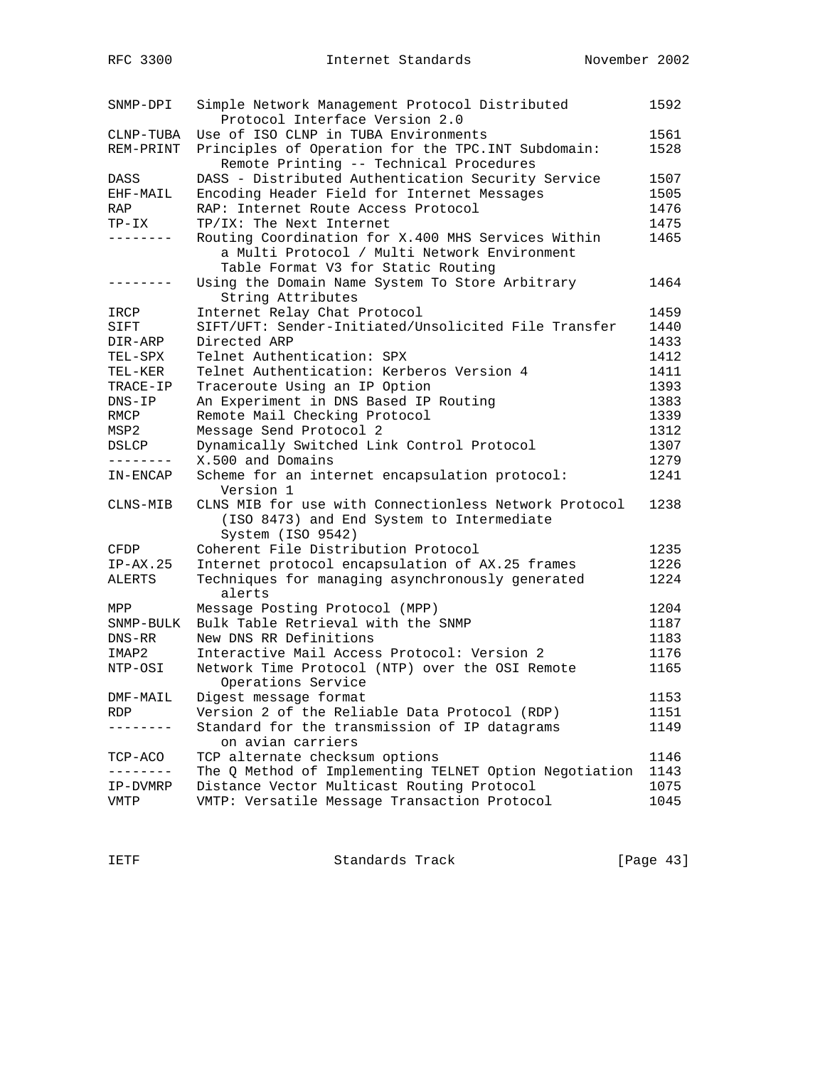| | | |
|---|---|---|
| SNMP-DPI | Simple Network Management Protocol Distributed Protocol Interface Version 2.0 | 1592 |
| CLNP-TUBA | Use of ISO CLNP in TUBA Environments | 1561 |
| REM-PRINT | Principles of Operation for the TPC.INT Subdomain: Remote Printing -- Technical Procedures | 1528 |
| DASS | DASS - Distributed Authentication Security Service | 1507 |
| EHF-MAIL | Encoding Header Field for Internet Messages | 1505 |
| RAP | RAP: Internet Route Access Protocol | 1476 |
| TP-IX | TP/IX: The Next Internet | 1475 |
| -------- | Routing Coordination for X.400 MHS Services Within a Multi Protocol / Multi Network Environment Table Format V3 for Static Routing | 1465 |
| -------- | Using the Domain Name System To Store Arbitrary String Attributes | 1464 |
| IRCP | Internet Relay Chat Protocol | 1459 |
| SIFT | SIFT/UFT: Sender-Initiated/Unsolicited File Transfer | 1440 |
| DIR-ARP | Directed ARP | 1433 |
| TEL-SPX | Telnet Authentication: SPX | 1412 |
| TEL-KER | Telnet Authentication: Kerberos Version 4 | 1411 |
| TRACE-IP | Traceroute Using an IP Option | 1393 |
| DNS-IP | An Experiment in DNS Based IP Routing | 1383 |
| RMCP | Remote Mail Checking Protocol | 1339 |
| MSP2 | Message Send Protocol 2 | 1312 |
| DSLCP | Dynamically Switched Link Control Protocol | 1307 |
| -------- | X.500 and Domains | 1279 |
| IN-ENCAP | Scheme for an internet encapsulation protocol: Version 1 | 1241 |
| CLNS-MIB | CLNS MIB for use with Connectionless Network Protocol (ISO 8473) and End System to Intermediate System (ISO 9542) | 1238 |
| CFDP | Coherent File Distribution Protocol | 1235 |
| IP-AX.25 | Internet protocol encapsulation of AX.25 frames | 1226 |
| ALERTS | Techniques for managing asynchronously generated alerts | 1224 |
| MPP | Message Posting Protocol (MPP) | 1204 |
| SNMP-BULK | Bulk Table Retrieval with the SNMP | 1187 |
| DNS-RR | New DNS RR Definitions | 1183 |
| IMAP2 | Interactive Mail Access Protocol: Version 2 | 1176 |
| NTP-OSI | Network Time Protocol (NTP) over the OSI Remote Operations Service | 1165 |
| DMF-MAIL | Digest message format | 1153 |
| RDP | Version 2 of the Reliable Data Protocol (RDP) | 1151 |
| -------- | Standard for the transmission of IP datagrams on avian carriers | 1149 |
| TCP-ACO | TCP alternate checksum options | 1146 |
| -------- | The Q Method of Implementing TELNET Option Negotiation | 1143 |
| IP-DVMRP | Distance Vector Multicast Routing Protocol | 1075 |
| VMTP | VMTP: Versatile Message Transaction Protocol | 1045 |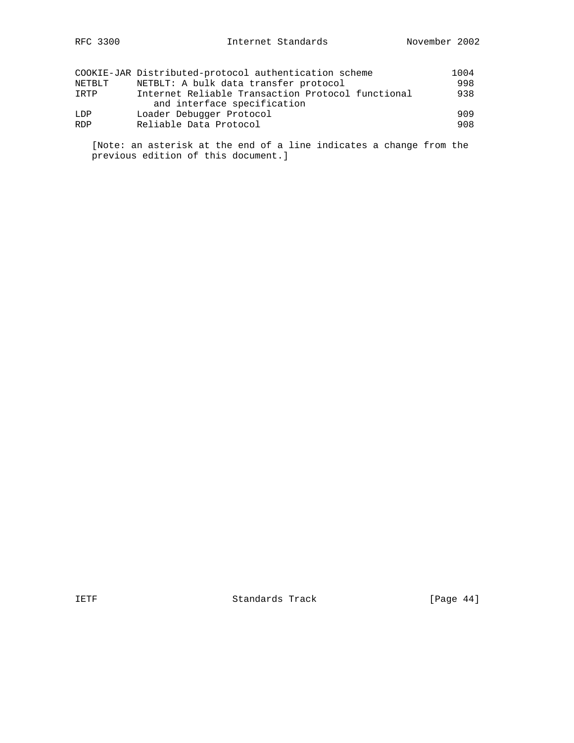| | | |
|---|---|---|
| COOKIE-JAR | Distributed-protocol authentication scheme | 1004 |
| NETBLT | NETBLT: A bulk data transfer protocol | 998 |
| IRTP | Internet Reliable Transaction Protocol functional and interface specification | 938 |
| LDP | Loader Debugger Protocol | 909 |
| RDP | Reliable Data Protocol | 908 |

[Note: an asterisk at the end of a line indicates a change from the previous edition of this document.]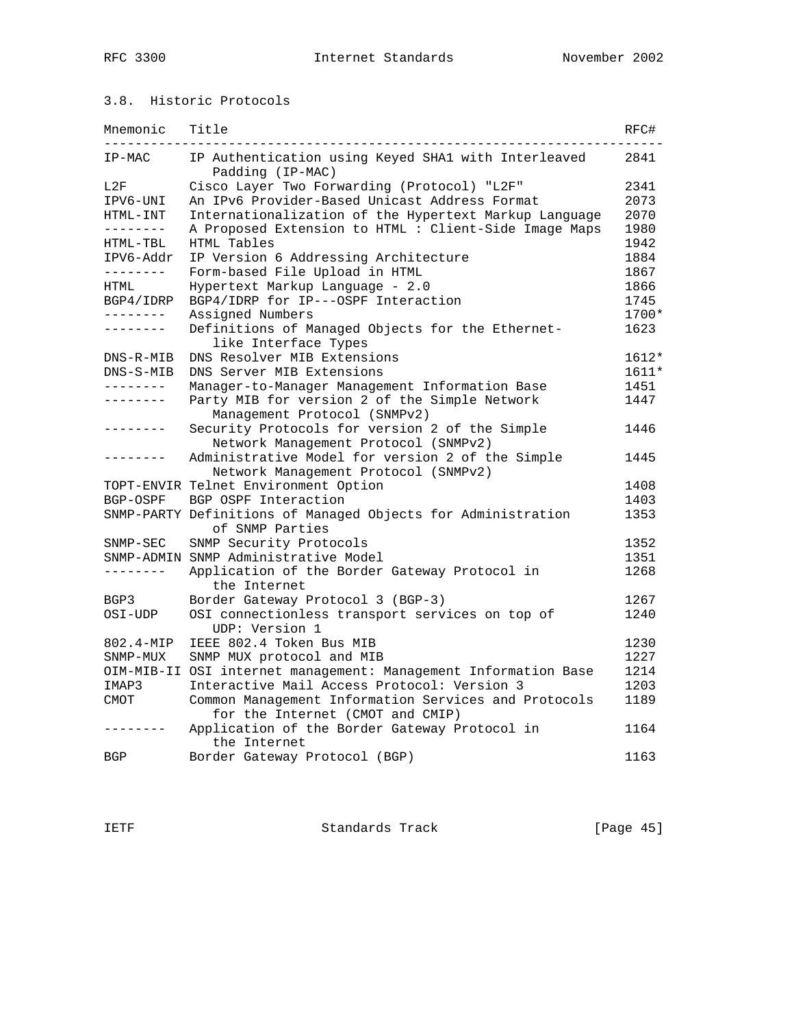### 3.8. Historic Protocols

| Mnemonic | Title | RFC# |
|---|---|---|
| IP-MAC | IP Authentication using Keyed SHA1 with Interleaved Padding (IP-MAC) | 2841 |
| L2F | Cisco Layer Two Forwarding (Protocol) "L2F" | 2341 |
| IPV6-UNI | An IPv6 Provider-Based Unicast Address Format | 2073 |
| HTML-INT | Internationalization of the Hypertext Markup Language | 2070 |
| -------- | A Proposed Extension to HTML : Client-Side Image Maps | 1980 |
| HTML-TBL | HTML Tables | 1942 |
| IPV6-Addr | IP Version 6 Addressing Architecture | 1884 |
| -------- | Form-based File Upload in HTML | 1867 |
| HTML | Hypertext Markup Language - 2.0 | 1866 |
| BGP4/IDRP | BGP4/IDRP for IP---OSPF Interaction | 1745 |
| -------- | Assigned Numbers | 1700* |
| -------- | Definitions of Managed Objects for the Ethernet-like Interface Types | 1623 |
| DNS-R-MIB | DNS Resolver MIB Extensions | 1612* |
| DNS-S-MIB | DNS Server MIB Extensions | 1611* |
| -------- | Manager-to-Manager Management Information Base | 1451 |
| -------- | Party MIB for version 2 of the Simple Network Management Protocol (SNMPv2) | 1447 |
| -------- | Security Protocols for version 2 of the Simple Network Management Protocol (SNMPv2) | 1446 |
| -------- | Administrative Model for version 2 of the Simple Network Management Protocol (SNMPv2) | 1445 |
| TOPT-ENVIR | Telnet Environment Option | 1408 |
| BGP-OSPF | BGP OSPF Interaction | 1403 |
| SNMP-PARTY | Definitions of Managed Objects for Administration of SNMP Parties | 1353 |
| SNMP-SEC | SNMP Security Protocols | 1352 |
| SNMP-ADMIN | SNMP Administrative Model | 1351 |
| -------- | Application of the Border Gateway Protocol in the Internet | 1268 |
| BGP3 | Border Gateway Protocol 3 (BGP-3) | 1267 |
| OSI-UDP | OSI connectionless transport services on top of UDP: Version 1 | 1240 |
| 802.4-MIP | IEEE 802.4 Token Bus MIB | 1230 |
| SNMP-MUX | SNMP MUX protocol and MIB | 1227 |
| OIM-MIB-II | OSI internet management: Management Information Base | 1214 |
| IMAP3 | Interactive Mail Access Protocol: Version 3 | 1203 |
| CMOT | Common Management Information Services and Protocols for the Internet (CMOT and CMIP) | 1189 |
| -------- | Application of the Border Gateway Protocol in the Internet | 1164 |
| BGP | Border Gateway Protocol (BGP) | 1163 |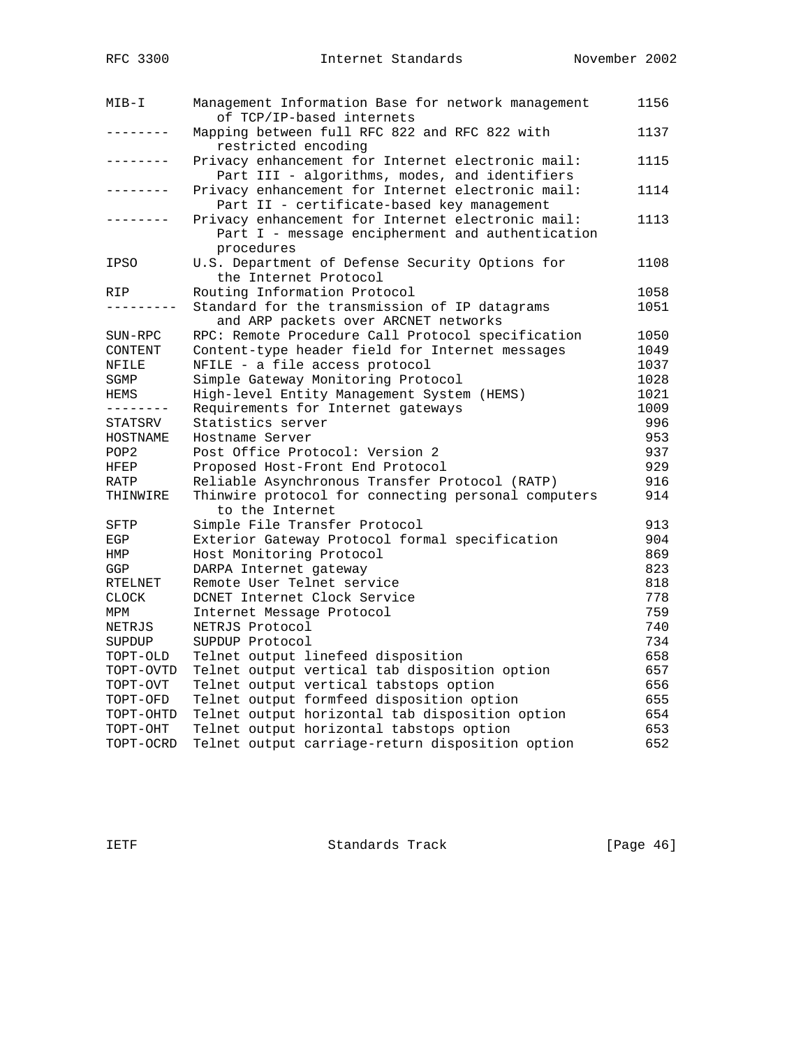| | | |
|---|---|---|
| MIB-I | Management Information Base for network management of TCP/IP-based internets | 1156 |
| -------- | Mapping between full RFC 822 and RFC 822 with restricted encoding | 1137 |
| -------- | Privacy enhancement for Internet electronic mail: Part III - algorithms, modes, and identifiers | 1115 |
| -------- | Privacy enhancement for Internet electronic mail: Part II - certificate-based key management | 1114 |
| -------- | Privacy enhancement for Internet electronic mail: Part I - message encipherment and authentication procedures | 1113 |
| IPSO | U.S. Department of Defense Security Options for the Internet Protocol | 1108 |
| RIP | Routing Information Protocol | 1058 |
| --------- | Standard for the transmission of IP datagrams and ARP packets over ARCNET networks | 1051 |
| SUN-RPC | RPC: Remote Procedure Call Protocol specification | 1050 |
| CONTENT | Content-type header field for Internet messages | 1049 |
| NFILE | NFILE - a file access protocol | 1037 |
| SGMP | Simple Gateway Monitoring Protocol | 1028 |
| HEMS | High-level Entity Management System (HEMS) | 1021 |
| -------- | Requirements for Internet gateways | 1009 |
| STATSRV | Statistics server | 996 |
| HOSTNAME | Hostname Server | 953 |
| POP2 | Post Office Protocol: Version 2 | 937 |
| HFEP | Proposed Host-Front End Protocol | 929 |
| RATP | Reliable Asynchronous Transfer Protocol (RATP) | 916 |
| THINWIRE | Thinwire protocol for connecting personal computers to the Internet | 914 |
| SFTP | Simple File Transfer Protocol | 913 |
| EGP | Exterior Gateway Protocol formal specification | 904 |
| HMP | Host Monitoring Protocol | 869 |
| GGP | DARPA Internet gateway | 823 |
| RTELNET | Remote User Telnet service | 818 |
| CLOCK | DCNET Internet Clock Service | 778 |
| MPM | Internet Message Protocol | 759 |
| NETRJS | NETRJS Protocol | 740 |
| SUPDUP | SUPDUP Protocol | 734 |
| TOPT-OLD | Telnet output linefeed disposition | 658 |
| TOPT-OVTD | Telnet output vertical tab disposition option | 657 |
| TOPT-OVT | Telnet output vertical tabstops option | 656 |
| TOPT-OFD | Telnet output formfeed disposition option | 655 |
| TOPT-OHTD | Telnet output horizontal tab disposition option | 654 |
| TOPT-OHT | Telnet output horizontal tabstops option | 653 |
| TOPT-OCRD | Telnet output carriage-return disposition option | 652 |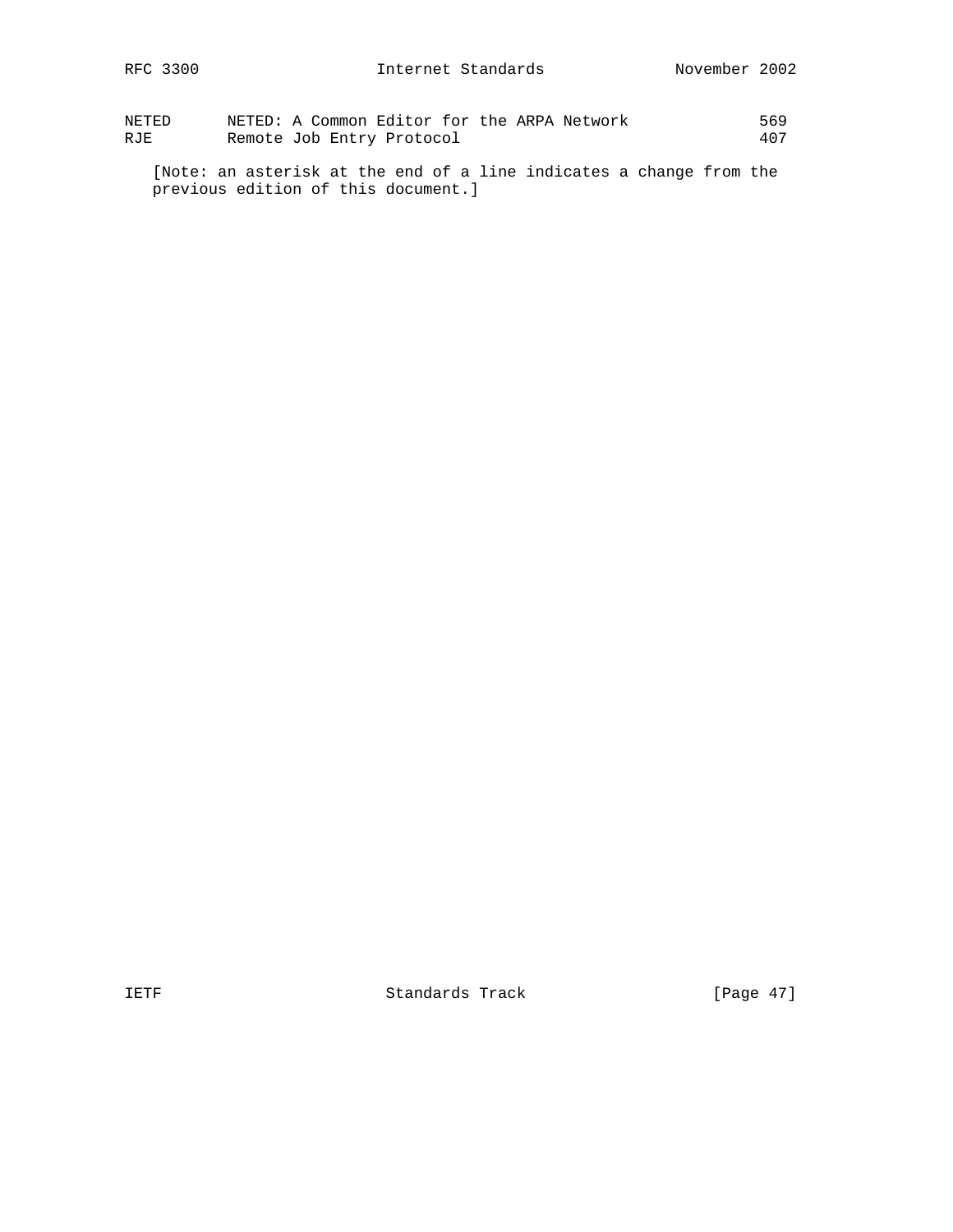| | | |
|---|---|---|
| NETED | NETED: A Common Editor for the ARPA Network | 569 |
| RJE | Remote Job Entry Protocol | 407 |

[Note: an asterisk at the end of a line indicates a change from the previous edition of this document.]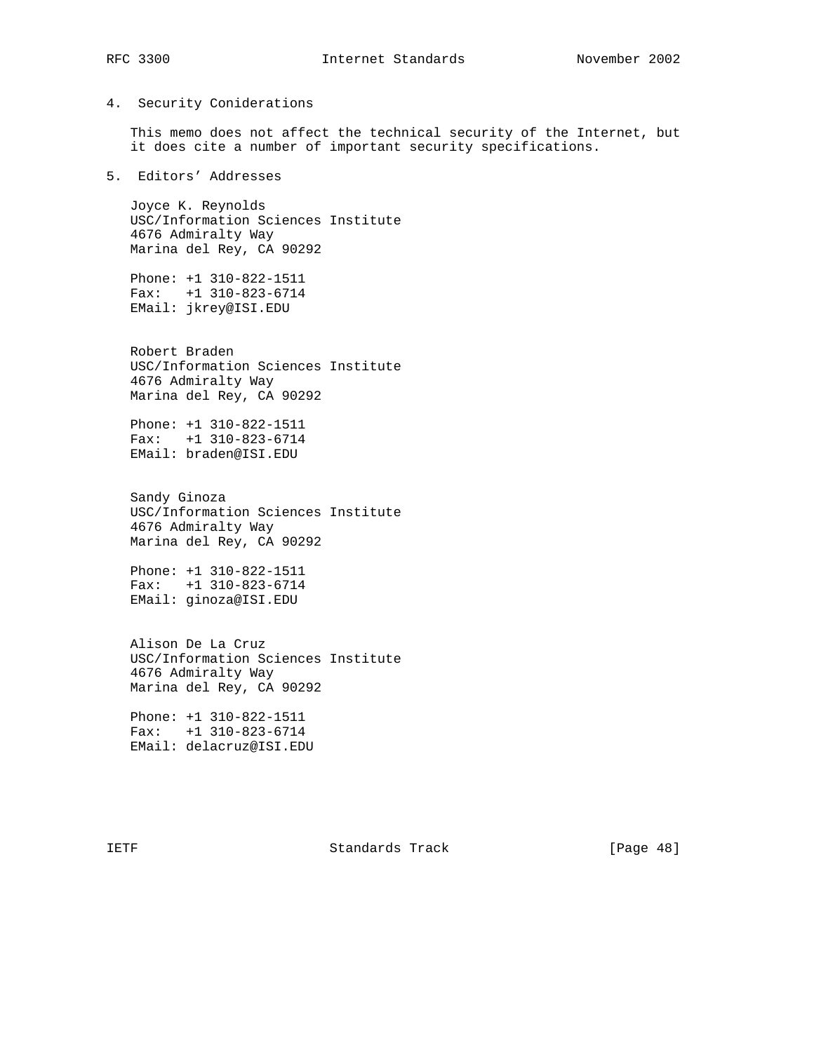## 4. Security Coniderations

This memo does not affect the technical security of the Internet, but it does cite a number of important security specifications.

## 5. Editors' Addresses

Joyce K. Reynolds
USC/Information Sciences Institute
4676 Admiralty Way
Marina del Rey, CA 90292

Phone: +1 310-822-1511
Fax: +1 310-823-6714
EMail: jkrey@ISI.EDU

Robert Braden
USC/Information Sciences Institute
4676 Admiralty Way
Marina del Rey, CA 90292

Phone: +1 310-822-1511
Fax: +1 310-823-6714
EMail: braden@ISI.EDU

Sandy Ginoza
USC/Information Sciences Institute
4676 Admiralty Way
Marina del Rey, CA 90292

Phone: +1 310-822-1511
Fax: +1 310-823-6714
EMail: ginoza@ISI.EDU

Alison De La Cruz
USC/Information Sciences Institute
4676 Admiralty Way
Marina del Rey, CA 90292

Phone: +1 310-822-1511
Fax: +1 310-823-6714
EMail: delacruz@ISI.EDU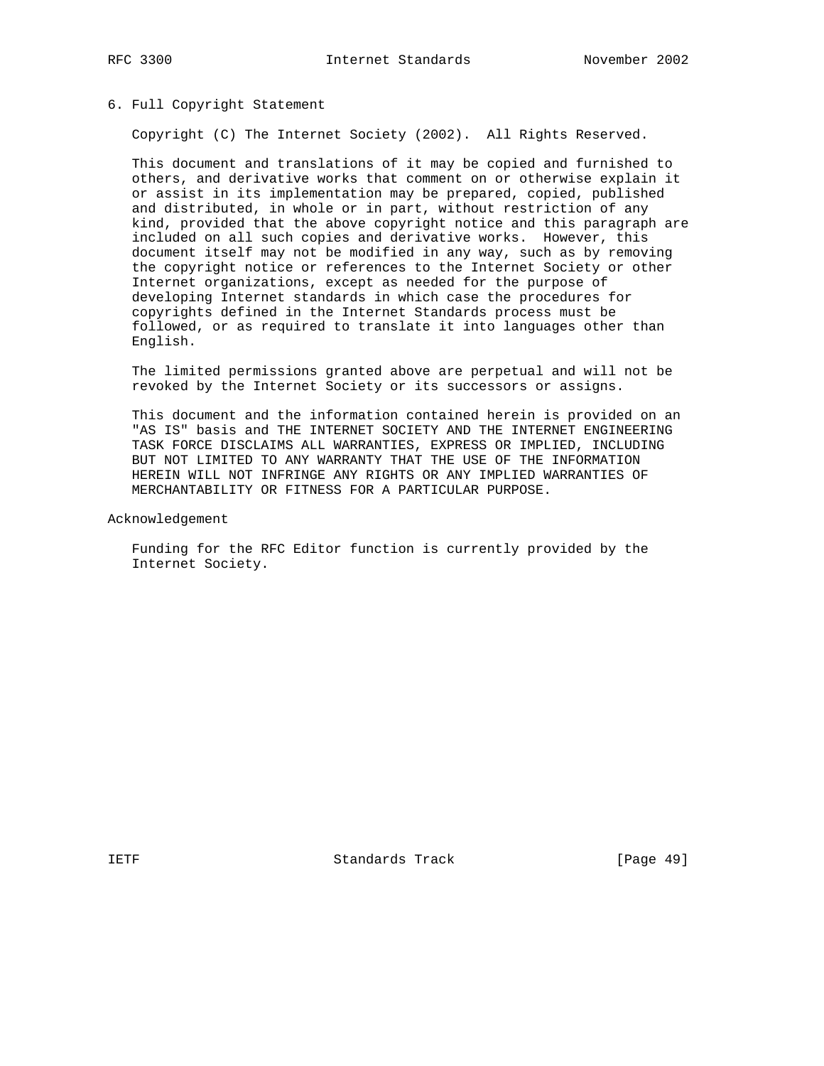## 6. Full Copyright Statement

Copyright (C) The Internet Society (2002). All Rights Reserved.

This document and translations of it may be copied and furnished to others, and derivative works that comment on or otherwise explain it or assist in its implementation may be prepared, copied, published and distributed, in whole or in part, without restriction of any kind, provided that the above copyright notice and this paragraph are included on all such copies and derivative works. However, this document itself may not be modified in any way, such as by removing the copyright notice or references to the Internet Society or other Internet organizations, except as needed for the purpose of developing Internet standards in which case the procedures for copyrights defined in the Internet Standards process must be followed, or as required to translate it into languages other than English.

The limited permissions granted above are perpetual and will not be revoked by the Internet Society or its successors or assigns.

This document and the information contained herein is provided on an "AS IS" basis and THE INTERNET SOCIETY AND THE INTERNET ENGINEERING TASK FORCE DISCLAIMS ALL WARRANTIES, EXPRESS OR IMPLIED, INCLUDING BUT NOT LIMITED TO ANY WARRANTY THAT THE USE OF THE INFORMATION HEREIN WILL NOT INFRINGE ANY RIGHTS OR ANY IMPLIED WARRANTIES OF MERCHANTABILITY OR FITNESS FOR A PARTICULAR PURPOSE.

## Acknowledgement

Funding for the RFC Editor function is currently provided by the Internet Society.